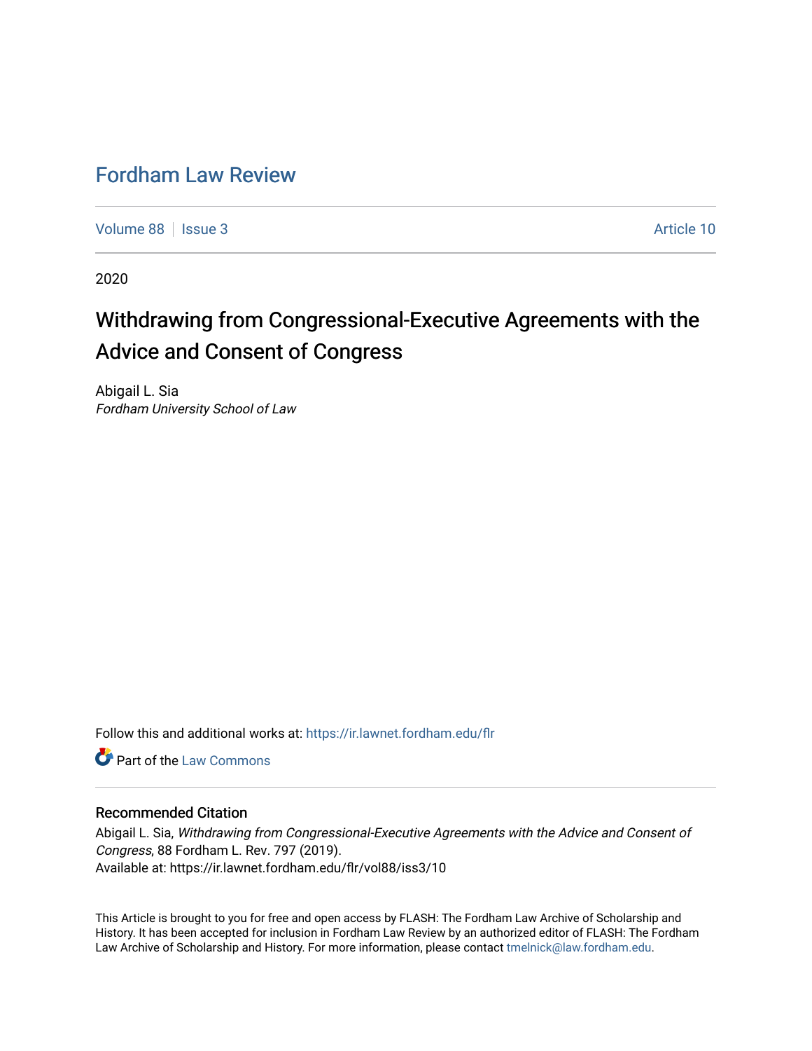# Fordham Law Review

Volume 88 | Issue 3 Article 10

2020

## Withdrawing from Congressional-Executive Agreements with the Advice and Consent of Congress

Abigail L. Sia
*Fordham University School of Law*

Follow this and additional works at: https://ir.lawnet.fordham.edu/flr

Part of the Law Commons

### Recommended Citation

Abigail L. Sia, *Withdrawing from Congressional-Executive Agreements with the Advice and Consent of Congress*, 88 Fordham L. Rev. 797 (2019).
Available at: https://ir.lawnet.fordham.edu/flr/vol88/iss3/10

This Article is brought to you for free and open access by FLASH: The Fordham Law Archive of Scholarship and History. It has been accepted for inclusion in Fordham Law Review by an authorized editor of FLASH: The Fordham Law Archive of Scholarship and History. For more information, please contact tmelnick@law.fordham.edu.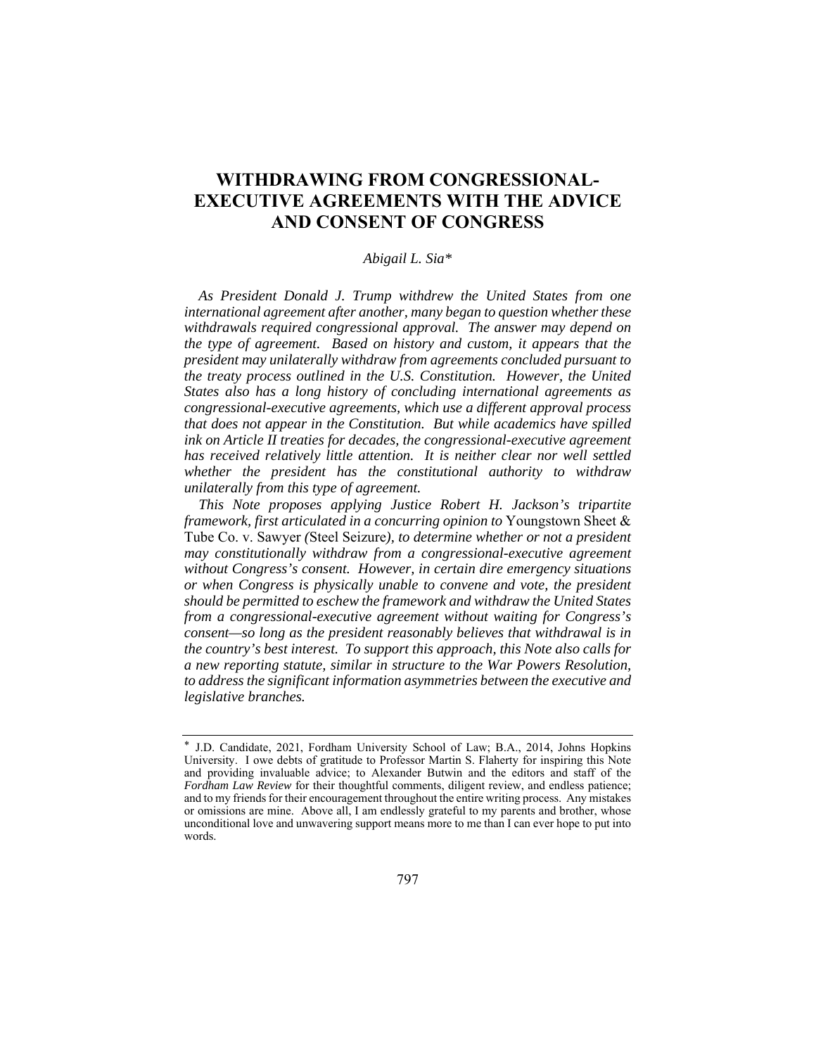# WITHDRAWING FROM CONGRESSIONAL-EXECUTIVE AGREEMENTS WITH THE ADVICE AND CONSENT OF CONGRESS

*Abigail L. Sia\**

*As President Donald J. Trump withdrew the United States from one international agreement after another, many began to question whether these withdrawals required congressional approval. The answer may depend on the type of agreement. Based on history and custom, it appears that the president may unilaterally withdraw from agreements concluded pursuant to the treaty process outlined in the U.S. Constitution. However, the United States also has a long history of concluding international agreements as congressional-executive agreements, which use a different approval process that does not appear in the Constitution. But while academics have spilled ink on Article II treaties for decades, the congressional-executive agreement has received relatively little attention. It is neither clear nor well settled whether the president has the constitutional authority to withdraw unilaterally from this type of agreement.*

*This Note proposes applying Justice Robert H. Jackson's tripartite framework, first articulated in a concurring opinion to* Youngstown Sheet & Tube Co. v. Sawyer *(*Steel Seizure*), to determine whether or not a president may constitutionally withdraw from a congressional-executive agreement without Congress's consent. However, in certain dire emergency situations or when Congress is physically unable to convene and vote, the president should be permitted to eschew the framework and withdraw the United States from a congressional-executive agreement without waiting for Congress's consent—so long as the president reasonably believes that withdrawal is in the country's best interest. To support this approach, this Note also calls for a new reporting statute, similar in structure to the War Powers Resolution, to address the significant information asymmetries between the executive and legislative branches.*

\* J.D. Candidate, 2021, Fordham University School of Law; B.A., 2014, Johns Hopkins University. I owe debts of gratitude to Professor Martin S. Flaherty for inspiring this Note and providing invaluable advice; to Alexander Butwin and the editors and staff of the *Fordham Law Review* for their thoughtful comments, diligent review, and endless patience; and to my friends for their encouragement throughout the entire writing process. Any mistakes or omissions are mine. Above all, I am endlessly grateful to my parents and brother, whose unconditional love and unwavering support means more to me than I can ever hope to put into words.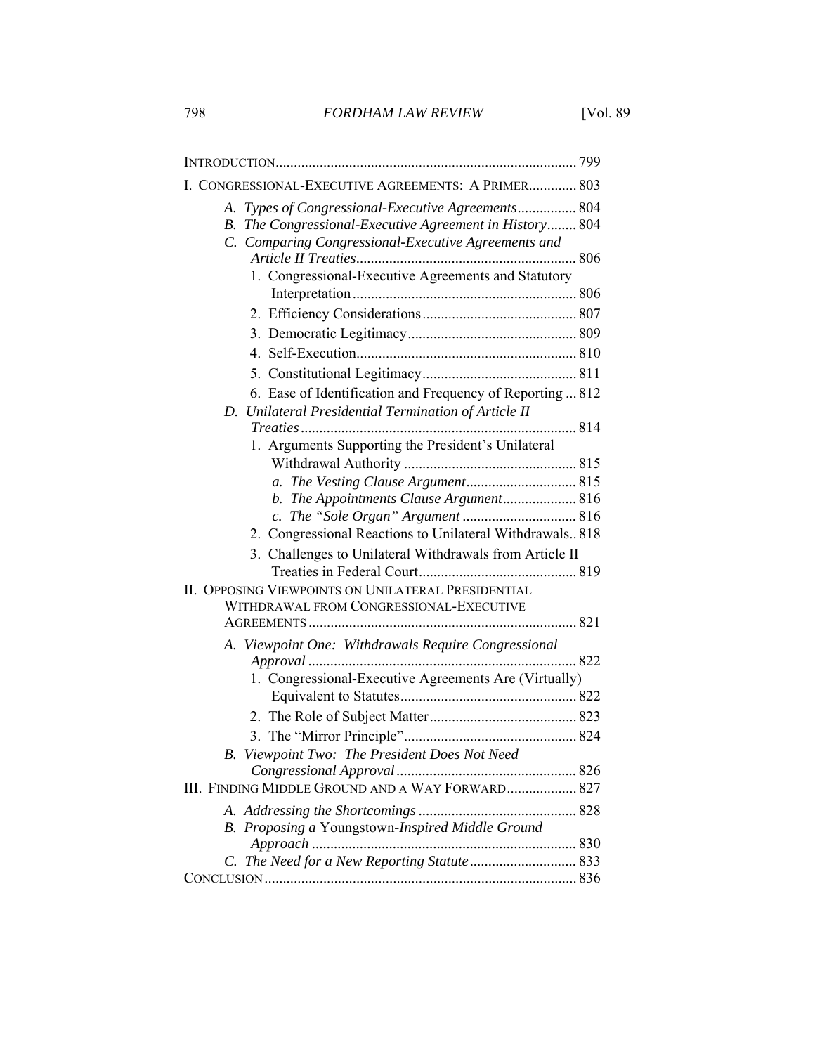INTRODUCTION ........ 799

I. CONGRESSIONAL-EXECUTIVE AGREEMENTS: A PRIMER ........ 803

- *A. Types of Congressional-Executive Agreements* ........ 804
- *B. The Congressional-Executive Agreement in History* ........ 804
- *C. Comparing Congressional-Executive Agreements and Article II Treaties* ........ 806
  - 1. Congressional-Executive Agreements and Statutory Interpretation ........ 806
  - 2. Efficiency Considerations ........ 807
  - 3. Democratic Legitimacy ........ 809
  - 4. Self-Execution ........ 810
  - 5. Constitutional Legitimacy ........ 811
  - 6. Ease of Identification and Frequency of Reporting ... 812
- *D. Unilateral Presidential Termination of Article II Treaties* ........ 814
  - 1. Arguments Supporting the President's Unilateral Withdrawal Authority ........ 815
    - *a. The Vesting Clause Argument* ........ 815
    - *b. The Appointments Clause Argument* ........ 816
    - *c. The "Sole Organ" Argument* ........ 816
  - 2. Congressional Reactions to Unilateral Withdrawals .. 818
  - 3. Challenges to Unilateral Withdrawals from Article II Treaties in Federal Court ........ 819

II. OPPOSING VIEWPOINTS ON UNILATERAL PRESIDENTIAL WITHDRAWAL FROM CONGRESSIONAL-EXECUTIVE AGREEMENTS ........ 821

- *A. Viewpoint One: Withdrawals Require Congressional Approval* ........ 822
  - 1. Congressional-Executive Agreements Are (Virtually) Equivalent to Statutes ........ 822
  - 2. The Role of Subject Matter ........ 823
  - 3. The "Mirror Principle" ........ 824
- *B. Viewpoint Two: The President Does Not Need Congressional Approval* ........ 826

III. FINDING MIDDLE GROUND AND A WAY FORWARD ........ 827

- *A. Addressing the Shortcomings* ........ 828
- *B. Proposing a* Youngstown*-Inspired Middle Ground Approach* ........ 830
- *C. The Need for a New Reporting Statute* ........ 833

CONCLUSION ........ 836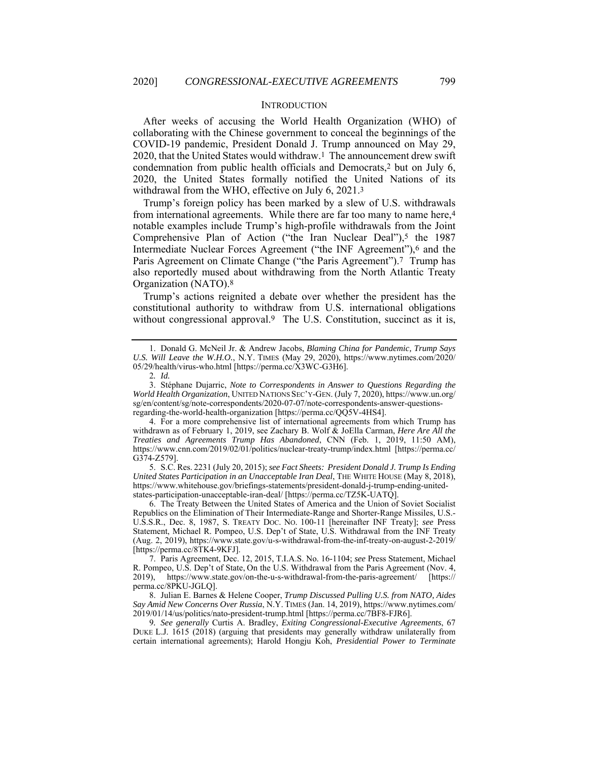## INTRODUCTION

After weeks of accusing the World Health Organization (WHO) of collaborating with the Chinese government to conceal the beginnings of the COVID-19 pandemic, President Donald J. Trump announced on May 29, 2020, that the United States would withdraw.[1] The announcement drew swift condemnation from public health officials and Democrats,[2] but on July 6, 2020, the United States formally notified the United Nations of its withdrawal from the WHO, effective on July 6, 2021.[3]

Trump's foreign policy has been marked by a slew of U.S. withdrawals from international agreements. While there are far too many to name here,[4] notable examples include Trump's high-profile withdrawals from the Joint Comprehensive Plan of Action ("the Iran Nuclear Deal"),[5] the 1987 Intermediate Nuclear Forces Agreement ("the INF Agreement"),[6] and the Paris Agreement on Climate Change ("the Paris Agreement").[7] Trump has also reportedly mused about withdrawing from the North Atlantic Treaty Organization (NATO).[8]

Trump's actions reignited a debate over whether the president has the constitutional authority to withdraw from U.S. international obligations without congressional approval.[9] The U.S. Constitution, succinct as it is,

---

1. Donald G. McNeil Jr. & Andrew Jacobs, *Blaming China for Pandemic, Trump Says U.S. Will Leave the W.H.O.*, N.Y. TIMES (May 29, 2020), https://www.nytimes.com/2020/05/29/health/virus-who.html [https://perma.cc/X3WC-G3H6].

2. *Id.*

3. Stéphane Dujarric, *Note to Correspondents in Answer to Questions Regarding the World Health Organization*, UNITED NATIONS SEC'Y-GEN. (July 7, 2020), https://www.un.org/sg/en/content/sg/note-correspondents/2020-07-07/note-correspondents-answer-questions-regarding-the-world-health-organization [https://perma.cc/QQ5V-4HS4].

4. For a more comprehensive list of international agreements from which Trump has withdrawn as of February 1, 2019, see Zachary B. Wolf & JoElla Carman, *Here Are All the Treaties and Agreements Trump Has Abandoned*, CNN (Feb. 1, 2019, 11:50 AM), https://www.cnn.com/2019/02/01/politics/nuclear-treaty-trump/index.html [https://perma.cc/G374-Z579].

5. S.C. Res. 2231 (July 20, 2015); *see Fact Sheets: President Donald J. Trump Is Ending United States Participation in an Unacceptable Iran Deal*, THE WHITE HOUSE (May 8, 2018), https://www.whitehouse.gov/briefings-statements/president-donald-j-trump-ending-united-states-participation-unacceptable-iran-deal/ [https://perma.cc/TZ5K-UATQ].

6. The Treaty Between the United States of America and the Union of Soviet Socialist Republics on the Elimination of Their Intermediate-Range and Shorter-Range Missiles, U.S.-U.S.S.R., Dec. 8, 1987, S. TREATY DOC. NO. 100-11 [hereinafter INF Treaty]; *see* Press Statement, Michael R. Pompeo, U.S. Dep't of State, U.S. Withdrawal from the INF Treaty (Aug. 2, 2019), https://www.state.gov/u-s-withdrawal-from-the-inf-treaty-on-august-2-2019/ [https://perma.cc/8TK4-9KFJ].

7. Paris Agreement, Dec. 12, 2015, T.I.A.S. No. 16-1104; *see* Press Statement, Michael R. Pompeo, U.S. Dep't of State, On the U.S. Withdrawal from the Paris Agreement (Nov. 4, 2019), https://www.state.gov/on-the-u-s-withdrawal-from-the-paris-agreement/ [https://perma.cc/8PKU-JGLQ].

8. Julian E. Barnes & Helene Cooper, *Trump Discussed Pulling U.S. from NATO, Aides Say Amid New Concerns Over Russia*, N.Y. TIMES (Jan. 14, 2019), https://www.nytimes.com/2019/01/14/us/politics/nato-president-trump.html [https://perma.cc/7BF8-FJR6].

9. *See generally* Curtis A. Bradley, *Exiting Congressional-Executive Agreements*, 67 DUKE L.J. 1615 (2018) (arguing that presidents may generally withdraw unilaterally from certain international agreements); Harold Hongju Koh, *Presidential Power to Terminate*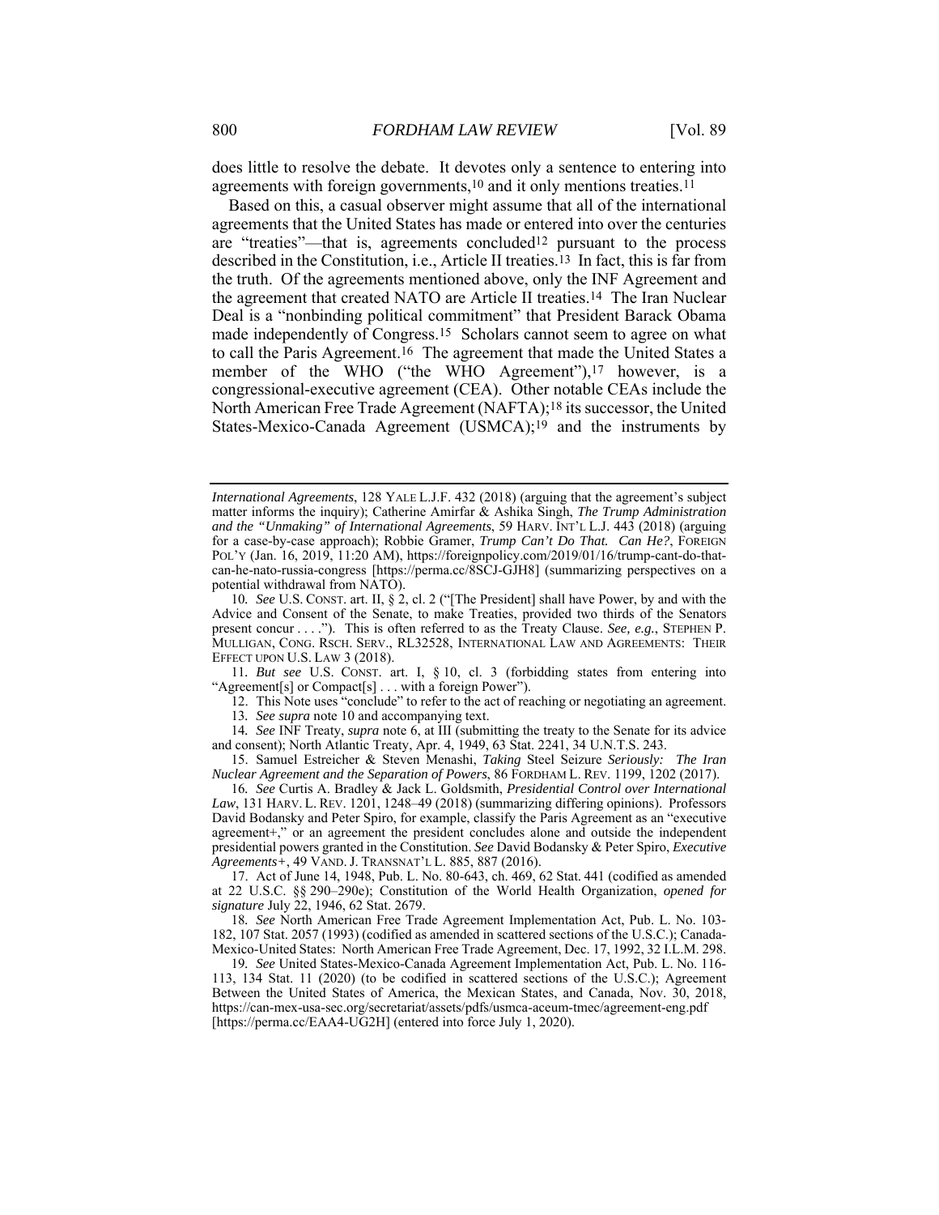does little to resolve the debate. It devotes only a sentence to entering into agreements with foreign governments,[10] and it only mentions treaties.[11]

Based on this, a casual observer might assume that all of the international agreements that the United States has made or entered into over the centuries are "treaties"—that is, agreements concluded[12] pursuant to the process described in the Constitution, i.e., Article II treaties.[13] In fact, this is far from the truth. Of the agreements mentioned above, only the INF Agreement and the agreement that created NATO are Article II treaties.[14] The Iran Nuclear Deal is a "nonbinding political commitment" that President Barack Obama made independently of Congress.[15] Scholars cannot seem to agree on what to call the Paris Agreement.[16] The agreement that made the United States a member of the WHO ("the WHO Agreement"),[17] however, is a congressional-executive agreement (CEA). Other notable CEAs include the North American Free Trade Agreement (NAFTA);[18] its successor, the United States-Mexico-Canada Agreement (USMCA);[19] and the instruments by

---

*International Agreements*, 128 YALE L.J.F. 432 (2018) (arguing that the agreement's subject matter informs the inquiry); Catherine Amirfar & Ashika Singh, *The Trump Administration and the "Unmaking" of International Agreements*, 59 HARV. INT'L L.J. 443 (2018) (arguing for a case-by-case approach); Robbie Gramer, *Trump Can't Do That. Can He?*, FOREIGN POL'Y (Jan. 16, 2019, 11:20 AM), https://foreignpolicy.com/2019/01/16/trump-cant-do-that-can-he-nato-russia-congress [https://perma.cc/8SCJ-GJH8] (summarizing perspectives on a potential withdrawal from NATO).

10. *See* U.S. CONST. art. II, § 2, cl. 2 ("[The President] shall have Power, by and with the Advice and Consent of the Senate, to make Treaties, provided two thirds of the Senators present concur . . . ."). This is often referred to as the Treaty Clause. *See, e.g.*, STEPHEN P. MULLIGAN, CONG. RSCH. SERV., RL32528, INTERNATIONAL LAW AND AGREEMENTS: THEIR EFFECT UPON U.S. LAW 3 (2018).

11. *But see* U.S. CONST. art. I, § 10, cl. 3 (forbidding states from entering into "Agreement[s] or Compact[s] . . . with a foreign Power").

12. This Note uses "conclude" to refer to the act of reaching or negotiating an agreement.

13. *See supra* note 10 and accompanying text.

14. *See* INF Treaty, *supra* note 6, at III (submitting the treaty to the Senate for its advice and consent); North Atlantic Treaty, Apr. 4, 1949, 63 Stat. 2241, 34 U.N.T.S. 243.

15. Samuel Estreicher & Steven Menashi, *Taking* Steel Seizure *Seriously: The Iran Nuclear Agreement and the Separation of Powers*, 86 FORDHAM L. REV. 1199, 1202 (2017).

16. *See* Curtis A. Bradley & Jack L. Goldsmith, *Presidential Control over International Law*, 131 HARV. L. REV. 1201, 1248–49 (2018) (summarizing differing opinions). Professors David Bodansky and Peter Spiro, for example, classify the Paris Agreement as an "executive agreement+," or an agreement the president concludes alone and outside the independent presidential powers granted in the Constitution. *See* David Bodansky & Peter Spiro, *Executive Agreements+*, 49 VAND. J. TRANSNAT'L L. 885, 887 (2016).

17. Act of June 14, 1948, Pub. L. No. 80-643, ch. 469, 62 Stat. 441 (codified as amended at 22 U.S.C. §§ 290–290e); Constitution of the World Health Organization, *opened for signature* July 22, 1946, 62 Stat. 2679.

18. *See* North American Free Trade Agreement Implementation Act, Pub. L. No. 103-182, 107 Stat. 2057 (1993) (codified as amended in scattered sections of the U.S.C.); Canada-Mexico-United States: North American Free Trade Agreement, Dec. 17, 1992, 32 I.L.M. 298.

19. *See* United States-Mexico-Canada Agreement Implementation Act, Pub. L. No. 116-113, 134 Stat. 11 (2020) (to be codified in scattered sections of the U.S.C.); Agreement Between the United States of America, the Mexican States, and Canada, Nov. 30, 2018, https://can-mex-usa-sec.org/secretariat/assets/pdfs/usmca-aceum-tmec/agreement-eng.pdf [https://perma.cc/EAA4-UG2H] (entered into force July 1, 2020).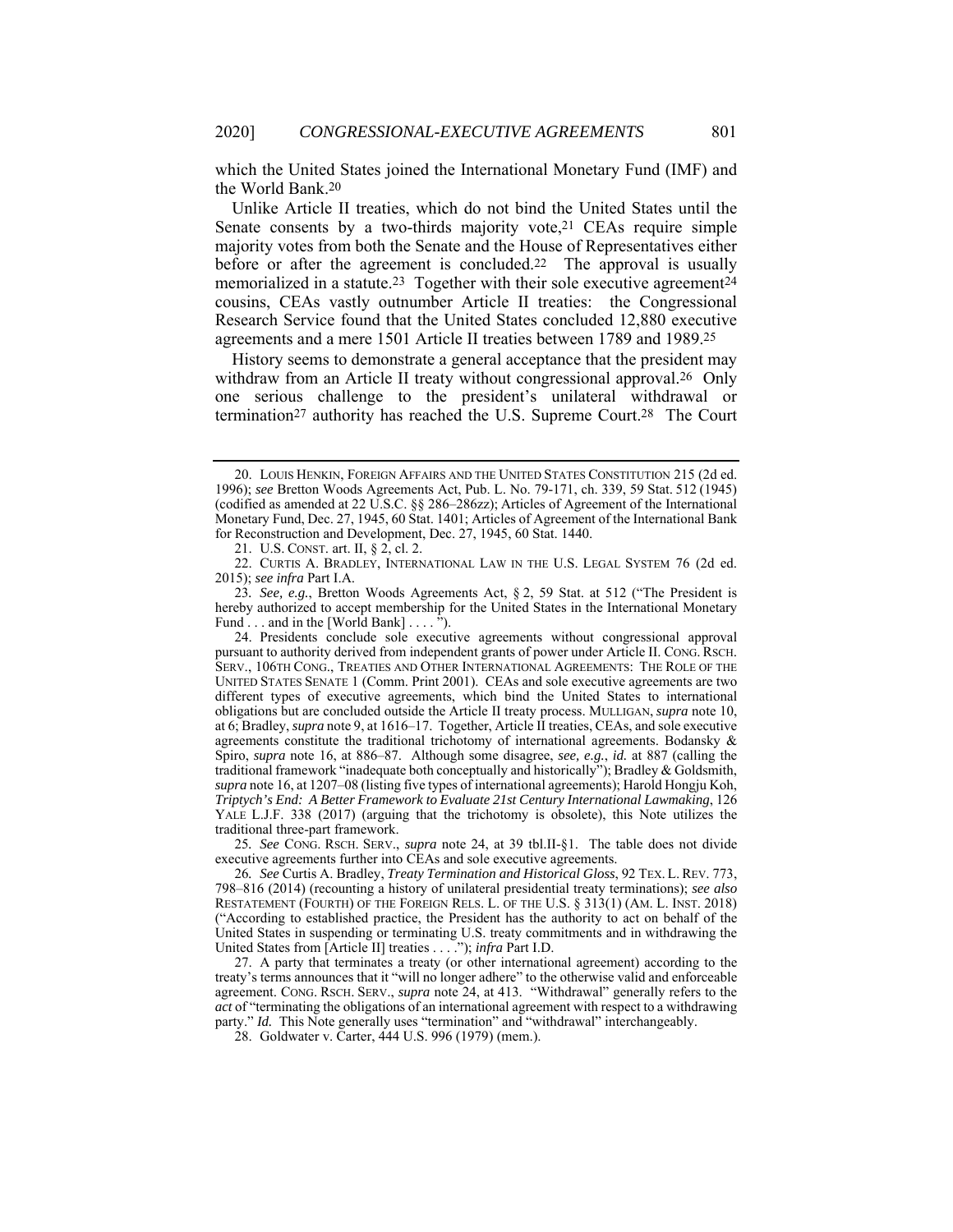which the United States joined the International Monetary Fund (IMF) and the World Bank.[20]

Unlike Article II treaties, which do not bind the United States until the Senate consents by a two-thirds majority vote,[21] CEAs require simple majority votes from both the Senate and the House of Representatives either before or after the agreement is concluded.[22] The approval is usually memorialized in a statute.[23] Together with their sole executive agreement[24] cousins, CEAs vastly outnumber Article II treaties: the Congressional Research Service found that the United States concluded 12,880 executive agreements and a mere 1501 Article II treaties between 1789 and 1989.[25]

History seems to demonstrate a general acceptance that the president may withdraw from an Article II treaty without congressional approval.[26] Only one serious challenge to the president's unilateral withdrawal or termination[27] authority has reached the U.S. Supreme Court.[28] The Court

---

20. LOUIS HENKIN, FOREIGN AFFAIRS AND THE UNITED STATES CONSTITUTION 215 (2d ed. 1996); *see* Bretton Woods Agreements Act, Pub. L. No. 79-171, ch. 339, 59 Stat. 512 (1945) (codified as amended at 22 U.S.C. §§ 286–286zz); Articles of Agreement of the International Monetary Fund, Dec. 27, 1945, 60 Stat. 1401; Articles of Agreement of the International Bank for Reconstruction and Development, Dec. 27, 1945, 60 Stat. 1440.

21. U.S. CONST. art. II, § 2, cl. 2.

22. CURTIS A. BRADLEY, INTERNATIONAL LAW IN THE U.S. LEGAL SYSTEM 76 (2d ed. 2015); *see infra* Part I.A.

23. *See, e.g.*, Bretton Woods Agreements Act, § 2, 59 Stat. at 512 ("The President is hereby authorized to accept membership for the United States in the International Monetary Fund . . . and in the [World Bank] . . . .").

24. Presidents conclude sole executive agreements without congressional approval pursuant to authority derived from independent grants of power under Article II. CONG. RSCH. SERV., 106TH CONG., TREATIES AND OTHER INTERNATIONAL AGREEMENTS: THE ROLE OF THE UNITED STATES SENATE 1 (Comm. Print 2001). CEAs and sole executive agreements are two different types of executive agreements, which bind the United States to international obligations but are concluded outside the Article II treaty process. MULLIGAN, *supra* note 10, at 6; Bradley, *supra* note 9, at 1616–17. Together, Article II treaties, CEAs, and sole executive agreements constitute the traditional trichotomy of international agreements. Bodansky & Spiro, *supra* note 16, at 886–87. Although some disagree, *see, e.g.*, *id.* at 887 (calling the traditional framework "inadequate both conceptually and historically"); Bradley & Goldsmith, *supra* note 16, at 1207–08 (listing five types of international agreements); Harold Hongju Koh, *Triptych's End: A Better Framework to Evaluate 21st Century International Lawmaking*, 126 YALE L.J.F. 338 (2017) (arguing that the trichotomy is obsolete), this Note utilizes the traditional three-part framework.

25. *See* CONG. RSCH. SERV., *supra* note 24, at 39 tbl.II-§1. The table does not divide executive agreements further into CEAs and sole executive agreements.

26. *See* Curtis A. Bradley, *Treaty Termination and Historical Gloss*, 92 TEX. L. REV. 773, 798–816 (2014) (recounting a history of unilateral presidential treaty terminations); *see also* RESTATEMENT (FOURTH) OF THE FOREIGN RELS. L. OF THE U.S. § 313(1) (AM. L. INST. 2018) ("According to established practice, the President has the authority to act on behalf of the United States in suspending or terminating U.S. treaty commitments and in withdrawing the United States from [Article II] treaties . . . ."); *infra* Part I.D.

27. A party that terminates a treaty (or other international agreement) according to the treaty's terms announces that it "will no longer adhere" to the otherwise valid and enforceable agreement. CONG. RSCH. SERV., *supra* note 24, at 413. "Withdrawal" generally refers to the *act* of "terminating the obligations of an international agreement with respect to a withdrawing party." *Id.* This Note generally uses "termination" and "withdrawal" interchangeably.

28. Goldwater v. Carter, 444 U.S. 996 (1979) (mem.).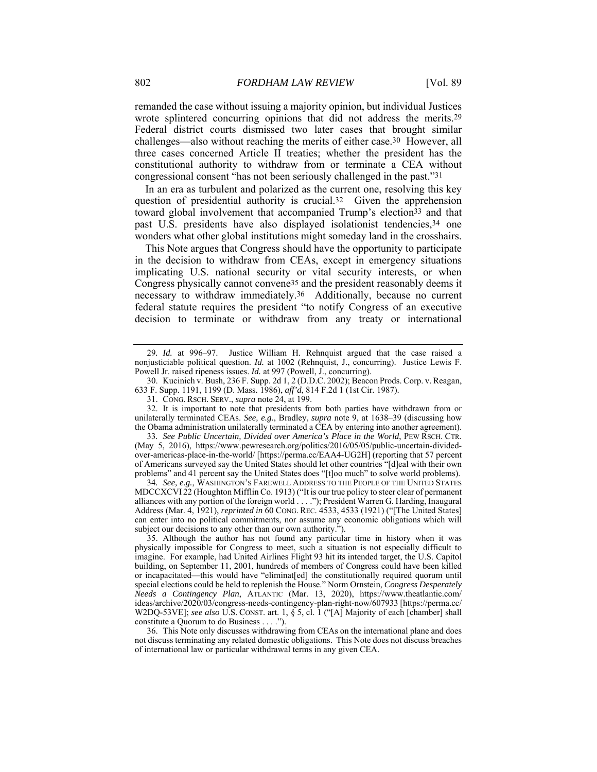remanded the case without issuing a majority opinion, but individual Justices wrote splintered concurring opinions that did not address the merits.[29] Federal district courts dismissed two later cases that brought similar challenges—also without reaching the merits of either case.[30] However, all three cases concerned Article II treaties; whether the president has the constitutional authority to withdraw from or terminate a CEA without congressional consent "has not been seriously challenged in the past."[31]

In an era as turbulent and polarized as the current one, resolving this key question of presidential authority is crucial.[32] Given the apprehension toward global involvement that accompanied Trump's election[33] and that past U.S. presidents have also displayed isolationist tendencies,[34] one wonders what other global institutions might someday land in the crosshairs.

This Note argues that Congress should have the opportunity to participate in the decision to withdraw from CEAs, except in emergency situations implicating U.S. national security or vital security interests, or when Congress physically cannot convene[35] and the president reasonably deems it necessary to withdraw immediately.[36] Additionally, because no current federal statute requires the president "to notify Congress of an executive decision to terminate or withdraw from any treaty or international

---

29. *Id.* at 996–97. Justice William H. Rehnquist argued that the case raised a nonjusticiable political question. *Id.* at 1002 (Rehnquist, J., concurring). Justice Lewis F. Powell Jr. raised ripeness issues. *Id.* at 997 (Powell, J., concurring).

30. Kucinich v. Bush, 236 F. Supp. 2d 1, 2 (D.D.C. 2002); Beacon Prods. Corp. v. Reagan, 633 F. Supp. 1191, 1199 (D. Mass. 1986), *aff'd*, 814 F.2d 1 (1st Cir. 1987).

31. CONG. RSCH. SERV., *supra* note 24, at 199.

32. It is important to note that presidents from both parties have withdrawn from or unilaterally terminated CEAs. *See, e.g.*, Bradley, *supra* note 9, at 1638–39 (discussing how the Obama administration unilaterally terminated a CEA by entering into another agreement).

33. *See Public Uncertain, Divided over America's Place in the World*, PEW RSCH. CTR. (May 5, 2016), https://www.pewresearch.org/politics/2016/05/05/public-uncertain-divided-over-americas-place-in-the-world/ [https://perma.cc/EAA4-UG2H] (reporting that 57 percent of Americans surveyed say the United States should let other countries "[d]eal with their own problems" and 41 percent say the United States does "[t]oo much" to solve world problems).

34. *See, e.g.*, WASHINGTON'S FAREWELL ADDRESS TO THE PEOPLE OF THE UNITED STATES MDCCXCVI 22 (Houghton Mifflin Co. 1913) ("It is our true policy to steer clear of permanent alliances with any portion of the foreign world . . . ."); President Warren G. Harding, Inaugural Address (Mar. 4, 1921), *reprinted in* 60 CONG. REC. 4533, 4533 (1921) ("[The United States] can enter into no political commitments, nor assume any economic obligations which will subject our decisions to any other than our own authority.").

35. Although the author has not found any particular time in history when it was physically impossible for Congress to meet, such a situation is not especially difficult to imagine. For example, had United Airlines Flight 93 hit its intended target, the U.S. Capitol building, on September 11, 2001, hundreds of members of Congress could have been killed or incapacitated—this would have "eliminat[ed] the constitutionally required quorum until special elections could be held to replenish the House." Norm Ornstein, *Congress Desperately Needs a Contingency Plan*, ATLANTIC (Mar. 13, 2020), https://www.theatlantic.com/ideas/archive/2020/03/congress-needs-contingency-plan-right-now/607933 [https://perma.cc/W2DQ-53VE]; *see also* U.S. CONST. art. 1, § 5, cl. 1 ("[A] Majority of each [chamber] shall constitute a Quorum to do Business . . . .").

36. This Note only discusses withdrawing from CEAs on the international plane and does not discuss terminating any related domestic obligations. This Note does not discuss breaches of international law or particular withdrawal terms in any given CEA.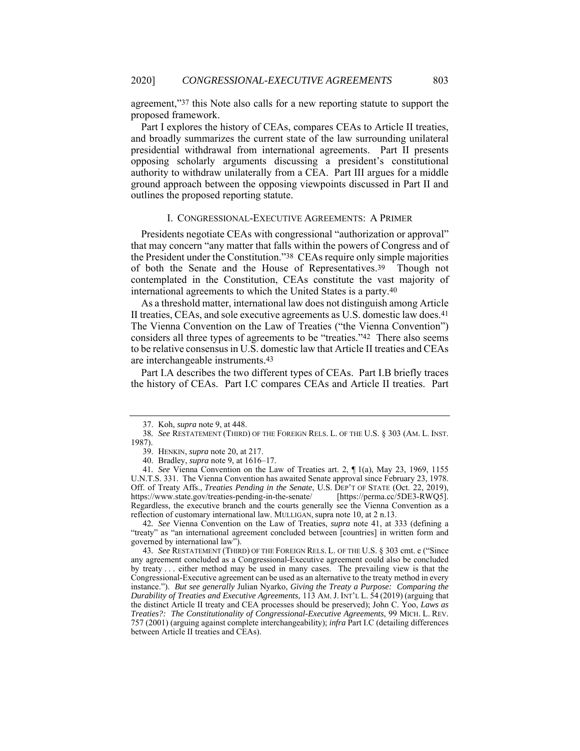agreement,"[37] this Note also calls for a new reporting statute to support the proposed framework.

Part I explores the history of CEAs, compares CEAs to Article II treaties, and broadly summarizes the current state of the law surrounding unilateral presidential withdrawal from international agreements. Part II presents opposing scholarly arguments discussing a president's constitutional authority to withdraw unilaterally from a CEA. Part III argues for a middle ground approach between the opposing viewpoints discussed in Part II and outlines the proposed reporting statute.

## I. CONGRESSIONAL-EXECUTIVE AGREEMENTS: A PRIMER

Presidents negotiate CEAs with congressional "authorization or approval" that may concern "any matter that falls within the powers of Congress and of the President under the Constitution."[38] CEAs require only simple majorities of both the Senate and the House of Representatives.[39] Though not contemplated in the Constitution, CEAs constitute the vast majority of international agreements to which the United States is a party.[40]

As a threshold matter, international law does not distinguish among Article II treaties, CEAs, and sole executive agreements as U.S. domestic law does.[41] The Vienna Convention on the Law of Treaties ("the Vienna Convention") considers all three types of agreements to be "treaties."[42] There also seems to be relative consensus in U.S. domestic law that Article II treaties and CEAs are interchangeable instruments.[43]

Part I.A describes the two different types of CEAs. Part I.B briefly traces the history of CEAs. Part I.C compares CEAs and Article II treaties. Part

---

37. Koh, *supra* note 9, at 448.

38. *See* RESTATEMENT (THIRD) OF THE FOREIGN RELS. L. OF THE U.S. § 303 (AM. L. INST. 1987).

39. HENKIN, *supra* note 20, at 217.

40. Bradley, *supra* note 9, at 1616–17.

41. *See* Vienna Convention on the Law of Treaties art. 2, ¶ 1(a), May 23, 1969, 1155 U.N.T.S. 331. The Vienna Convention has awaited Senate approval since February 23, 1978. Off. of Treaty Affs., *Treaties Pending in the Senate*, U.S. DEP'T OF STATE (Oct. 22, 2019), https://www.state.gov/treaties-pending-in-the-senate/ [https://perma.cc/5DE3-RWQ5]. Regardless, the executive branch and the courts generally see the Vienna Convention as a reflection of customary international law. MULLIGAN, supra note 10, at 2 n.13.

42. *See* Vienna Convention on the Law of Treaties, *supra* note 41, at 333 (defining a "treaty" as "an international agreement concluded between [countries] in written form and governed by international law").

43. *See* RESTATEMENT (THIRD) OF THE FOREIGN RELS. L. OF THE U.S. § 303 cmt. e ("Since any agreement concluded as a Congressional-Executive agreement could also be concluded by treaty . . . either method may be used in many cases. The prevailing view is that the Congressional-Executive agreement can be used as an alternative to the treaty method in every instance."). *But see generally* Julian Nyarko, *Giving the Treaty a Purpose: Comparing the Durability of Treaties and Executive Agreements*, 113 AM. J. INT'L L. 54 (2019) (arguing that the distinct Article II treaty and CEA processes should be preserved); John C. Yoo, *Laws as Treaties?: The Constitutionality of Congressional-Executive Agreements*, 99 MICH. L. REV. 757 (2001) (arguing against complete interchangeability); *infra* Part I.C (detailing differences between Article II treaties and CEAs).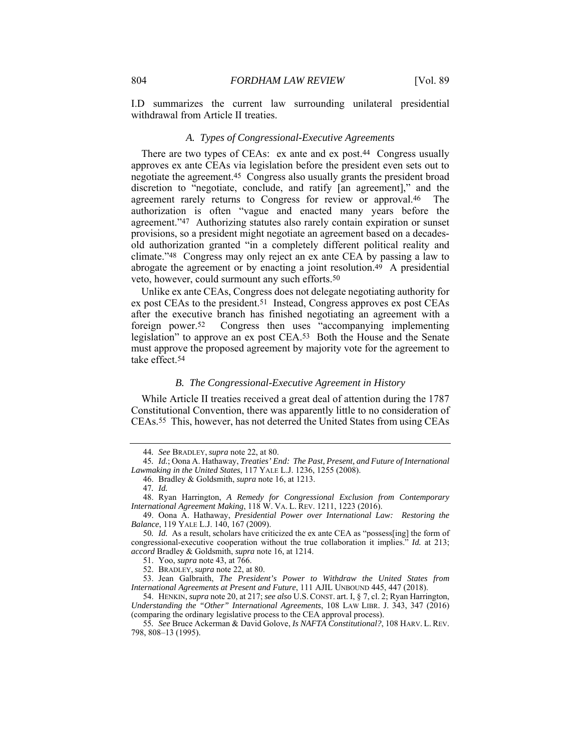I.D summarizes the current law surrounding unilateral presidential withdrawal from Article II treaties.

### *A. Types of Congressional-Executive Agreements*

There are two types of CEAs: ex ante and ex post.[44] Congress usually approves ex ante CEAs via legislation before the president even sets out to negotiate the agreement.[45] Congress also usually grants the president broad discretion to "negotiate, conclude, and ratify [an agreement]," and the agreement rarely returns to Congress for review or approval.[46] The authorization is often "vague and enacted many years before the agreement."[47] Authorizing statutes also rarely contain expiration or sunset provisions, so a president might negotiate an agreement based on a decades-old authorization granted "in a completely different political reality and climate."[48] Congress may only reject an ex ante CEA by passing a law to abrogate the agreement or by enacting a joint resolution.[49] A presidential veto, however, could surmount any such efforts.[50]

Unlike ex ante CEAs, Congress does not delegate negotiating authority for ex post CEAs to the president.[51] Instead, Congress approves ex post CEAs after the executive branch has finished negotiating an agreement with a foreign power.[52] Congress then uses "accompanying implementing legislation" to approve an ex post CEA.[53] Both the House and the Senate must approve the proposed agreement by majority vote for the agreement to take effect.[54]

### *B. The Congressional-Executive Agreement in History*

While Article II treaties received a great deal of attention during the 1787 Constitutional Convention, there was apparently little to no consideration of CEAs.[55] This, however, has not deterred the United States from using CEAs

---

44. *See* BRADLEY, *supra* note 22, at 80.

45. *Id.*; Oona A. Hathaway, *Treaties' End: The Past, Present, and Future of International Lawmaking in the United States*, 117 YALE L.J. 1236, 1255 (2008).

46. Bradley & Goldsmith, *supra* note 16, at 1213.

47. *Id.*

48. Ryan Harrington, *A Remedy for Congressional Exclusion from Contemporary International Agreement Making*, 118 W. VA. L. REV. 1211, 1223 (2016).

49. Oona A. Hathaway, *Presidential Power over International Law: Restoring the Balance*, 119 YALE L.J. 140, 167 (2009).

50. *Id.* As a result, scholars have criticized the ex ante CEA as "possess[ing] the form of congressional-executive cooperation without the true collaboration it implies." *Id.* at 213; *accord* Bradley & Goldsmith, *supra* note 16, at 1214.

51. Yoo, *supra* note 43, at 766.

52. BRADLEY, *supra* note 22, at 80.

53. Jean Galbraith, *The President's Power to Withdraw the United States from International Agreements at Present and Future*, 111 AJIL UNBOUND 445, 447 (2018).

54. HENKIN, *supra* note 20, at 217; *see also* U.S. CONST. art. I, § 7, cl. 2; Ryan Harrington, *Understanding the "Other" International Agreements*, 108 LAW LIBR. J. 343, 347 (2016) (comparing the ordinary legislative process to the CEA approval process).

55. *See* Bruce Ackerman & David Golove, *Is NAFTA Constitutional?*, 108 HARV. L. REV. 798, 808–13 (1995).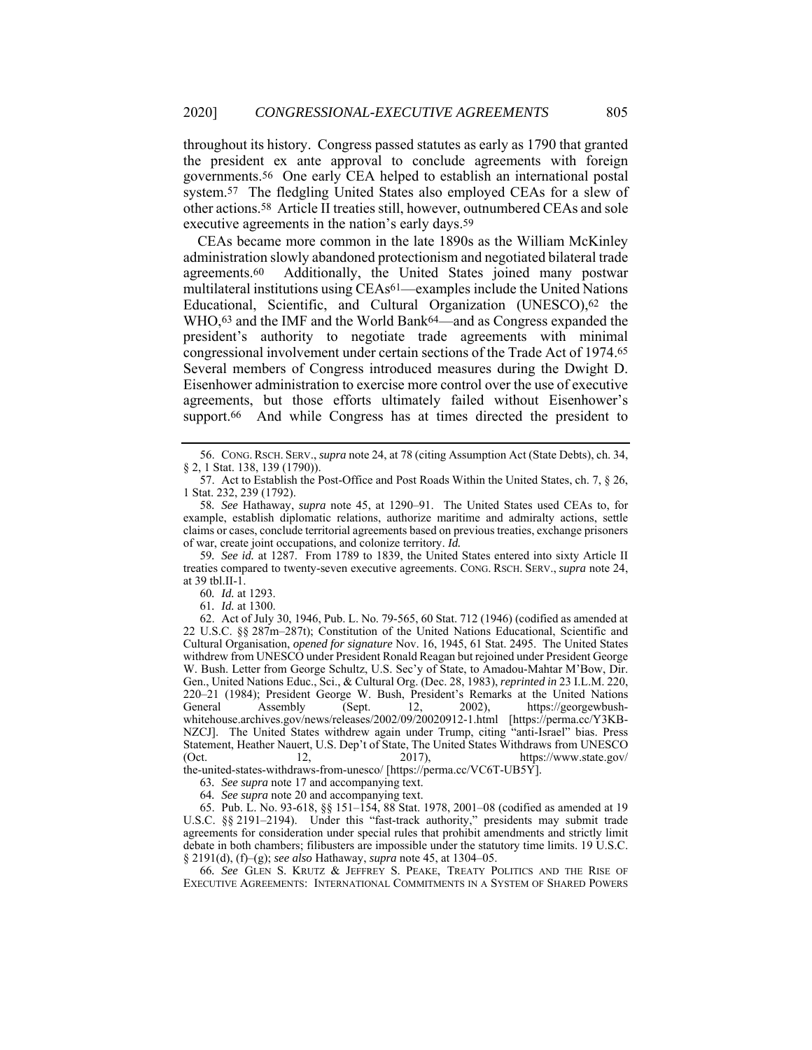throughout its history. Congress passed statutes as early as 1790 that granted the president ex ante approval to conclude agreements with foreign governments.[56] One early CEA helped to establish an international postal system.[57] The fledgling United States also employed CEAs for a slew of other actions.[58] Article II treaties still, however, outnumbered CEAs and sole executive agreements in the nation's early days.[59]

CEAs became more common in the late 1890s as the William McKinley administration slowly abandoned protectionism and negotiated bilateral trade agreements.[60] Additionally, the United States joined many postwar multilateral institutions using CEAs[61]—examples include the United Nations Educational, Scientific, and Cultural Organization (UNESCO),[62] the WHO,[63] and the IMF and the World Bank[64]—and as Congress expanded the president's authority to negotiate trade agreements with minimal congressional involvement under certain sections of the Trade Act of 1974.[65] Several members of Congress introduced measures during the Dwight D. Eisenhower administration to exercise more control over the use of executive agreements, but those efforts ultimately failed without Eisenhower's support.[66] And while Congress has at times directed the president to

---

56. CONG. RSCH. SERV., *supra* note 24, at 78 (citing Assumption Act (State Debts), ch. 34, § 2, 1 Stat. 138, 139 (1790)).

57. Act to Establish the Post-Office and Post Roads Within the United States, ch. 7, § 26, 1 Stat. 232, 239 (1792).

58. *See* Hathaway, *supra* note 45, at 1290–91. The United States used CEAs to, for example, establish diplomatic relations, authorize maritime and admiralty actions, settle claims or cases, conclude territorial agreements based on previous treaties, exchange prisoners of war, create joint occupations, and colonize territory. *Id.*

59. *See id.* at 1287. From 1789 to 1839, the United States entered into sixty Article II treaties compared to twenty-seven executive agreements. CONG. RSCH. SERV., *supra* note 24, at 39 tbl.II-1.

60. *Id.* at 1293.

61. *Id.* at 1300.

62. Act of July 30, 1946, Pub. L. No. 79-565, 60 Stat. 712 (1946) (codified as amended at 22 U.S.C. §§ 287m–287t); Constitution of the United Nations Educational, Scientific and Cultural Organisation, *opened for signature* Nov. 16, 1945, 61 Stat. 2495. The United States withdrew from UNESCO under President Ronald Reagan but rejoined under President George W. Bush. Letter from George Schultz, U.S. Sec'y of State, to Amadou-Mahtar M'Bow, Dir. Gen., United Nations Educ., Sci., & Cultural Org. (Dec. 28, 1983), *reprinted in* 23 I.L.M. 220, 220–21 (1984); President George W. Bush, President's Remarks at the United Nations General Assembly (Sept. 12, 2002), https://georgewbush-whitehouse.archives.gov/news/releases/2002/09/20020912-1.html [https://perma.cc/Y3KB-NZCJ]. The United States withdrew again under Trump, citing "anti-Israel" bias. Press Statement, Heather Nauert, U.S. Dep't of State, The United States Withdraws from UNESCO (Oct. 12, 2017), https://www.state.gov/the-united-states-withdraws-from-unesco/ [https://perma.cc/VC6T-UB5Y].

63. *See supra* note 17 and accompanying text.

64. *See supra* note 20 and accompanying text.

65. Pub. L. No. 93-618, §§ 151–154, 88 Stat. 1978, 2001–08 (codified as amended at 19 U.S.C. §§ 2191–2194). Under this "fast-track authority," presidents may submit trade agreements for consideration under special rules that prohibit amendments and strictly limit debate in both chambers; filibusters are impossible under the statutory time limits. 19 U.S.C. § 2191(d), (f)–(g); *see also* Hathaway, *supra* note 45, at 1304–05.

66. *See* GLEN S. KRUTZ & JEFFREY S. PEAKE, TREATY POLITICS AND THE RISE OF EXECUTIVE AGREEMENTS: INTERNATIONAL COMMITMENTS IN A SYSTEM OF SHARED POWERS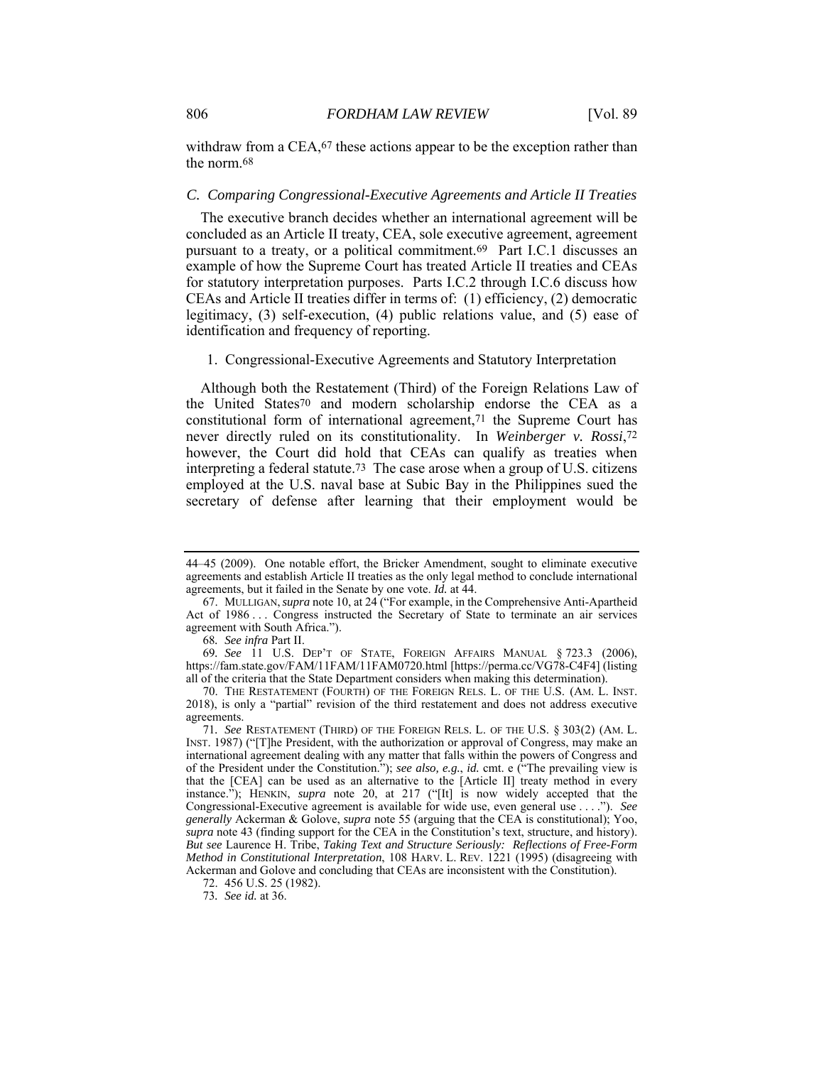withdraw from a CEA,[67] these actions appear to be the exception rather than the norm.[68]

### *C. Comparing Congressional-Executive Agreements and Article II Treaties*

The executive branch decides whether an international agreement will be concluded as an Article II treaty, CEA, sole executive agreement, agreement pursuant to a treaty, or a political commitment.[69] Part I.C.1 discusses an example of how the Supreme Court has treated Article II treaties and CEAs for statutory interpretation purposes. Parts I.C.2 through I.C.6 discuss how CEAs and Article II treaties differ in terms of: (1) efficiency, (2) democratic legitimacy, (3) self-execution, (4) public relations value, and (5) ease of identification and frequency of reporting.

#### 1. Congressional-Executive Agreements and Statutory Interpretation

Although both the Restatement (Third) of the Foreign Relations Law of the United States[70] and modern scholarship endorse the CEA as a constitutional form of international agreement,[71] the Supreme Court has never directly ruled on its constitutionality. In *Weinberger v. Rossi*,[72] however, the Court did hold that CEAs can qualify as treaties when interpreting a federal statute.[73] The case arose when a group of U.S. citizens employed at the U.S. naval base at Subic Bay in the Philippines sued the secretary of defense after learning that their employment would be

---

44–45 (2009). One notable effort, the Bricker Amendment, sought to eliminate executive agreements and establish Article II treaties as the only legal method to conclude international agreements, but it failed in the Senate by one vote. *Id.* at 44.

67. MULLIGAN, *supra* note 10, at 24 ("For example, in the Comprehensive Anti-Apartheid Act of 1986 . . . Congress instructed the Secretary of State to terminate an air services agreement with South Africa.").

68. *See infra* Part II.

69. *See* 11 U.S. DEP'T OF STATE, FOREIGN AFFAIRS MANUAL § 723.3 (2006), https://fam.state.gov/FAM/11FAM/11FAM0720.html [https://perma.cc/VG78-C4F4] (listing all of the criteria that the State Department considers when making this determination).

70. THE RESTATEMENT (FOURTH) OF THE FOREIGN RELS. L. OF THE U.S. (AM. L. INST. 2018), is only a "partial" revision of the third restatement and does not address executive agreements.

71. *See* RESTATEMENT (THIRD) OF THE FOREIGN RELS. L. OF THE U.S. § 303(2) (AM. L. INST. 1987) ("[T]he President, with the authorization or approval of Congress, may make an international agreement dealing with any matter that falls within the powers of Congress and of the President under the Constitution."); *see also, e.g.*, *id.* cmt. e ("The prevailing view is that the [CEA] can be used as an alternative to the [Article II] treaty method in every instance."); HENKIN, *supra* note 20, at 217 ("[It] is now widely accepted that the Congressional-Executive agreement is available for wide use, even general use . . . ."). *See generally* Ackerman & Golove, *supra* note 55 (arguing that the CEA is constitutional); Yoo, *supra* note 43 (finding support for the CEA in the Constitution's text, structure, and history). *But see* Laurence H. Tribe, *Taking Text and Structure Seriously: Reflections of Free-Form Method in Constitutional Interpretation*, 108 HARV. L. REV. 1221 (1995) (disagreeing with Ackerman and Golove and concluding that CEAs are inconsistent with the Constitution).

72. 456 U.S. 25 (1982).

73. *See id.* at 36.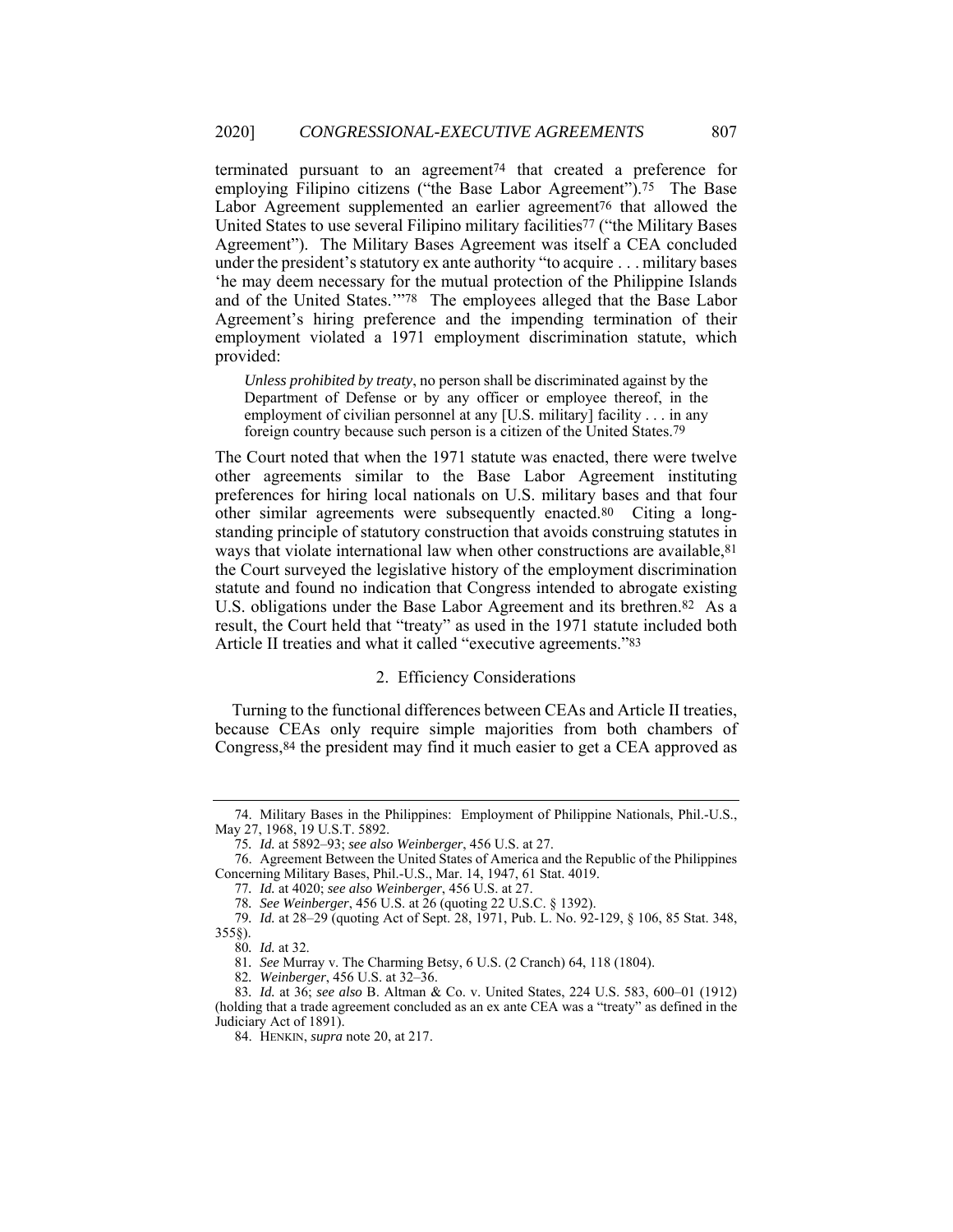terminated pursuant to an agreement[74] that created a preference for employing Filipino citizens ("the Base Labor Agreement").[75] The Base Labor Agreement supplemented an earlier agreement[76] that allowed the United States to use several Filipino military facilities[77] ("the Military Bases Agreement"). The Military Bases Agreement was itself a CEA concluded under the president's statutory ex ante authority "to acquire . . . military bases 'he may deem necessary for the mutual protection of the Philippine Islands and of the United States.'"[78] The employees alleged that the Base Labor Agreement's hiring preference and the impending termination of their employment violated a 1971 employment discrimination statute, which provided:

> *Unless prohibited by treaty*, no person shall be discriminated against by the Department of Defense or by any officer or employee thereof, in the employment of civilian personnel at any [U.S. military] facility . . . in any foreign country because such person is a citizen of the United States.[79]

The Court noted that when the 1971 statute was enacted, there were twelve other agreements similar to the Base Labor Agreement instituting preferences for hiring local nationals on U.S. military bases and that four other similar agreements were subsequently enacted.[80] Citing a long-standing principle of statutory construction that avoids construing statutes in ways that violate international law when other constructions are available,[81] the Court surveyed the legislative history of the employment discrimination statute and found no indication that Congress intended to abrogate existing U.S. obligations under the Base Labor Agreement and its brethren.[82] As a result, the Court held that "treaty" as used in the 1971 statute included both Article II treaties and what it called "executive agreements."[83]

### 2. Efficiency Considerations

Turning to the functional differences between CEAs and Article II treaties, because CEAs only require simple majorities from both chambers of Congress,[84] the president may find it much easier to get a CEA approved as

---

74. Military Bases in the Philippines: Employment of Philippine Nationals, Phil.-U.S., May 27, 1968, 19 U.S.T. 5892.

75. *Id.* at 5892–93; *see also Weinberger*, 456 U.S. at 27.

76. Agreement Between the United States of America and the Republic of the Philippines Concerning Military Bases, Phil.-U.S., Mar. 14, 1947, 61 Stat. 4019.

77. *Id.* at 4020; *see also Weinberger*, 456 U.S. at 27.

78. *See Weinberger*, 456 U.S. at 26 (quoting 22 U.S.C. § 1392).

79. *Id.* at 28–29 (quoting Act of Sept. 28, 1971, Pub. L. No. 92-129, § 106, 85 Stat. 348, 355§).

80. *Id.* at 32.

81. *See* Murray v. The Charming Betsy, 6 U.S. (2 Cranch) 64, 118 (1804).

82. *Weinberger*, 456 U.S. at 32–36.

83. *Id.* at 36; *see also* B. Altman & Co. v. United States, 224 U.S. 583, 600–01 (1912) (holding that a trade agreement concluded as an ex ante CEA was a "treaty" as defined in the Judiciary Act of 1891).

84. HENKIN, *supra* note 20, at 217.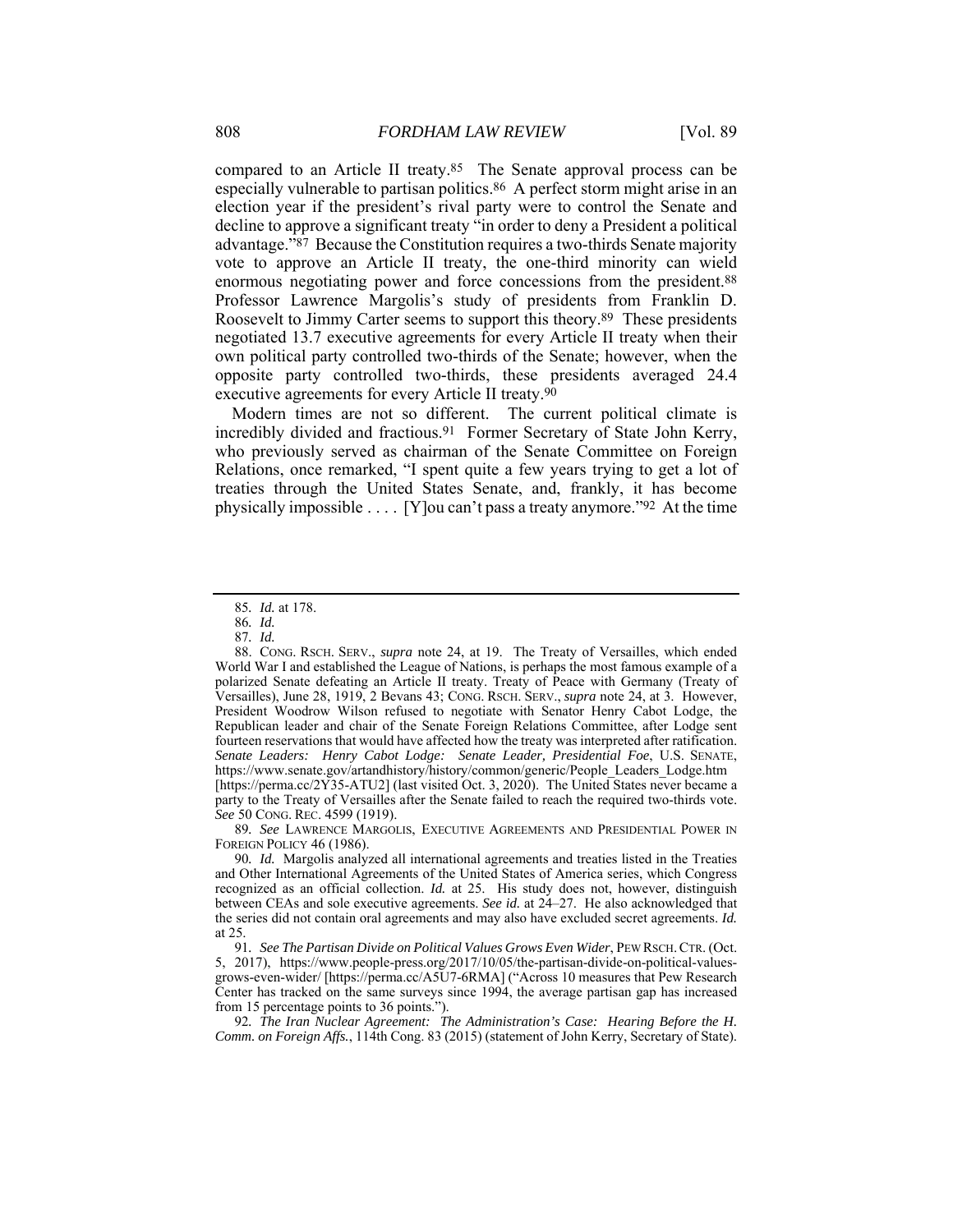compared to an Article II treaty.[85] The Senate approval process can be especially vulnerable to partisan politics.[86] A perfect storm might arise in an election year if the president's rival party were to control the Senate and decline to approve a significant treaty "in order to deny a President a political advantage."[87] Because the Constitution requires a two-thirds Senate majority vote to approve an Article II treaty, the one-third minority can wield enormous negotiating power and force concessions from the president.[88] Professor Lawrence Margolis's study of presidents from Franklin D. Roosevelt to Jimmy Carter seems to support this theory.[89] These presidents negotiated 13.7 executive agreements for every Article II treaty when their own political party controlled two-thirds of the Senate; however, when the opposite party controlled two-thirds, these presidents averaged 24.4 executive agreements for every Article II treaty.[90]

Modern times are not so different. The current political climate is incredibly divided and fractious.[91] Former Secretary of State John Kerry, who previously served as chairman of the Senate Committee on Foreign Relations, once remarked, "I spent quite a few years trying to get a lot of treaties through the United States Senate, and, frankly, it has become physically impossible . . . . [Y]ou can't pass a treaty anymore."[92] At the time

---

85. *Id.* at 178.

86. *Id.*

87. *Id.*

88. CONG. RSCH. SERV., *supra* note 24, at 19. The Treaty of Versailles, which ended World War I and established the League of Nations, is perhaps the most famous example of a polarized Senate defeating an Article II treaty. Treaty of Peace with Germany (Treaty of Versailles), June 28, 1919, 2 Bevans 43; CONG. RSCH. SERV., *supra* note 24, at 3. However, President Woodrow Wilson refused to negotiate with Senator Henry Cabot Lodge, the Republican leader and chair of the Senate Foreign Relations Committee, after Lodge sent fourteen reservations that would have affected how the treaty was interpreted after ratification. *Senate Leaders: Henry Cabot Lodge: Senate Leader, Presidential Foe*, U.S. SENATE, https://www.senate.gov/artandhistory/history/common/generic/People_Leaders_Lodge.htm [https://perma.cc/2Y35-ATU2] (last visited Oct. 3, 2020). The United States never became a party to the Treaty of Versailles after the Senate failed to reach the required two-thirds vote. *See* 50 CONG. REC. 4599 (1919).

89. *See* LAWRENCE MARGOLIS, EXECUTIVE AGREEMENTS AND PRESIDENTIAL POWER IN FOREIGN POLICY 46 (1986).

90. *Id.* Margolis analyzed all international agreements and treaties listed in the Treaties and Other International Agreements of the United States of America series, which Congress recognized as an official collection. *Id.* at 25. His study does not, however, distinguish between CEAs and sole executive agreements. *See id.* at 24–27. He also acknowledged that the series did not contain oral agreements and may also have excluded secret agreements. *Id.* at 25.

91. *See The Partisan Divide on Political Values Grows Even Wider*, PEW RSCH. CTR. (Oct. 5, 2017), https://www.people-press.org/2017/10/05/the-partisan-divide-on-political-values-grows-even-wider/ [https://perma.cc/A5U7-6RMA] ("Across 10 measures that Pew Research Center has tracked on the same surveys since 1994, the average partisan gap has increased from 15 percentage points to 36 points.").

92. *The Iran Nuclear Agreement: The Administration's Case: Hearing Before the H. Comm. on Foreign Affs.*, 114th Cong. 83 (2015) (statement of John Kerry, Secretary of State).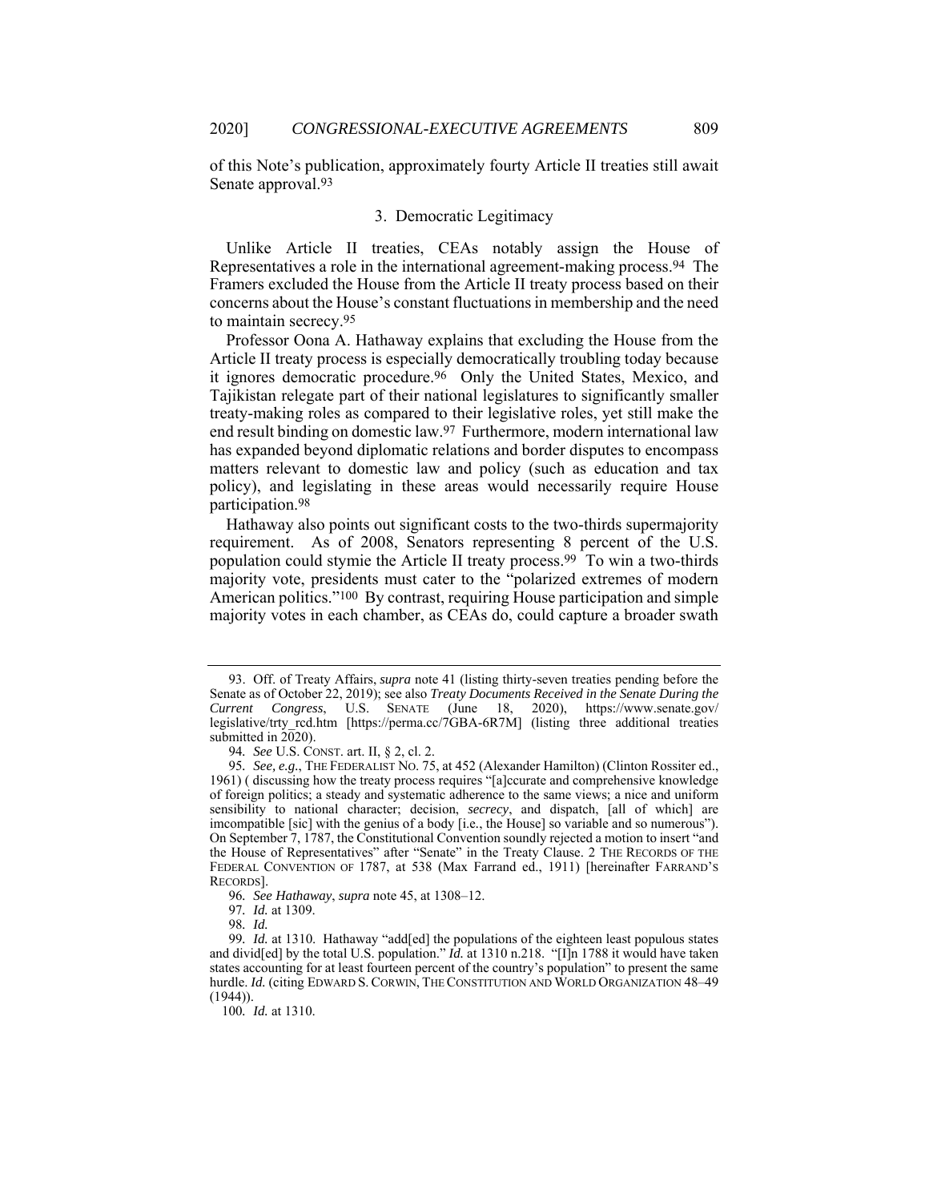of this Note's publication, approximately fourty Article II treaties still await Senate approval.[93]

### 3. Democratic Legitimacy

Unlike Article II treaties, CEAs notably assign the House of Representatives a role in the international agreement-making process.[94] The Framers excluded the House from the Article II treaty process based on their concerns about the House's constant fluctuations in membership and the need to maintain secrecy.[95]

Professor Oona A. Hathaway explains that excluding the House from the Article II treaty process is especially democratically troubling today because it ignores democratic procedure.[96] Only the United States, Mexico, and Tajikistan relegate part of their national legislatures to significantly smaller treaty-making roles as compared to their legislative roles, yet still make the end result binding on domestic law.[97] Furthermore, modern international law has expanded beyond diplomatic relations and border disputes to encompass matters relevant to domestic law and policy (such as education and tax policy), and legislating in these areas would necessarily require House participation.[98]

Hathaway also points out significant costs to the two-thirds supermajority requirement. As of 2008, Senators representing 8 percent of the U.S. population could stymie the Article II treaty process.[99] To win a two-thirds majority vote, presidents must cater to the "polarized extremes of modern American politics."[100] By contrast, requiring House participation and simple majority votes in each chamber, as CEAs do, could capture a broader swath

---

93. Off. of Treaty Affairs, *supra* note 41 (listing thirty-seven treaties pending before the Senate as of October 22, 2019); see also *Treaty Documents Received in the Senate During the Current Congress*, U.S. SENATE (June 18, 2020), https://www.senate.gov/legislative/trty_rcd.htm [https://perma.cc/7GBA-6R7M] (listing three additional treaties submitted in 2020).

94. *See* U.S. CONST. art. II, § 2, cl. 2.

95. *See, e.g.*, THE FEDERALIST NO. 75, at 452 (Alexander Hamilton) (Clinton Rossiter ed., 1961) ( discussing how the treaty process requires "[a]ccurate and comprehensive knowledge of foreign politics; a steady and systematic adherence to the same views; a nice and uniform sensibility to national character; decision, *secrecy*, and dispatch, [all of which] are imcompatible [sic] with the genius of a body [i.e., the House] so variable and so numerous"). On September 7, 1787, the Constitutional Convention soundly rejected a motion to insert "and the House of Representatives" after "Senate" in the Treaty Clause. 2 THE RECORDS OF THE FEDERAL CONVENTION OF 1787, at 538 (Max Farrand ed., 1911) [hereinafter FARRAND'S RECORDS].

96. *See Hathaway*, *supra* note 45, at 1308–12.

97. *Id.* at 1309.

98. *Id.*

99. *Id.* at 1310. Hathaway "add[ed] the populations of the eighteen least populous states and divid[ed] by the total U.S. population." *Id.* at 1310 n.218. "[I]n 1788 it would have taken states accounting for at least fourteen percent of the country's population" to present the same hurdle. *Id.* (citing EDWARD S. CORWIN, THE CONSTITUTION AND WORLD ORGANIZATION 48–49 (1944)).

100. *Id.* at 1310.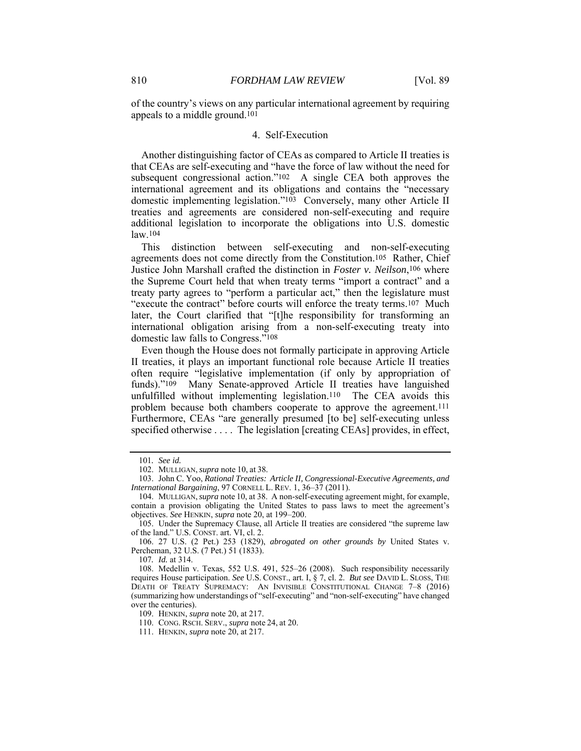of the country's views on any particular international agreement by requiring appeals to a middle ground.[101]

### 4. Self-Execution

Another distinguishing factor of CEAs as compared to Article II treaties is that CEAs are self-executing and "have the force of law without the need for subsequent congressional action."[102] A single CEA both approves the international agreement and its obligations and contains the "necessary domestic implementing legislation."[103] Conversely, many other Article II treaties and agreements are considered non-self-executing and require additional legislation to incorporate the obligations into U.S. domestic law.[104]

This distinction between self-executing and non-self-executing agreements does not come directly from the Constitution.[105] Rather, Chief Justice John Marshall crafted the distinction in *Foster v. Neilson*,[106] where the Supreme Court held that when treaty terms "import a contract" and a treaty party agrees to "perform a particular act," then the legislature must "execute the contract" before courts will enforce the treaty terms.[107] Much later, the Court clarified that "[t]he responsibility for transforming an international obligation arising from a non-self-executing treaty into domestic law falls to Congress."[108]

Even though the House does not formally participate in approving Article II treaties, it plays an important functional role because Article II treaties often require "legislative implementation (if only by appropriation of funds)."[109] Many Senate-approved Article II treaties have languished unfulfilled without implementing legislation.[110] The CEA avoids this problem because both chambers cooperate to approve the agreement.[111] Furthermore, CEAs "are generally presumed [to be] self-executing unless specified otherwise . . . . The legislation [creating CEAs] provides, in effect,

---

101. *See id.*

102. MULLIGAN, *supra* note 10, at 38.

103. John C. Yoo, *Rational Treaties: Article II, Congressional-Executive Agreements, and International Bargaining*, 97 CORNELL L. REV. 1, 36–37 (2011).

104. MULLIGAN, *supra* note 10, at 38. A non-self-executing agreement might, for example, contain a provision obligating the United States to pass laws to meet the agreement's objectives. *See* HENKIN, *supra* note 20, at 199–200.

105. Under the Supremacy Clause, all Article II treaties are considered "the supreme law of the land." U.S. CONST. art. VI, cl. 2.

106. 27 U.S. (2 Pet.) 253 (1829), *abrogated on other grounds by* United States v. Percheman, 32 U.S. (7 Pet.) 51 (1833).

107. *Id.* at 314.

108. Medellin v. Texas, 552 U.S. 491, 525–26 (2008). Such responsibility necessarily requires House participation. *See* U.S. CONST., art. I, § 7, cl. 2. *But see* DAVID L. SLOSS, THE DEATH OF TREATY SUPREMACY: AN INVISIBLE CONSTITUTIONAL CHANGE 7–8 (2016) (summarizing how understandings of "self-executing" and "non-self-executing" have changed over the centuries).

109. HENKIN, *supra* note 20, at 217.

110. CONG. RSCH. SERV., *supra* note 24, at 20.

111. HENKIN, *supra* note 20, at 217.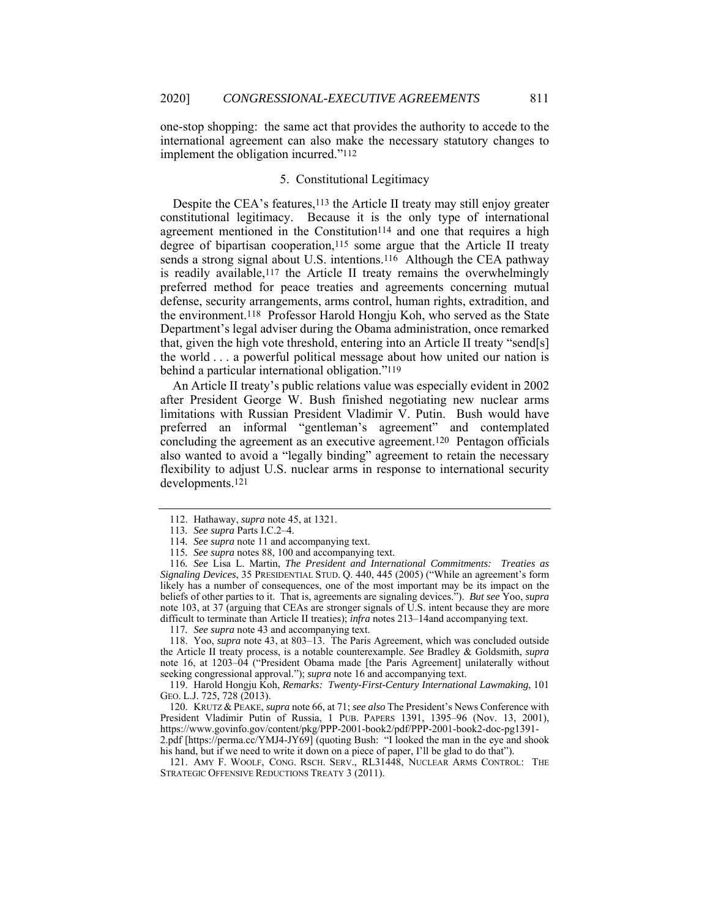one-stop shopping: the same act that provides the authority to accede to the international agreement can also make the necessary statutory changes to implement the obligation incurred."[112]

### 5. Constitutional Legitimacy

Despite the CEA's features,[113] the Article II treaty may still enjoy greater constitutional legitimacy. Because it is the only type of international agreement mentioned in the Constitution[114] and one that requires a high degree of bipartisan cooperation,[115] some argue that the Article II treaty sends a strong signal about U.S. intentions.[116] Although the CEA pathway is readily available,[117] the Article II treaty remains the overwhelmingly preferred method for peace treaties and agreements concerning mutual defense, security arrangements, arms control, human rights, extradition, and the environment.[118] Professor Harold Hongju Koh, who served as the State Department's legal adviser during the Obama administration, once remarked that, given the high vote threshold, entering into an Article II treaty "send[s] the world . . . a powerful political message about how united our nation is behind a particular international obligation."[119]

An Article II treaty's public relations value was especially evident in 2002 after President George W. Bush finished negotiating new nuclear arms limitations with Russian President Vladimir V. Putin. Bush would have preferred an informal "gentleman's agreement" and contemplated concluding the agreement as an executive agreement.[120] Pentagon officials also wanted to avoid a "legally binding" agreement to retain the necessary flexibility to adjust U.S. nuclear arms in response to international security developments.[121]

---

112. Hathaway, *supra* note 45, at 1321.

113. *See supra* Parts I.C.2–4.

114. *See supra* note 11 and accompanying text.

115. *See supra* notes 88, 100 and accompanying text.

116. *See* Lisa L. Martin, *The President and International Commitments: Treaties as Signaling Devices*, 35 PRESIDENTIAL STUD. Q. 440, 445 (2005) ("While an agreement's form likely has a number of consequences, one of the most important may be its impact on the beliefs of other parties to it. That is, agreements are signaling devices."). *But see* Yoo, *supra* note 103, at 37 (arguing that CEAs are stronger signals of U.S. intent because they are more difficult to terminate than Article II treaties); *infra* notes 213–14and accompanying text.

117. *See supra* note 43 and accompanying text.

118. Yoo, *supra* note 43, at 803–13. The Paris Agreement, which was concluded outside the Article II treaty process, is a notable counterexample. *See* Bradley & Goldsmith, *supra* note 16, at 1203–04 ("President Obama made [the Paris Agreement] unilaterally without seeking congressional approval."); *supra* note 16 and accompanying text.

119. Harold Hongju Koh, *Remarks: Twenty-First-Century International Lawmaking*, 101 GEO. L.J. 725, 728 (2013).

120. KRUTZ & PEAKE, *supra* note 66, at 71; *see also* The President's News Conference with President Vladimir Putin of Russia, 1 PUB. PAPERS 1391, 1395–96 (Nov. 13, 2001), https://www.govinfo.gov/content/pkg/PPP-2001-book2/pdf/PPP-2001-book2-doc-pg1391-2.pdf [https://perma.cc/YMJ4-JY69] (quoting Bush: "I looked the man in the eye and shook his hand, but if we need to write it down on a piece of paper, I'll be glad to do that").

121. AMY F. WOOLF, CONG. RSCH. SERV., RL31448, NUCLEAR ARMS CONTROL: THE STRATEGIC OFFENSIVE REDUCTIONS TREATY 3 (2011).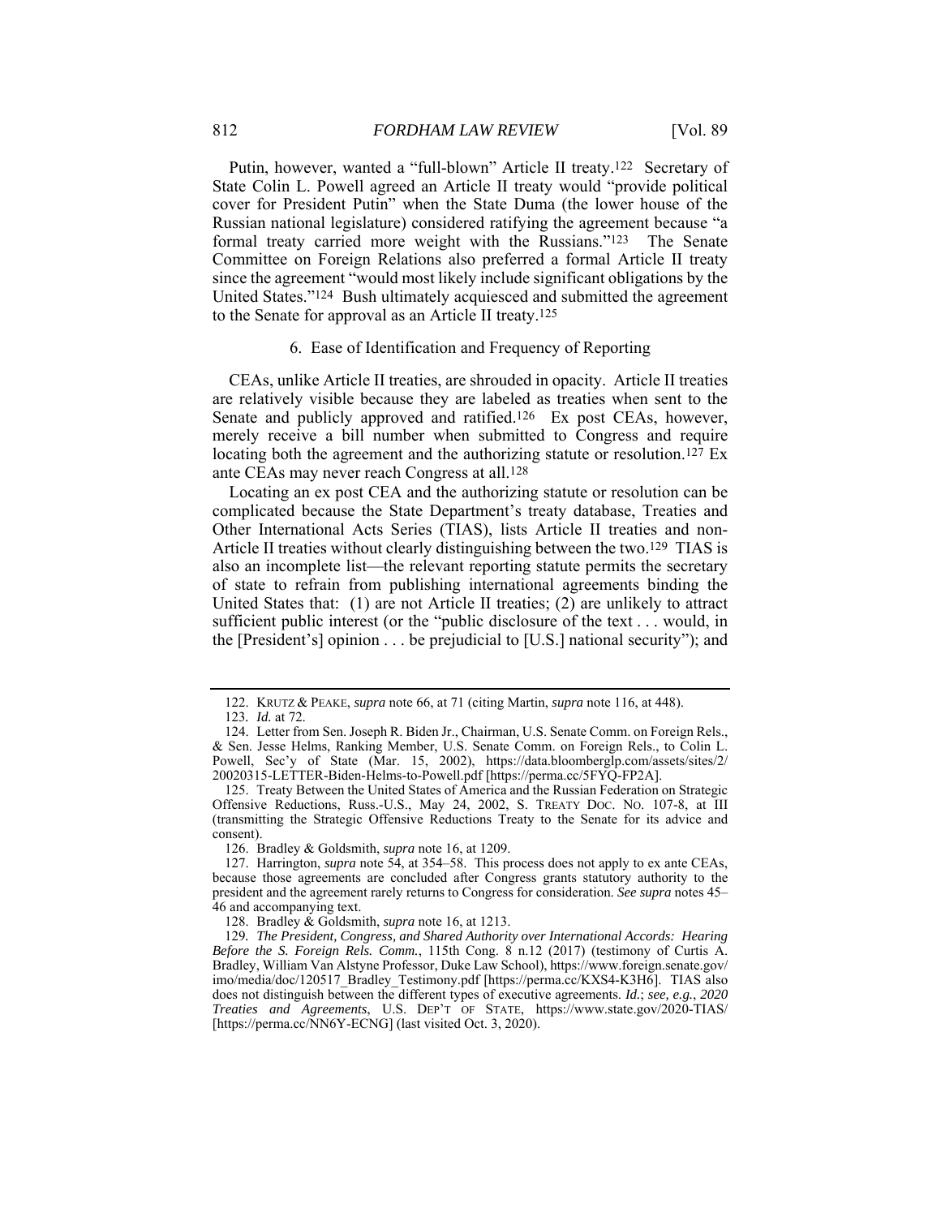Putin, however, wanted a "full-blown" Article II treaty.[122] Secretary of State Colin L. Powell agreed an Article II treaty would "provide political cover for President Putin" when the State Duma (the lower house of the Russian national legislature) considered ratifying the agreement because "a formal treaty carried more weight with the Russians."[123] The Senate Committee on Foreign Relations also preferred a formal Article II treaty since the agreement "would most likely include significant obligations by the United States."[124] Bush ultimately acquiesced and submitted the agreement to the Senate for approval as an Article II treaty.[125]

### 6. Ease of Identification and Frequency of Reporting

CEAs, unlike Article II treaties, are shrouded in opacity. Article II treaties are relatively visible because they are labeled as treaties when sent to the Senate and publicly approved and ratified.[126] Ex post CEAs, however, merely receive a bill number when submitted to Congress and require locating both the agreement and the authorizing statute or resolution.[127] Ex ante CEAs may never reach Congress at all.[128]

Locating an ex post CEA and the authorizing statute or resolution can be complicated because the State Department's treaty database, Treaties and Other International Acts Series (TIAS), lists Article II treaties and non-Article II treaties without clearly distinguishing between the two.[129] TIAS is also an incomplete list—the relevant reporting statute permits the secretary of state to refrain from publishing international agreements binding the United States that: (1) are not Article II treaties; (2) are unlikely to attract sufficient public interest (or the "public disclosure of the text . . . would, in the [President's] opinion . . . be prejudicial to [U.S.] national security"); and

---

122. KRUTZ & PEAKE, *supra* note 66, at 71 (citing Martin, *supra* note 116, at 448).

123. *Id.* at 72.

124. Letter from Sen. Joseph R. Biden Jr., Chairman, U.S. Senate Comm. on Foreign Rels., & Sen. Jesse Helms, Ranking Member, U.S. Senate Comm. on Foreign Rels., to Colin L. Powell, Sec'y of State (Mar. 15, 2002), https://data.bloomberglp.com/assets/sites/2/20020315-LETTER-Biden-Helms-to-Powell.pdf [https://perma.cc/5FYQ-FP2A].

125. Treaty Between the United States of America and the Russian Federation on Strategic Offensive Reductions, Russ.-U.S., May 24, 2002, S. TREATY DOC. NO. 107-8, at III (transmitting the Strategic Offensive Reductions Treaty to the Senate for its advice and consent).

126. Bradley & Goldsmith, *supra* note 16, at 1209.

127. Harrington, *supra* note 54, at 354–58. This process does not apply to ex ante CEAs, because those agreements are concluded after Congress grants statutory authority to the president and the agreement rarely returns to Congress for consideration. *See supra* notes 45–46 and accompanying text.

128. Bradley & Goldsmith, *supra* note 16, at 1213.

129. *The President, Congress, and Shared Authority over International Accords: Hearing Before the S. Foreign Rels. Comm.*, 115th Cong. 8 n.12 (2017) (testimony of Curtis A. Bradley, William Van Alstyne Professor, Duke Law School), https://www.foreign.senate.gov/imo/media/doc/120517_Bradley_Testimony.pdf [https://perma.cc/KXS4-K3H6]. TIAS also does not distinguish between the different types of executive agreements. *Id.*; *see, e.g.*, *2020 Treaties and Agreements*, U.S. DEP'T OF STATE, https://www.state.gov/2020-TIAS/ [https://perma.cc/NN6Y-ECNG] (last visited Oct. 3, 2020).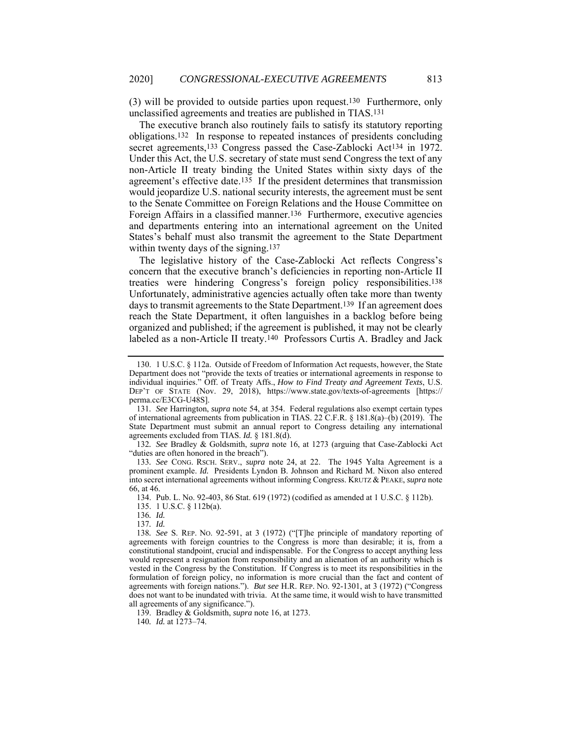(3) will be provided to outside parties upon request.[130] Furthermore, only unclassified agreements and treaties are published in TIAS.[131]

The executive branch also routinely fails to satisfy its statutory reporting obligations.[132] In response to repeated instances of presidents concluding secret agreements,[133] Congress passed the Case-Zablocki Act[134] in 1972. Under this Act, the U.S. secretary of state must send Congress the text of any non-Article II treaty binding the United States within sixty days of the agreement's effective date.[135] If the president determines that transmission would jeopardize U.S. national security interests, the agreement must be sent to the Senate Committee on Foreign Relations and the House Committee on Foreign Affairs in a classified manner.[136] Furthermore, executive agencies and departments entering into an international agreement on the United States's behalf must also transmit the agreement to the State Department within twenty days of the signing.[137]

The legislative history of the Case-Zablocki Act reflects Congress's concern that the executive branch's deficiencies in reporting non-Article II treaties were hindering Congress's foreign policy responsibilities.[138] Unfortunately, administrative agencies actually often take more than twenty days to transmit agreements to the State Department.[139] If an agreement does reach the State Department, it often languishes in a backlog before being organized and published; if the agreement is published, it may not be clearly labeled as a non-Article II treaty.[140] Professors Curtis A. Bradley and Jack

---

130. 1 U.S.C. § 112a. Outside of Freedom of Information Act requests, however, the State Department does not "provide the texts of treaties or international agreements in response to individual inquiries." Off. of Treaty Affs., *How to Find Treaty and Agreement Texts*, U.S. DEP'T OF STATE (Nov. 29, 2018), https://www.state.gov/texts-of-agreements [https://perma.cc/E3CG-U48S].

131. *See* Harrington, *supra* note 54, at 354. Federal regulations also exempt certain types of international agreements from publication in TIAS. 22 C.F.R. § 181.8(a)–(b) (2019). The State Department must submit an annual report to Congress detailing any international agreements excluded from TIAS. *Id.* § 181.8(d).

132. *See* Bradley & Goldsmith, *supra* note 16, at 1273 (arguing that Case-Zablocki Act "duties are often honored in the breach").

133. *See* CONG. RSCH. SERV., *supra* note 24, at 22. The 1945 Yalta Agreement is a prominent example. *Id.* Presidents Lyndon B. Johnson and Richard M. Nixon also entered into secret international agreements without informing Congress. KRUTZ & PEAKE, *supra* note 66, at 46.

134. Pub. L. No. 92-403, 86 Stat. 619 (1972) (codified as amended at 1 U.S.C. § 112b).

135. 1 U.S.C. § 112b(a).

136. *Id.*

137. *Id.*

138. *See* S. REP. NO. 92-591, at 3 (1972) ("[T]he principle of mandatory reporting of agreements with foreign countries to the Congress is more than desirable; it is, from a constitutional standpoint, crucial and indispensable. For the Congress to accept anything less would represent a resignation from responsibility and an alienation of an authority which is vested in the Congress by the Constitution. If Congress is to meet its responsibilities in the formulation of foreign policy, no information is more crucial than the fact and content of agreements with foreign nations."). *But see* H.R. REP. NO. 92-1301, at 3 (1972) ("Congress does not want to be inundated with trivia. At the same time, it would wish to have transmitted all agreements of any significance.").

139. Bradley & Goldsmith, *supra* note 16, at 1273.

140. *Id.* at 1273–74.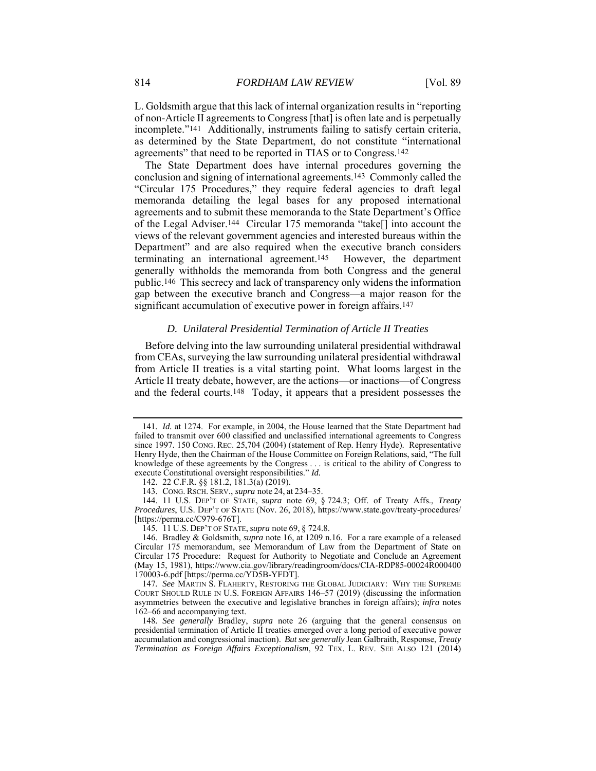L. Goldsmith argue that this lack of internal organization results in "reporting of non-Article II agreements to Congress [that] is often late and is perpetually incomplete."[141] Additionally, instruments failing to satisfy certain criteria, as determined by the State Department, do not constitute "international agreements" that need to be reported in TIAS or to Congress.[142]

The State Department does have internal procedures governing the conclusion and signing of international agreements.[143] Commonly called the "Circular 175 Procedures," they require federal agencies to draft legal memoranda detailing the legal bases for any proposed international agreements and to submit these memoranda to the State Department's Office of the Legal Adviser.[144] Circular 175 memoranda "take[] into account the views of the relevant government agencies and interested bureaus within the Department" and are also required when the executive branch considers terminating an international agreement.[145] However, the department generally withholds the memoranda from both Congress and the general public.[146] This secrecy and lack of transparency only widens the information gap between the executive branch and Congress—a major reason for the significant accumulation of executive power in foreign affairs.[147]

### *D. Unilateral Presidential Termination of Article II Treaties*

Before delving into the law surrounding unilateral presidential withdrawal from CEAs, surveying the law surrounding unilateral presidential withdrawal from Article II treaties is a vital starting point. What looms largest in the Article II treaty debate, however, are the actions—or inactions—of Congress and the federal courts.[148] Today, it appears that a president possesses the

---

141. *Id.* at 1274. For example, in 2004, the House learned that the State Department had failed to transmit over 600 classified and unclassified international agreements to Congress since 1997. 150 CONG. REC. 25,704 (2004) (statement of Rep. Henry Hyde). Representative Henry Hyde, then the Chairman of the House Committee on Foreign Relations, said, "The full knowledge of these agreements by the Congress . . . is critical to the ability of Congress to execute Constitutional oversight responsibilities." *Id.*

142. 22 C.F.R. §§ 181.2, 181.3(a) (2019).

143. CONG. RSCH. SERV., *supra* note 24, at 234–35.

144. 11 U.S. DEP'T OF STATE, *supra* note 69, § 724.3; Off. of Treaty Affs., *Treaty Procedures*, U.S. DEP'T OF STATE (Nov. 26, 2018), https://www.state.gov/treaty-procedures/ [https://perma.cc/C979-676T].

145. 11 U.S. DEP'T OF STATE, *supra* note 69, § 724.8.

146. Bradley & Goldsmith, *supra* note 16, at 1209 n.16. For a rare example of a released Circular 175 memorandum, see Memorandum of Law from the Department of State on Circular 175 Procedure: Request for Authority to Negotiate and Conclude an Agreement (May 15, 1981), https://www.cia.gov/library/readingroom/docs/CIA-RDP85-00024R000400170003-6.pdf [https://perma.cc/YD5B-YFDT].

147. *See* MARTIN S. FLAHERTY, RESTORING THE GLOBAL JUDICIARY: WHY THE SUPREME COURT SHOULD RULE IN U.S. FOREIGN AFFAIRS 146–57 (2019) (discussing the information asymmetries between the executive and legislative branches in foreign affairs); *infra* notes 162–66 and accompanying text.

148. *See generally* Bradley, *supra* note 26 (arguing that the general consensus on presidential termination of Article II treaties emerged over a long period of executive power accumulation and congressional inaction). *But see generally* Jean Galbraith, Response, *Treaty Termination as Foreign Affairs Exceptionalism*, 92 TEX. L. REV. SEE ALSO 121 (2014)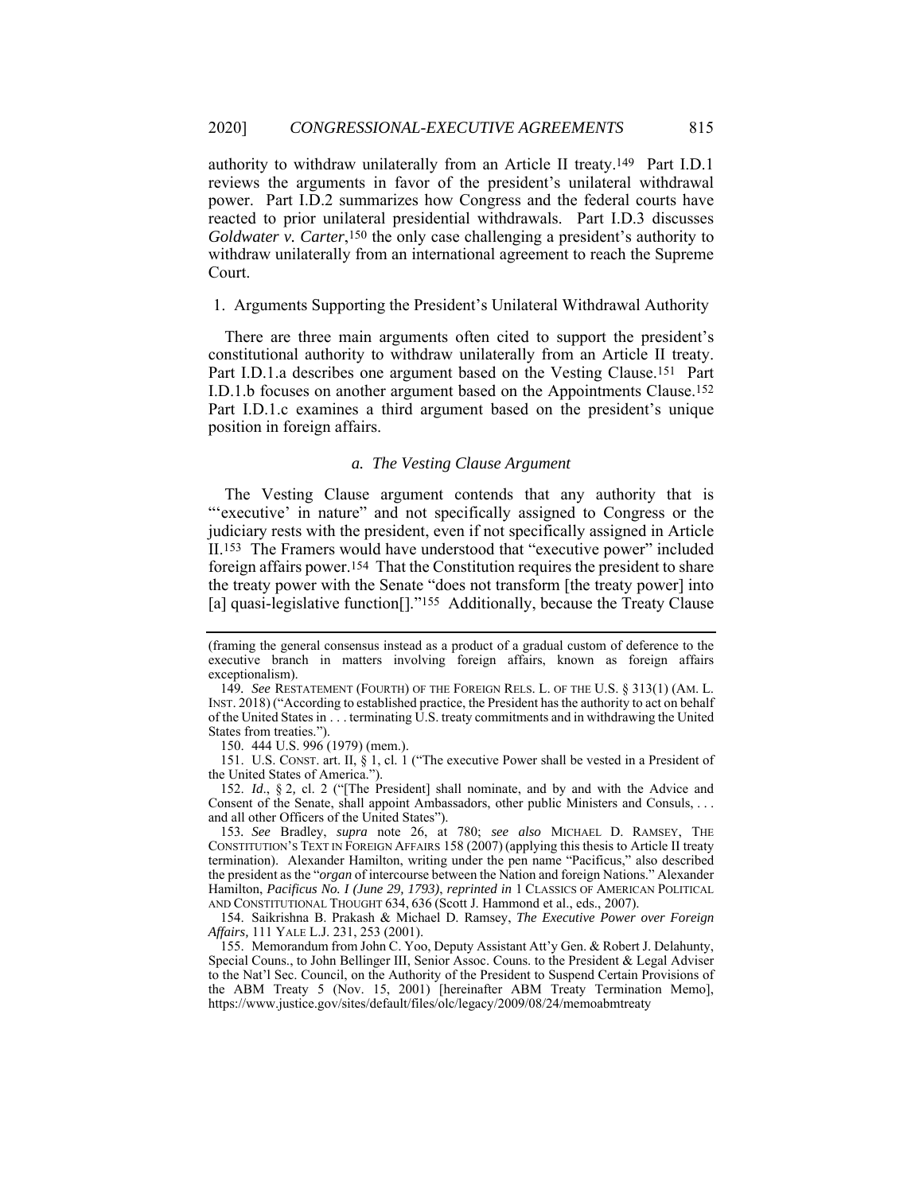authority to withdraw unilaterally from an Article II treaty.[149] Part I.D.1 reviews the arguments in favor of the president's unilateral withdrawal power. Part I.D.2 summarizes how Congress and the federal courts have reacted to prior unilateral presidential withdrawals. Part I.D.3 discusses *Goldwater v. Carter*,[150] the only case challenging a president's authority to withdraw unilaterally from an international agreement to reach the Supreme Court.

1. Arguments Supporting the President's Unilateral Withdrawal Authority

There are three main arguments often cited to support the president's constitutional authority to withdraw unilaterally from an Article II treaty. Part I.D.1.a describes one argument based on the Vesting Clause.[151] Part I.D.1.b focuses on another argument based on the Appointments Clause.[152] Part I.D.1.c examines a third argument based on the president's unique position in foreign affairs.

### *a. The Vesting Clause Argument*

The Vesting Clause argument contends that any authority that is "'executive' in nature" and not specifically assigned to Congress or the judiciary rests with the president, even if not specifically assigned in Article II.[153] The Framers would have understood that "executive power" included foreign affairs power.[154] That the Constitution requires the president to share the treaty power with the Senate "does not transform [the treaty power] into [a] quasi-legislative function[]."[155] Additionally, because the Treaty Clause

---

(framing the general consensus instead as a product of a gradual custom of deference to the executive branch in matters involving foreign affairs, known as foreign affairs exceptionalism).

149. *See* RESTATEMENT (FOURTH) OF THE FOREIGN RELS. L. OF THE U.S. § 313(1) (AM. L. INST. 2018) ("According to established practice, the President has the authority to act on behalf of the United States in . . . terminating U.S. treaty commitments and in withdrawing the United States from treaties.").

150. 444 U.S. 996 (1979) (mem.).

151. U.S. CONST. art. II, § 1, cl. 1 ("The executive Power shall be vested in a President of the United States of America.").

152. *Id.*, § 2, cl. 2 ("[The President] shall nominate, and by and with the Advice and Consent of the Senate, shall appoint Ambassadors, other public Ministers and Consuls, . . . and all other Officers of the United States").

153. *See* Bradley, *supra* note 26, at 780; *see also* MICHAEL D. RAMSEY, THE CONSTITUTION'S TEXT IN FOREIGN AFFAIRS 158 (2007) (applying this thesis to Article II treaty termination). Alexander Hamilton, writing under the pen name "Pacificus," also described the president as the "*organ* of intercourse between the Nation and foreign Nations." Alexander Hamilton, *Pacificus No. I (June 29, 1793)*, *reprinted in* 1 CLASSICS OF AMERICAN POLITICAL AND CONSTITUTIONAL THOUGHT 634, 636 (Scott J. Hammond et al., eds., 2007).

154. Saikrishna B. Prakash & Michael D. Ramsey, *The Executive Power over Foreign Affairs*, 111 YALE L.J. 231, 253 (2001).

155. Memorandum from John C. Yoo, Deputy Assistant Att'y Gen. & Robert J. Delahunty, Special Couns., to John Bellinger III, Senior Assoc. Couns. to the President & Legal Adviser to the Nat'l Sec. Council, on the Authority of the President to Suspend Certain Provisions of the ABM Treaty 5 (Nov. 15, 2001) [hereinafter ABM Treaty Termination Memo], https://www.justice.gov/sites/default/files/olc/legacy/2009/08/24/memoabmtreaty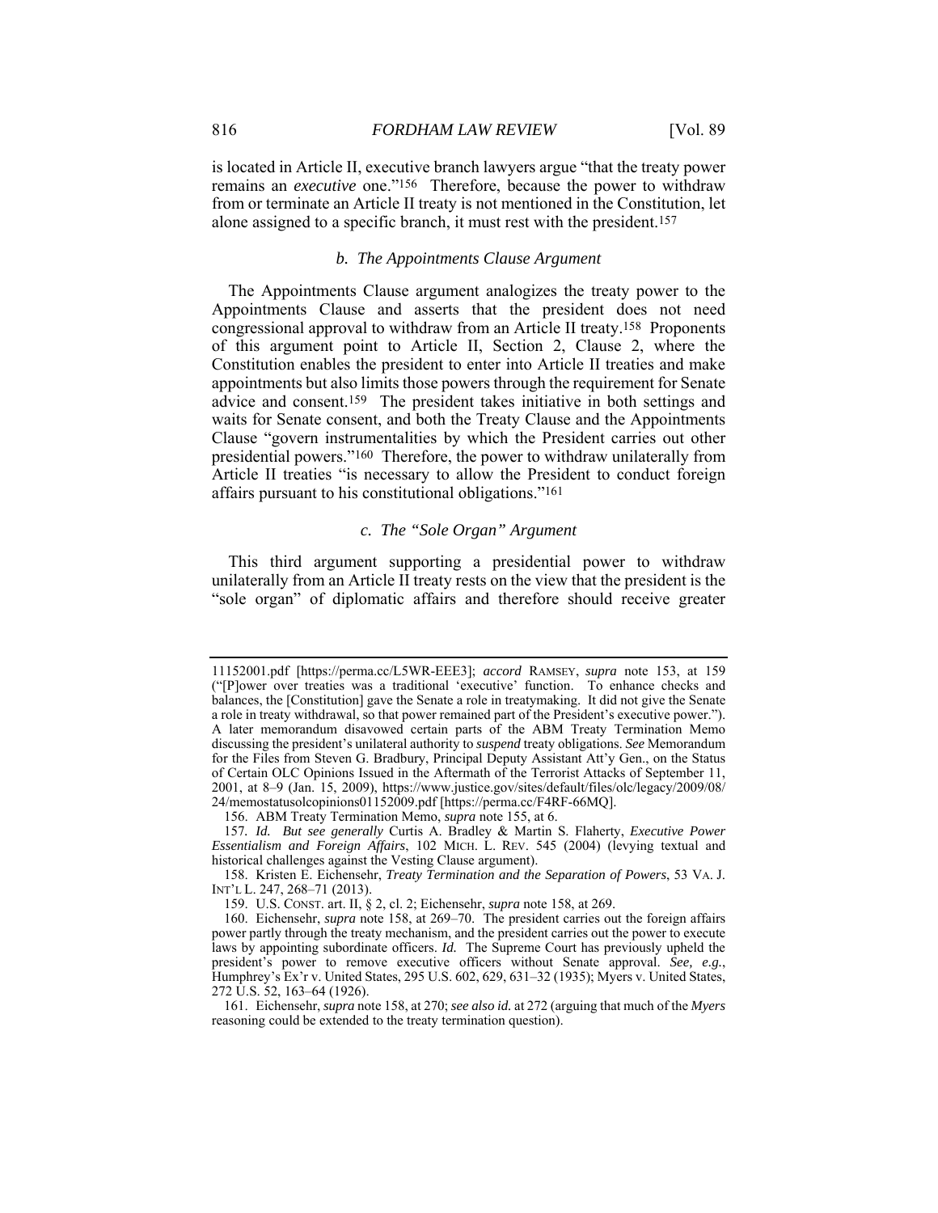is located in Article II, executive branch lawyers argue "that the treaty power remains an *executive* one."[156] Therefore, because the power to withdraw from or terminate an Article II treaty is not mentioned in the Constitution, let alone assigned to a specific branch, it must rest with the president.[157]

### *b. The Appointments Clause Argument*

The Appointments Clause argument analogizes the treaty power to the Appointments Clause and asserts that the president does not need congressional approval to withdraw from an Article II treaty.[158] Proponents of this argument point to Article II, Section 2, Clause 2, where the Constitution enables the president to enter into Article II treaties and make appointments but also limits those powers through the requirement for Senate advice and consent.[159] The president takes initiative in both settings and waits for Senate consent, and both the Treaty Clause and the Appointments Clause "govern instrumentalities by which the President carries out other presidential powers."[160] Therefore, the power to withdraw unilaterally from Article II treaties "is necessary to allow the President to conduct foreign affairs pursuant to his constitutional obligations."[161]

### *c. The "Sole Organ" Argument*

This third argument supporting a presidential power to withdraw unilaterally from an Article II treaty rests on the view that the president is the "sole organ" of diplomatic affairs and therefore should receive greater

---

11152001.pdf [https://perma.cc/L5WR-EEE3]; *accord* RAMSEY, *supra* note 153, at 159 ("[P]ower over treaties was a traditional 'executive' function. To enhance checks and balances, the [Constitution] gave the Senate a role in treatymaking. It did not give the Senate a role in treaty withdrawal, so that power remained part of the President's executive power."). A later memorandum disavowed certain parts of the ABM Treaty Termination Memo discussing the president's unilateral authority to *suspend* treaty obligations. *See* Memorandum for the Files from Steven G. Bradbury, Principal Deputy Assistant Att'y Gen., on the Status of Certain OLC Opinions Issued in the Aftermath of the Terrorist Attacks of September 11, 2001, at 8–9 (Jan. 15, 2009), https://www.justice.gov/sites/default/files/olc/legacy/2009/08/24/memostatusolcopinions01152009.pdf [https://perma.cc/F4RF-66MQ].

156. ABM Treaty Termination Memo, *supra* note 155, at 6.

157. *Id. But see generally* Curtis A. Bradley & Martin S. Flaherty, *Executive Power Essentialism and Foreign Affairs*, 102 MICH. L. REV. 545 (2004) (levying textual and historical challenges against the Vesting Clause argument).

158. Kristen E. Eichensehr, *Treaty Termination and the Separation of Powers*, 53 VA. J. INT'L L. 247, 268–71 (2013).

159. U.S. CONST. art. II, § 2, cl. 2; Eichensehr, *supra* note 158, at 269.

160. Eichensehr, *supra* note 158, at 269–70. The president carries out the foreign affairs power partly through the treaty mechanism, and the president carries out the power to execute laws by appointing subordinate officers. *Id.* The Supreme Court has previously upheld the president's power to remove executive officers without Senate approval. *See, e.g.*, Humphrey's Ex'r v. United States, 295 U.S. 602, 629, 631–32 (1935); Myers v. United States, 272 U.S. 52, 163–64 (1926).

161. Eichensehr, *supra* note 158, at 270; *see also id.* at 272 (arguing that much of the *Myers* reasoning could be extended to the treaty termination question).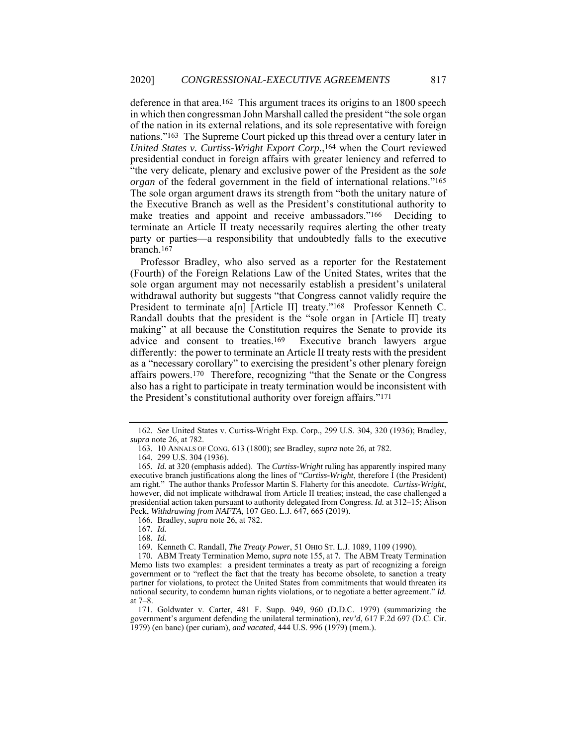deference in that area.[162] This argument traces its origins to an 1800 speech in which then congressman John Marshall called the president "the sole organ of the nation in its external relations, and its sole representative with foreign nations."[163] The Supreme Court picked up this thread over a century later in *United States v. Curtiss-Wright Export Corp.*,[164] when the Court reviewed presidential conduct in foreign affairs with greater leniency and referred to "the very delicate, plenary and exclusive power of the President as the *sole organ* of the federal government in the field of international relations."[165] The sole organ argument draws its strength from "both the unitary nature of the Executive Branch as well as the President's constitutional authority to make treaties and appoint and receive ambassadors."[166] Deciding to terminate an Article II treaty necessarily requires alerting the other treaty party or parties—a responsibility that undoubtedly falls to the executive branch.[167]

Professor Bradley, who also served as a reporter for the Restatement (Fourth) of the Foreign Relations Law of the United States, writes that the sole organ argument may not necessarily establish a president's unilateral withdrawal authority but suggests "that Congress cannot validly require the President to terminate a[n] [Article II] treaty."[168] Professor Kenneth C. Randall doubts that the president is the "sole organ in [Article II] treaty making" at all because the Constitution requires the Senate to provide its advice and consent to treaties.[169] Executive branch lawyers argue differently: the power to terminate an Article II treaty rests with the president as a "necessary corollary" to exercising the president's other plenary foreign affairs powers.[170] Therefore, recognizing "that the Senate or the Congress also has a right to participate in treaty termination would be inconsistent with the President's constitutional authority over foreign affairs."[171]

---

162. *See* United States v. Curtiss-Wright Exp. Corp., 299 U.S. 304, 320 (1936); Bradley, *supra* note 26, at 782.

163. 10 ANNALS OF CONG. 613 (1800); *see* Bradley, *supra* note 26, at 782.

164. 299 U.S. 304 (1936).

165. *Id.* at 320 (emphasis added). The *Curtiss-Wright* ruling has apparently inspired many executive branch justifications along the lines of "*Curtiss-Wright*, therefore I (the President) am right." The author thanks Professor Martin S. Flaherty for this anecdote. *Curtiss-Wright*, however, did not implicate withdrawal from Article II treaties; instead, the case challenged a presidential action taken pursuant to authority delegated from Congress. *Id.* at 312–15; Alison Peck, *Withdrawing from NAFTA*, 107 GEO. L.J. 647, 665 (2019).

166. Bradley, *supra* note 26, at 782.

167. *Id.*

168. *Id.*

169. Kenneth C. Randall, *The Treaty Power*, 51 OHIO ST. L.J. 1089, 1109 (1990).

170. ABM Treaty Termination Memo, *supra* note 155, at 7. The ABM Treaty Termination Memo lists two examples: a president terminates a treaty as part of recognizing a foreign government or to "reflect the fact that the treaty has become obsolete, to sanction a treaty partner for violations, to protect the United States from commitments that would threaten its national security, to condemn human rights violations, or to negotiate a better agreement." *Id.* at 7–8.

171. Goldwater v. Carter, 481 F. Supp. 949, 960 (D.D.C. 1979) (summarizing the government's argument defending the unilateral termination), *rev'd*, 617 F.2d 697 (D.C. Cir. 1979) (en banc) (per curiam), *and vacated*, 444 U.S. 996 (1979) (mem.).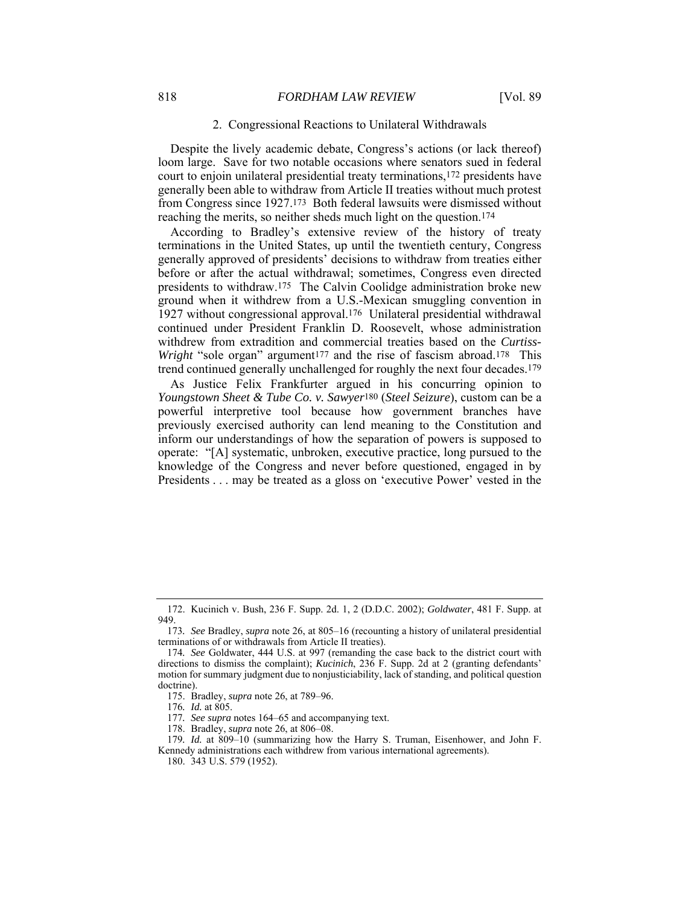### 2. Congressional Reactions to Unilateral Withdrawals

Despite the lively academic debate, Congress's actions (or lack thereof) loom large. Save for two notable occasions where senators sued in federal court to enjoin unilateral presidential treaty terminations,[172] presidents have generally been able to withdraw from Article II treaties without much protest from Congress since 1927.[173] Both federal lawsuits were dismissed without reaching the merits, so neither sheds much light on the question.[174]

According to Bradley's extensive review of the history of treaty terminations in the United States, up until the twentieth century, Congress generally approved of presidents' decisions to withdraw from treaties either before or after the actual withdrawal; sometimes, Congress even directed presidents to withdraw.[175] The Calvin Coolidge administration broke new ground when it withdrew from a U.S.-Mexican smuggling convention in 1927 without congressional approval.[176] Unilateral presidential withdrawal continued under President Franklin D. Roosevelt, whose administration withdrew from extradition and commercial treaties based on the *Curtiss-Wright* "sole organ" argument[177] and the rise of fascism abroad.[178] This trend continued generally unchallenged for roughly the next four decades.[179]

As Justice Felix Frankfurter argued in his concurring opinion to *Youngstown Sheet & Tube Co. v. Sawyer*[180] (*Steel Seizure*), custom can be a powerful interpretive tool because how government branches have previously exercised authority can lend meaning to the Constitution and inform our understandings of how the separation of powers is supposed to operate: "[A] systematic, unbroken, executive practice, long pursued to the knowledge of the Congress and never before questioned, engaged in by Presidents . . . may be treated as a gloss on 'executive Power' vested in the

---

172. Kucinich v. Bush, 236 F. Supp. 2d. 1, 2 (D.D.C. 2002); *Goldwater*, 481 F. Supp. at 949.

173. *See* Bradley, *supra* note 26, at 805–16 (recounting a history of unilateral presidential terminations of or withdrawals from Article II treaties).

174. *See* Goldwater, 444 U.S. at 997 (remanding the case back to the district court with directions to dismiss the complaint); *Kucinich*, 236 F. Supp. 2d at 2 (granting defendants' motion for summary judgment due to nonjusticiability, lack of standing, and political question doctrine).

175. Bradley, *supra* note 26, at 789–96.

176. *Id.* at 805.

177. *See supra* notes 164–65 and accompanying text.

178. Bradley, *supra* note 26, at 806–08.

179. *Id.* at 809–10 (summarizing how the Harry S. Truman, Eisenhower, and John F. Kennedy administrations each withdrew from various international agreements).

180. 343 U.S. 579 (1952).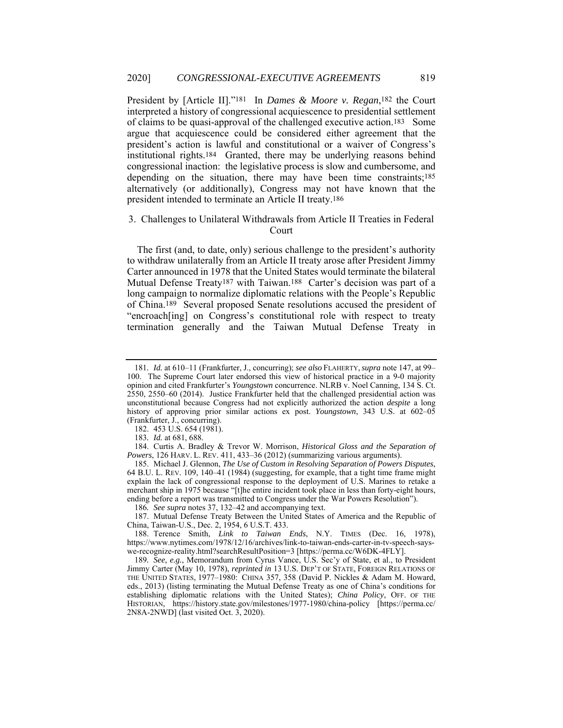President by [Article II]."[181] In *Dames & Moore v. Regan*,[182] the Court interpreted a history of congressional acquiescence to presidential settlement of claims to be quasi-approval of the challenged executive action.[183] Some argue that acquiescence could be considered either agreement that the president's action is lawful and constitutional or a waiver of Congress's institutional rights.[184] Granted, there may be underlying reasons behind congressional inaction: the legislative process is slow and cumbersome, and depending on the situation, there may have been time constraints;[185] alternatively (or additionally), Congress may not have known that the president intended to terminate an Article II treaty.[186]

### 3. Challenges to Unilateral Withdrawals from Article II Treaties in Federal Court

The first (and, to date, only) serious challenge to the president's authority to withdraw unilaterally from an Article II treaty arose after President Jimmy Carter announced in 1978 that the United States would terminate the bilateral Mutual Defense Treaty[187] with Taiwan.[188] Carter's decision was part of a long campaign to normalize diplomatic relations with the People's Republic of China.[189] Several proposed Senate resolutions accused the president of "encroach[ing] on Congress's constitutional role with respect to treaty termination generally and the Taiwan Mutual Defense Treaty in

---

181. *Id.* at 610–11 (Frankfurter, J., concurring); *see also* FLAHERTY, *supra* note 147, at 99–100. The Supreme Court later endorsed this view of historical practice in a 9-0 majority opinion and cited Frankfurter's *Youngstown* concurrence. NLRB v. Noel Canning, 134 S. Ct. 2550, 2550–60 (2014). Justice Frankfurter held that the challenged presidential action was unconstitutional because Congress had not explicitly authorized the action *despite* a long history of approving prior similar actions ex post. *Youngstown*, 343 U.S. at 602–05 (Frankfurter, J., concurring).

182. 453 U.S. 654 (1981).

183. *Id.* at 681, 688.

184. Curtis A. Bradley & Trevor W. Morrison, *Historical Gloss and the Separation of Powers*, 126 HARV. L. REV. 411, 433–36 (2012) (summarizing various arguments).

185. Michael J. Glennon, *The Use of Custom in Resolving Separation of Powers Disputes*, 64 B.U. L. REV. 109, 140–41 (1984) (suggesting, for example, that a tight time frame might explain the lack of congressional response to the deployment of U.S. Marines to retake a merchant ship in 1975 because "[t]he entire incident took place in less than forty-eight hours, ending before a report was transmitted to Congress under the War Powers Resolution").

186. *See supra* notes 37, 132–42 and accompanying text.

187. Mutual Defense Treaty Between the United States of America and the Republic of China, Taiwan-U.S., Dec. 2, 1954, 6 U.S.T. 433.

188. Terence Smith, *Link to Taiwan Ends*, N.Y. TIMES (Dec. 16, 1978), https://www.nytimes.com/1978/12/16/archives/link-to-taiwan-ends-carter-in-tv-speech-says-we-recognize-reality.html?searchResultPosition=3 [https://perma.cc/W6DK-4FLY].

189. *See, e.g.*, Memorandum from Cyrus Vance, U.S. Sec'y of State, et al., to President Jimmy Carter (May 10, 1978), *reprinted in* 13 U.S. DEP'T OF STATE, FOREIGN RELATIONS OF THE UNITED STATES, 1977–1980: CHINA 357, 358 (David P. Nickles & Adam M. Howard, eds., 2013) (listing terminating the Mutual Defense Treaty as one of China's conditions for establishing diplomatic relations with the United States); *China Policy*, OFF. OF THE HISTORIAN, https://history.state.gov/milestones/1977-1980/china-policy [https://perma.cc/2N8A-2NWD] (last visited Oct. 3, 2020).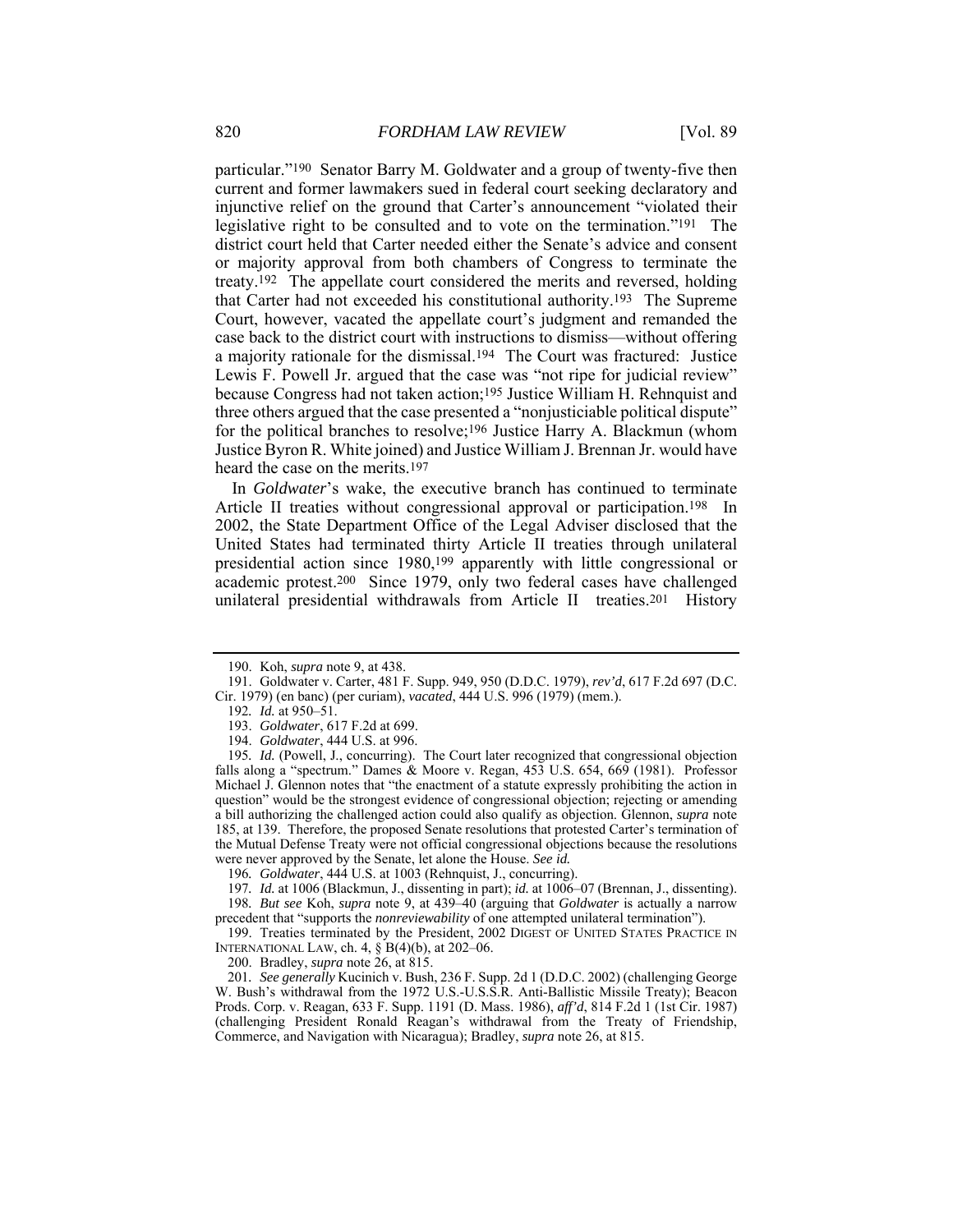particular."[190] Senator Barry M. Goldwater and a group of twenty-five then current and former lawmakers sued in federal court seeking declaratory and injunctive relief on the ground that Carter's announcement "violated their legislative right to be consulted and to vote on the termination."[191] The district court held that Carter needed either the Senate's advice and consent or majority approval from both chambers of Congress to terminate the treaty.[192] The appellate court considered the merits and reversed, holding that Carter had not exceeded his constitutional authority.[193] The Supreme Court, however, vacated the appellate court's judgment and remanded the case back to the district court with instructions to dismiss—without offering a majority rationale for the dismissal.[194] The Court was fractured: Justice Lewis F. Powell Jr. argued that the case was "not ripe for judicial review" because Congress had not taken action;[195] Justice William H. Rehnquist and three others argued that the case presented a "nonjusticiable political dispute" for the political branches to resolve;[196] Justice Harry A. Blackmun (whom Justice Byron R. White joined) and Justice William J. Brennan Jr. would have heard the case on the merits.[197]

In *Goldwater*'s wake, the executive branch has continued to terminate Article II treaties without congressional approval or participation.[198] In 2002, the State Department Office of the Legal Adviser disclosed that the United States had terminated thirty Article II treaties through unilateral presidential action since 1980,[199] apparently with little congressional or academic protest.[200] Since 1979, only two federal cases have challenged unilateral presidential withdrawals from Article II treaties.[201] History

---

190. Koh, *supra* note 9, at 438.

191. Goldwater v. Carter, 481 F. Supp. 949, 950 (D.D.C. 1979), *rev'd*, 617 F.2d 697 (D.C. Cir. 1979) (en banc) (per curiam), *vacated*, 444 U.S. 996 (1979) (mem.).

192. *Id.* at 950–51.

193. *Goldwater*, 617 F.2d at 699.

194. *Goldwater*, 444 U.S. at 996.

195. *Id.* (Powell, J., concurring). The Court later recognized that congressional objection falls along a "spectrum." Dames & Moore v. Regan, 453 U.S. 654, 669 (1981). Professor Michael J. Glennon notes that "the enactment of a statute expressly prohibiting the action in question" would be the strongest evidence of congressional objection; rejecting or amending a bill authorizing the challenged action could also qualify as objection. Glennon, *supra* note 185, at 139. Therefore, the proposed Senate resolutions that protested Carter's termination of the Mutual Defense Treaty were not official congressional objections because the resolutions were never approved by the Senate, let alone the House. *See id.*

196. *Goldwater*, 444 U.S. at 1003 (Rehnquist, J., concurring).

197. *Id.* at 1006 (Blackmun, J., dissenting in part); *id.* at 1006–07 (Brennan, J., dissenting).

198. *But see* Koh, *supra* note 9, at 439–40 (arguing that *Goldwater* is actually a narrow precedent that "supports the *nonreviewability* of one attempted unilateral termination").

199. Treaties terminated by the President, 2002 DIGEST OF UNITED STATES PRACTICE IN INTERNATIONAL LAW, ch. 4, § B(4)(b), at 202–06.

200. Bradley, *supra* note 26, at 815.

201. *See generally* Kucinich v. Bush, 236 F. Supp. 2d 1 (D.D.C. 2002) (challenging George W. Bush's withdrawal from the 1972 U.S.-U.S.S.R. Anti-Ballistic Missile Treaty); Beacon Prods. Corp. v. Reagan, 633 F. Supp. 1191 (D. Mass. 1986), *aff'd*, 814 F.2d 1 (1st Cir. 1987) (challenging President Ronald Reagan's withdrawal from the Treaty of Friendship, Commerce, and Navigation with Nicaragua); Bradley, *supra* note 26, at 815.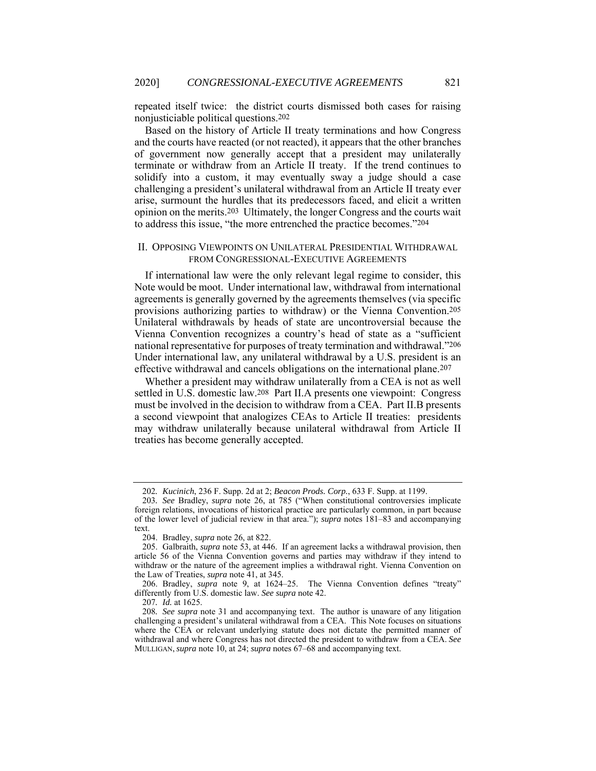repeated itself twice: the district courts dismissed both cases for raising nonjusticiable political questions.[202]

Based on the history of Article II treaty terminations and how Congress and the courts have reacted (or not reacted), it appears that the other branches of government now generally accept that a president may unilaterally terminate or withdraw from an Article II treaty. If the trend continues to solidify into a custom, it may eventually sway a judge should a case challenging a president's unilateral withdrawal from an Article II treaty ever arise, surmount the hurdles that its predecessors faced, and elicit a written opinion on the merits.[203] Ultimately, the longer Congress and the courts wait to address this issue, "the more entrenched the practice becomes."[204]

## II. OPPOSING VIEWPOINTS ON UNILATERAL PRESIDENTIAL WITHDRAWAL FROM CONGRESSIONAL-EXECUTIVE AGREEMENTS

If international law were the only relevant legal regime to consider, this Note would be moot. Under international law, withdrawal from international agreements is generally governed by the agreements themselves (via specific provisions authorizing parties to withdraw) or the Vienna Convention.[205] Unilateral withdrawals by heads of state are uncontroversial because the Vienna Convention recognizes a country's head of state as a "sufficient national representative for purposes of treaty termination and withdrawal."[206] Under international law, any unilateral withdrawal by a U.S. president is an effective withdrawal and cancels obligations on the international plane.[207]

Whether a president may withdraw unilaterally from a CEA is not as well settled in U.S. domestic law.[208] Part II.A presents one viewpoint: Congress must be involved in the decision to withdraw from a CEA. Part II.B presents a second viewpoint that analogizes CEAs to Article II treaties: presidents may withdraw unilaterally because unilateral withdrawal from Article II treaties has become generally accepted.

---

202. *Kucinich*, 236 F. Supp. 2d at 2; *Beacon Prods. Corp.*, 633 F. Supp. at 1199.

203. *See* Bradley, *supra* note 26, at 785 ("When constitutional controversies implicate foreign relations, invocations of historical practice are particularly common, in part because of the lower level of judicial review in that area."); *supra* notes 181–83 and accompanying text.

204. Bradley, *supra* note 26, at 822.

205. Galbraith, *supra* note 53, at 446. If an agreement lacks a withdrawal provision, then article 56 of the Vienna Convention governs and parties may withdraw if they intend to withdraw or the nature of the agreement implies a withdrawal right. Vienna Convention on the Law of Treaties, *supra* note 41, at 345.

206. Bradley, *supra* note 9, at 1624–25. The Vienna Convention defines "treaty" differently from U.S. domestic law. *See supra* note 42.

207. *Id.* at 1625.

208. *See supra* note 31 and accompanying text. The author is unaware of any litigation challenging a president's unilateral withdrawal from a CEA. This Note focuses on situations where the CEA or relevant underlying statute does not dictate the permitted manner of withdrawal and where Congress has not directed the president to withdraw from a CEA. *See* MULLIGAN, *supra* note 10, at 24; *supra* notes 67–68 and accompanying text.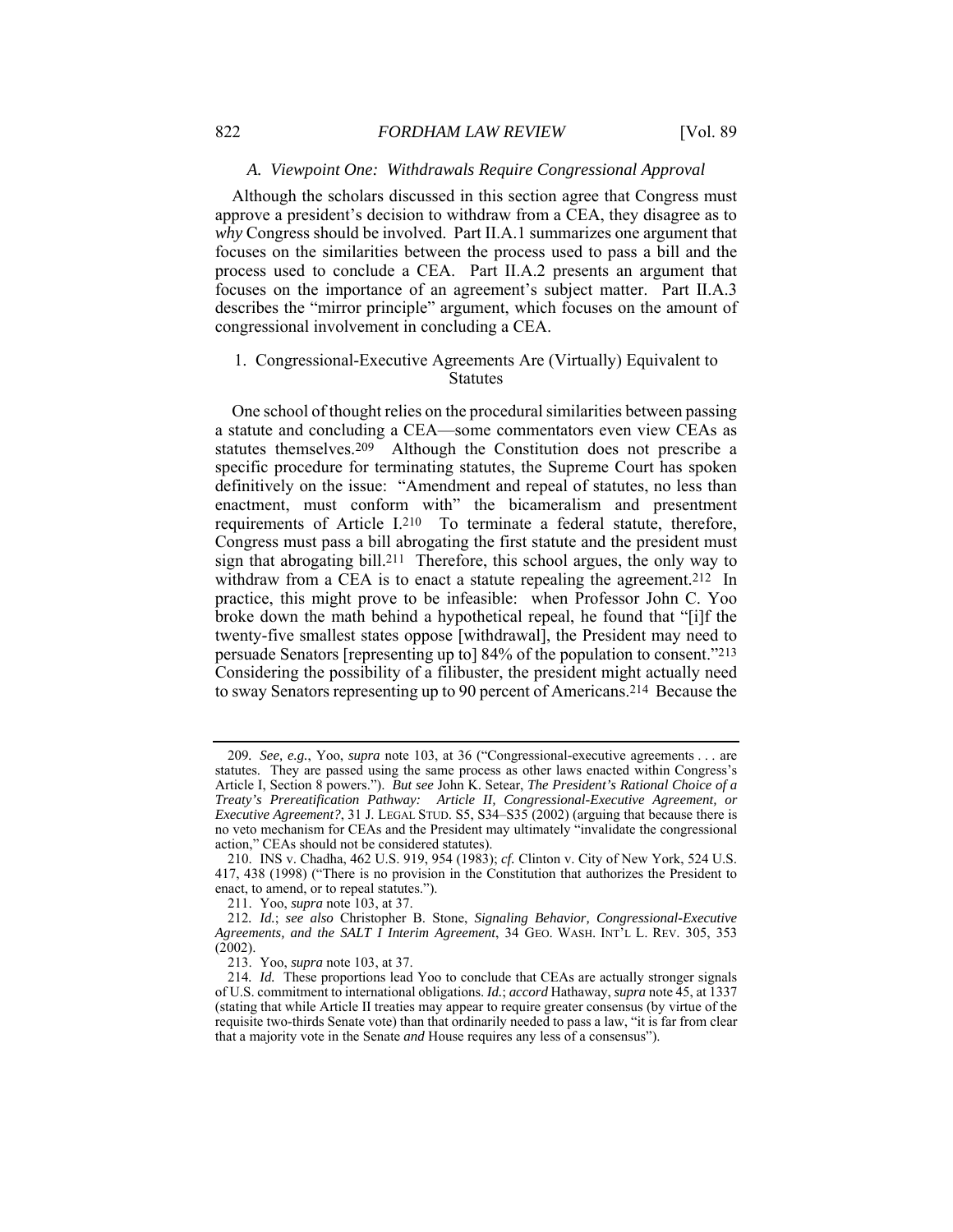### *A. Viewpoint One: Withdrawals Require Congressional Approval*

Although the scholars discussed in this section agree that Congress must approve a president's decision to withdraw from a CEA, they disagree as to *why* Congress should be involved. Part II.A.1 summarizes one argument that focuses on the similarities between the process used to pass a bill and the process used to conclude a CEA. Part II.A.2 presents an argument that focuses on the importance of an agreement's subject matter. Part II.A.3 describes the "mirror principle" argument, which focuses on the amount of congressional involvement in concluding a CEA.

#### 1. Congressional-Executive Agreements Are (Virtually) Equivalent to Statutes

One school of thought relies on the procedural similarities between passing a statute and concluding a CEA—some commentators even view CEAs as statutes themselves.[209] Although the Constitution does not prescribe a specific procedure for terminating statutes, the Supreme Court has spoken definitively on the issue: "Amendment and repeal of statutes, no less than enactment, must conform with" the bicameralism and presentment requirements of Article I.[210] To terminate a federal statute, therefore, Congress must pass a bill abrogating the first statute and the president must sign that abrogating bill.[211] Therefore, this school argues, the only way to withdraw from a CEA is to enact a statute repealing the agreement.[212] In practice, this might prove to be infeasible: when Professor John C. Yoo broke down the math behind a hypothetical repeal, he found that "[i]f the twenty-five smallest states oppose [withdrawal], the President may need to persuade Senators [representing up to] 84% of the population to consent."[213] Considering the possibility of a filibuster, the president might actually need to sway Senators representing up to 90 percent of Americans.[214] Because the

---

209. *See, e.g.*, Yoo, *supra* note 103, at 36 ("Congressional-executive agreements . . . are statutes. They are passed using the same process as other laws enacted within Congress's Article I, Section 8 powers."). *But see* John K. Setear, *The President's Rational Choice of a Treaty's Preratification Pathway: Article II, Congressional-Executive Agreement, or Executive Agreement?*, 31 J. LEGAL STUD. S5, S34–S35 (2002) (arguing that because there is no veto mechanism for CEAs and the President may ultimately "invalidate the congressional action," CEAs should not be considered statutes).

210. INS v. Chadha, 462 U.S. 919, 954 (1983); *cf.* Clinton v. City of New York, 524 U.S. 417, 438 (1998) ("There is no provision in the Constitution that authorizes the President to enact, to amend, or to repeal statutes.").

211. Yoo, *supra* note 103, at 37.

212. *Id.*; *see also* Christopher B. Stone, *Signaling Behavior, Congressional-Executive Agreements, and the SALT I Interim Agreement*, 34 GEO. WASH. INT'L L. REV. 305, 353 (2002).

213. Yoo, *supra* note 103, at 37.

214. *Id.* These proportions lead Yoo to conclude that CEAs are actually stronger signals of U.S. commitment to international obligations. *Id.*; *accord* Hathaway, *supra* note 45, at 1337 (stating that while Article II treaties may appear to require greater consensus (by virtue of the requisite two-thirds Senate vote) than that ordinarily needed to pass a law, "it is far from clear that a majority vote in the Senate *and* House requires any less of a consensus").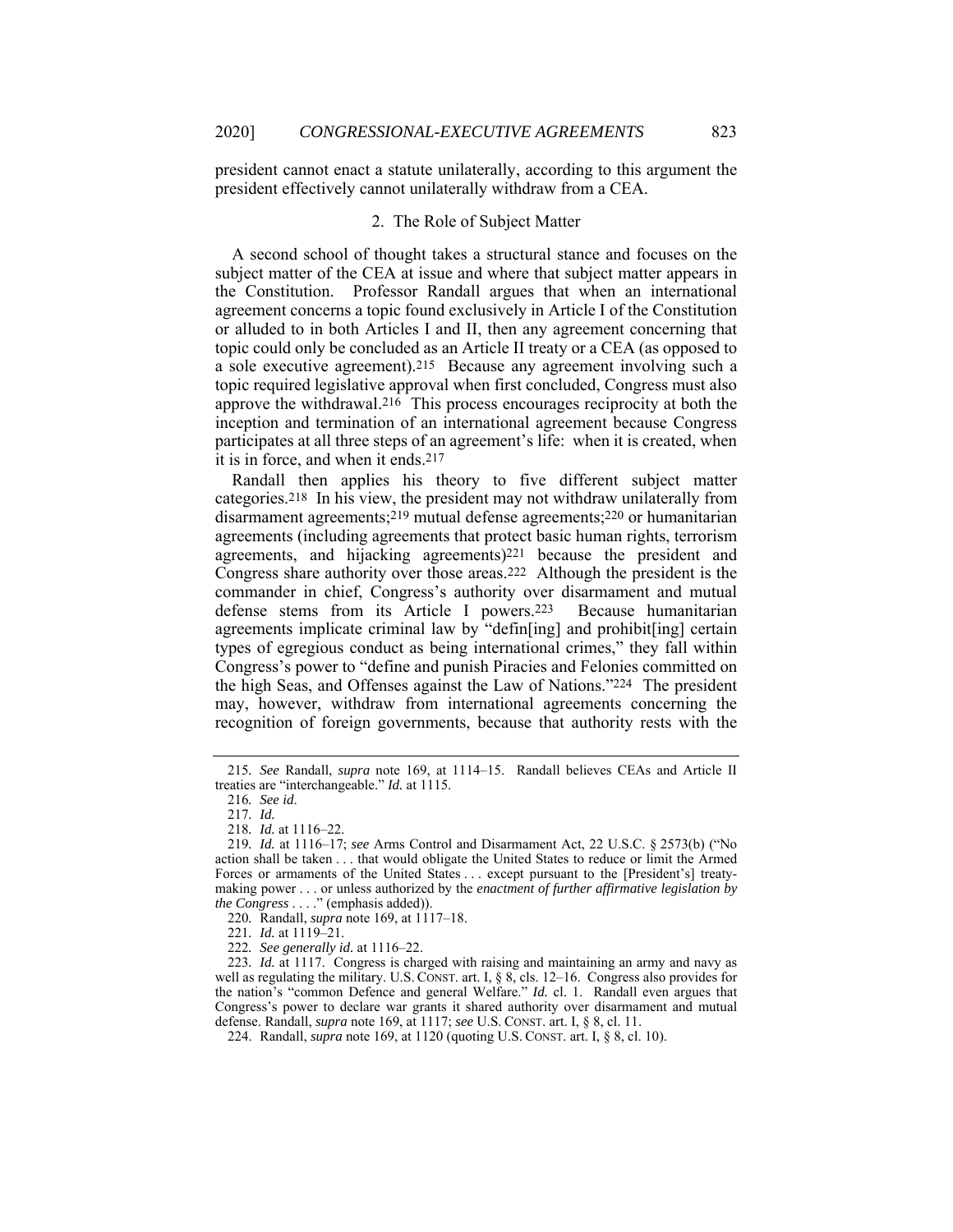president cannot enact a statute unilaterally, according to this argument the president effectively cannot unilaterally withdraw from a CEA.

### 2. The Role of Subject Matter

A second school of thought takes a structural stance and focuses on the subject matter of the CEA at issue and where that subject matter appears in the Constitution. Professor Randall argues that when an international agreement concerns a topic found exclusively in Article I of the Constitution or alluded to in both Articles I and II, then any agreement concerning that topic could only be concluded as an Article II treaty or a CEA (as opposed to a sole executive agreement).[215] Because any agreement involving such a topic required legislative approval when first concluded, Congress must also approve the withdrawal.[216] This process encourages reciprocity at both the inception and termination of an international agreement because Congress participates at all three steps of an agreement's life: when it is created, when it is in force, and when it ends.[217]

Randall then applies his theory to five different subject matter categories.[218] In his view, the president may not withdraw unilaterally from disarmament agreements;[219] mutual defense agreements;[220] or humanitarian agreements (including agreements that protect basic human rights, terrorism agreements, and hijacking agreements)[221] because the president and Congress share authority over those areas.[222] Although the president is the commander in chief, Congress's authority over disarmament and mutual defense stems from its Article I powers.[223] Because humanitarian agreements implicate criminal law by "defin[ing] and prohibit[ing] certain types of egregious conduct as being international crimes," they fall within Congress's power to "define and punish Piracies and Felonies committed on the high Seas, and Offenses against the Law of Nations."[224] The president may, however, withdraw from international agreements concerning the recognition of foreign governments, because that authority rests with the

---

215. *See* Randall, *supra* note 169, at 1114–15. Randall believes CEAs and Article II treaties are "interchangeable." *Id.* at 1115.

216. *See id*.

217. *Id.*

218. *Id.* at 1116–22.

219. *Id.* at 1116–17; *see* Arms Control and Disarmament Act, 22 U.S.C. § 2573(b) ("No action shall be taken . . . that would obligate the United States to reduce or limit the Armed Forces or armaments of the United States . . . except pursuant to the [President's] treaty-making power . . . or unless authorized by the *enactment of further affirmative legislation by the Congress* . . . ." (emphasis added)).

220. Randall, *supra* note 169, at 1117–18.

221. *Id.* at 1119–21.

222. *See generally id.* at 1116–22.

223. *Id.* at 1117. Congress is charged with raising and maintaining an army and navy as well as regulating the military. U.S. CONST. art. I, § 8, cls. 12–16. Congress also provides for the nation's "common Defence and general Welfare." *Id.* cl. 1. Randall even argues that Congress's power to declare war grants it shared authority over disarmament and mutual defense. Randall, *supra* note 169, at 1117; *see* U.S. CONST. art. I, § 8, cl. 11.

224. Randall, *supra* note 169, at 1120 (quoting U.S. CONST. art. I, § 8, cl. 10).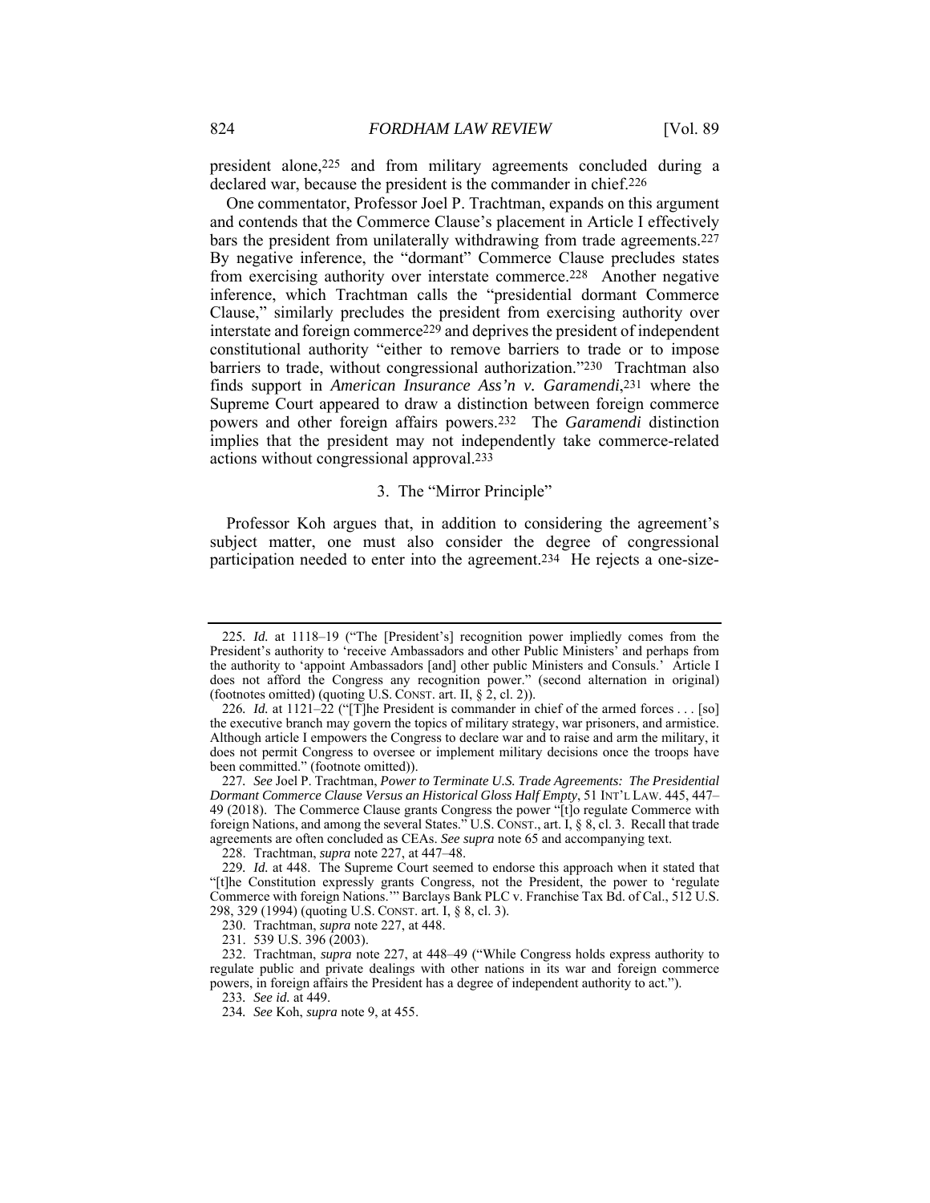president alone,[225] and from military agreements concluded during a declared war, because the president is the commander in chief.[226]

One commentator, Professor Joel P. Trachtman, expands on this argument and contends that the Commerce Clause's placement in Article I effectively bars the president from unilaterally withdrawing from trade agreements.[227] By negative inference, the "dormant" Commerce Clause precludes states from exercising authority over interstate commerce.[228] Another negative inference, which Trachtman calls the "presidential dormant Commerce Clause," similarly precludes the president from exercising authority over interstate and foreign commerce[229] and deprives the president of independent constitutional authority "either to remove barriers to trade or to impose barriers to trade, without congressional authorization."[230] Trachtman also finds support in *American Insurance Ass'n v. Garamendi*,[231] where the Supreme Court appeared to draw a distinction between foreign commerce powers and other foreign affairs powers.[232] The *Garamendi* distinction implies that the president may not independently take commerce-related actions without congressional approval.[233]

### 3. The "Mirror Principle"

Professor Koh argues that, in addition to considering the agreement's subject matter, one must also consider the degree of congressional participation needed to enter into the agreement.[234] He rejects a one-size-

---

225. *Id.* at 1118–19 ("The [President's] recognition power impliedly comes from the President's authority to 'receive Ambassadors and other Public Ministers' and perhaps from the authority to 'appoint Ambassadors [and] other public Ministers and Consuls.' Article I does not afford the Congress any recognition power." (second alternation in original) (footnotes omitted) (quoting U.S. CONST. art. II, § 2, cl. 2)).

226. *Id.* at 1121–22 ("[T]he President is commander in chief of the armed forces . . . [so] the executive branch may govern the topics of military strategy, war prisoners, and armistice. Although article I empowers the Congress to declare war and to raise and arm the military, it does not permit Congress to oversee or implement military decisions once the troops have been committed." (footnote omitted)).

227. *See* Joel P. Trachtman, *Power to Terminate U.S. Trade Agreements: The Presidential Dormant Commerce Clause Versus an Historical Gloss Half Empty*, 51 INT'L LAW. 445, 447–49 (2018). The Commerce Clause grants Congress the power "[t]o regulate Commerce with foreign Nations, and among the several States." U.S. CONST., art. I, § 8, cl. 3. Recall that trade agreements are often concluded as CEAs. *See supra* note 65 and accompanying text.

228. Trachtman, *supra* note 227, at 447–48.

229. *Id.* at 448. The Supreme Court seemed to endorse this approach when it stated that "[t]he Constitution expressly grants Congress, not the President, the power to 'regulate Commerce with foreign Nations.'" Barclays Bank PLC v. Franchise Tax Bd. of Cal., 512 U.S. 298, 329 (1994) (quoting U.S. CONST. art. I, § 8, cl. 3).

230. Trachtman, *supra* note 227, at 448.

231. 539 U.S. 396 (2003).

232. Trachtman, *supra* note 227, at 448–49 ("While Congress holds express authority to regulate public and private dealings with other nations in its war and foreign commerce powers, in foreign affairs the President has a degree of independent authority to act.").

233. *See id.* at 449.

234. *See* Koh, *supra* note 9, at 455.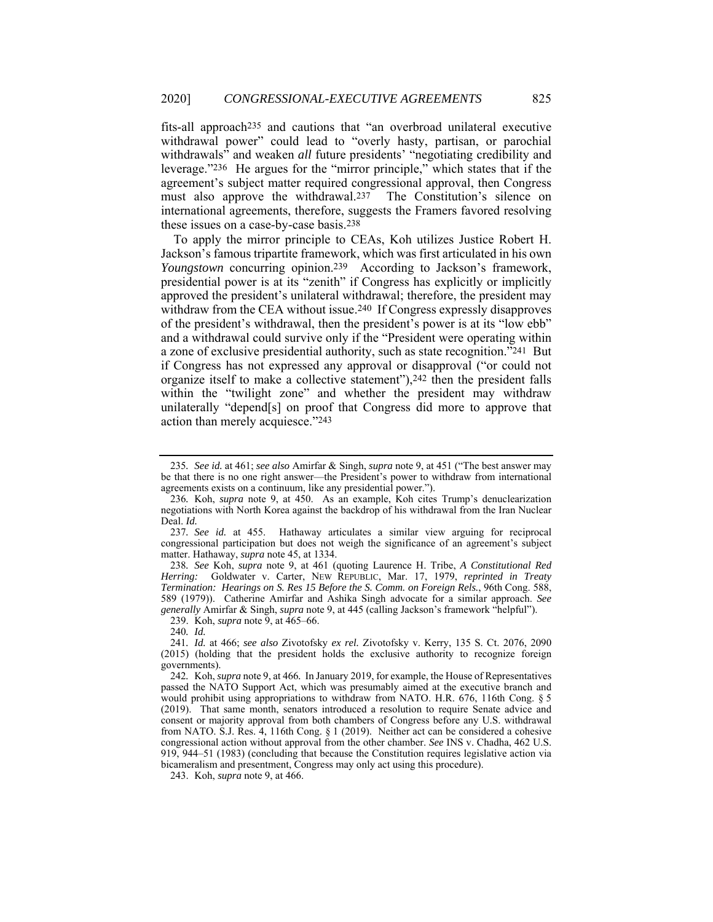fits-all approach[235] and cautions that "an overbroad unilateral executive withdrawal power" could lead to "overly hasty, partisan, or parochial withdrawals" and weaken *all* future presidents' "negotiating credibility and leverage."[236] He argues for the "mirror principle," which states that if the agreement's subject matter required congressional approval, then Congress must also approve the withdrawal.[237] The Constitution's silence on international agreements, therefore, suggests the Framers favored resolving these issues on a case-by-case basis.[238]

To apply the mirror principle to CEAs, Koh utilizes Justice Robert H. Jackson's famous tripartite framework, which was first articulated in his own *Youngstown* concurring opinion.[239] According to Jackson's framework, presidential power is at its "zenith" if Congress has explicitly or implicitly approved the president's unilateral withdrawal; therefore, the president may withdraw from the CEA without issue.[240] If Congress expressly disapproves of the president's withdrawal, then the president's power is at its "low ebb" and a withdrawal could survive only if the "President were operating within a zone of exclusive presidential authority, such as state recognition."[241] But if Congress has not expressed any approval or disapproval ("or could not organize itself to make a collective statement"),[242] then the president falls within the "twilight zone" and whether the president may withdraw unilaterally "depend[s] on proof that Congress did more to approve that action than merely acquiesce."[243]

---

235. *See id.* at 461; *see also* Amirfar & Singh, *supra* note 9, at 451 ("The best answer may be that there is no one right answer—the President's power to withdraw from international agreements exists on a continuum, like any presidential power.").

236. Koh, *supra* note 9, at 450. As an example, Koh cites Trump's denuclearization negotiations with North Korea against the backdrop of his withdrawal from the Iran Nuclear Deal. *Id.*

237. *See id.* at 455. Hathaway articulates a similar view arguing for reciprocal congressional participation but does not weigh the significance of an agreement's subject matter. Hathaway, *supra* note 45, at 1334.

238. *See* Koh, *supra* note 9, at 461 (quoting Laurence H. Tribe, *A Constitutional Red Herring:* Goldwater v. Carter, NEW REPUBLIC, Mar. 17, 1979, *reprinted in Treaty Termination: Hearings on S. Res 15 Before the S. Comm. on Foreign Rels.*, 96th Cong. 588, 589 (1979)). Catherine Amirfar and Ashika Singh advocate for a similar approach. *See generally* Amirfar & Singh, *supra* note 9, at 445 (calling Jackson's framework "helpful").

239. Koh, *supra* note 9, at 465–66.

240. *Id.*

241. *Id.* at 466; *see also* Zivotofsky *ex rel.* Zivotofsky v. Kerry, 135 S. Ct. 2076, 2090 (2015) (holding that the president holds the exclusive authority to recognize foreign governments).

242. Koh, *supra* note 9, at 466. In January 2019, for example, the House of Representatives passed the NATO Support Act, which was presumably aimed at the executive branch and would prohibit using appropriations to withdraw from NATO. H.R. 676, 116th Cong. § 5 (2019). That same month, senators introduced a resolution to require Senate advice and consent or majority approval from both chambers of Congress before any U.S. withdrawal from NATO. S.J. Res. 4, 116th Cong. § 1 (2019). Neither act can be considered a cohesive congressional action without approval from the other chamber. *See* INS v. Chadha, 462 U.S. 919, 944–51 (1983) (concluding that because the Constitution requires legislative action via bicameralism and presentment, Congress may only act using this procedure).

243. Koh, *supra* note 9, at 466.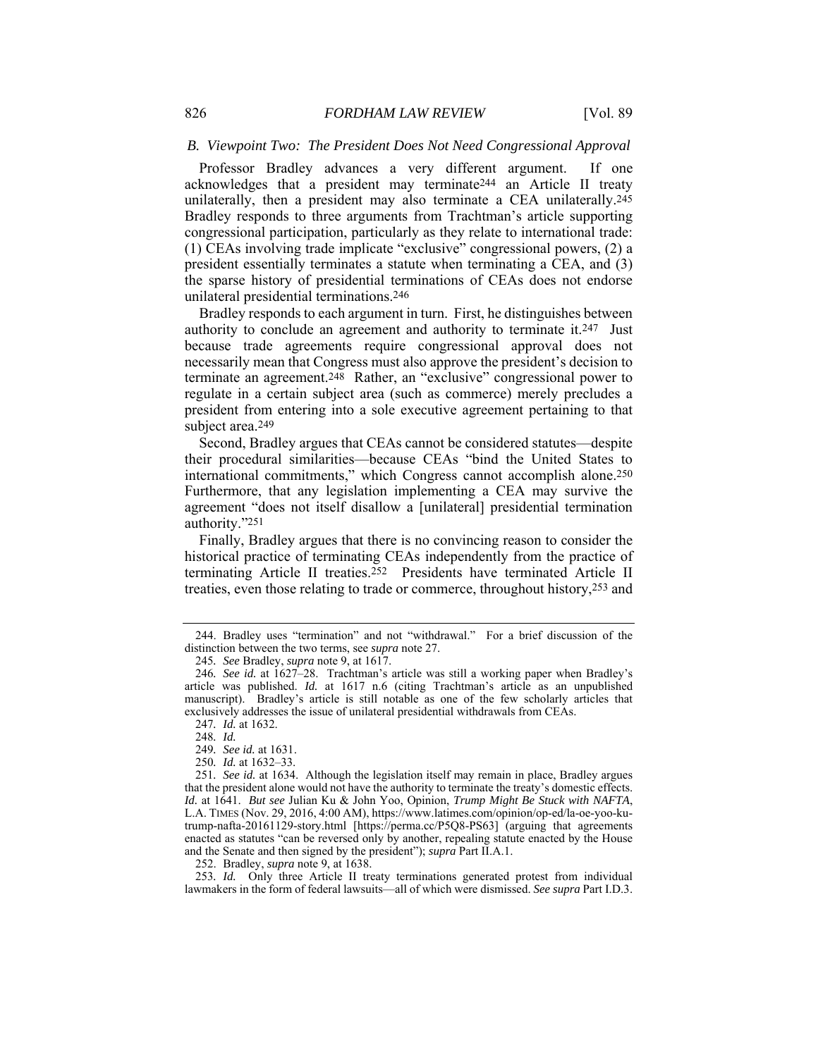### *B. Viewpoint Two: The President Does Not Need Congressional Approval*

Professor Bradley advances a very different argument. If one acknowledges that a president may terminate[244] an Article II treaty unilaterally, then a president may also terminate a CEA unilaterally.[245] Bradley responds to three arguments from Trachtman's article supporting congressional participation, particularly as they relate to international trade: (1) CEAs involving trade implicate "exclusive" congressional powers, (2) a president essentially terminates a statute when terminating a CEA, and (3) the sparse history of presidential terminations of CEAs does not endorse unilateral presidential terminations.[246]

Bradley responds to each argument in turn. First, he distinguishes between authority to conclude an agreement and authority to terminate it.[247] Just because trade agreements require congressional approval does not necessarily mean that Congress must also approve the president's decision to terminate an agreement.[248] Rather, an "exclusive" congressional power to regulate in a certain subject area (such as commerce) merely precludes a president from entering into a sole executive agreement pertaining to that subject area.[249]

Second, Bradley argues that CEAs cannot be considered statutes—despite their procedural similarities—because CEAs "bind the United States to international commitments," which Congress cannot accomplish alone.[250] Furthermore, that any legislation implementing a CEA may survive the agreement "does not itself disallow a [unilateral] presidential termination authority."[251]

Finally, Bradley argues that there is no convincing reason to consider the historical practice of terminating CEAs independently from the practice of terminating Article II treaties.[252] Presidents have terminated Article II treaties, even those relating to trade or commerce, throughout history,[253] and

---

244. Bradley uses "termination" and not "withdrawal." For a brief discussion of the distinction between the two terms, see *supra* note 27.

245. *See* Bradley, *supra* note 9, at 1617.

246. *See id.* at 1627–28. Trachtman's article was still a working paper when Bradley's article was published. *Id.* at 1617 n.6 (citing Trachtman's article as an unpublished manuscript). Bradley's article is still notable as one of the few scholarly articles that exclusively addresses the issue of unilateral presidential withdrawals from CEAs.

247. *Id.* at 1632.

248. *Id.*

249. *See id.* at 1631.

250. *Id.* at 1632–33.

251. *See id.* at 1634. Although the legislation itself may remain in place, Bradley argues that the president alone would not have the authority to terminate the treaty's domestic effects. *Id.* at 1641. *But see* Julian Ku & John Yoo, Opinion, *Trump Might Be Stuck with NAFTA*, L.A. TIMES (Nov. 29, 2016, 4:00 AM), https://www.latimes.com/opinion/op-ed/la-oe-yoo-ku-trump-nafta-20161129-story.html [https://perma.cc/P5Q8-PS63] (arguing that agreements enacted as statutes "can be reversed only by another, repealing statute enacted by the House and the Senate and then signed by the president"); *supra* Part II.A.1.

252. Bradley, *supra* note 9, at 1638.

253. *Id.* Only three Article II treaty terminations generated protest from individual lawmakers in the form of federal lawsuits—all of which were dismissed. *See supra* Part I.D.3.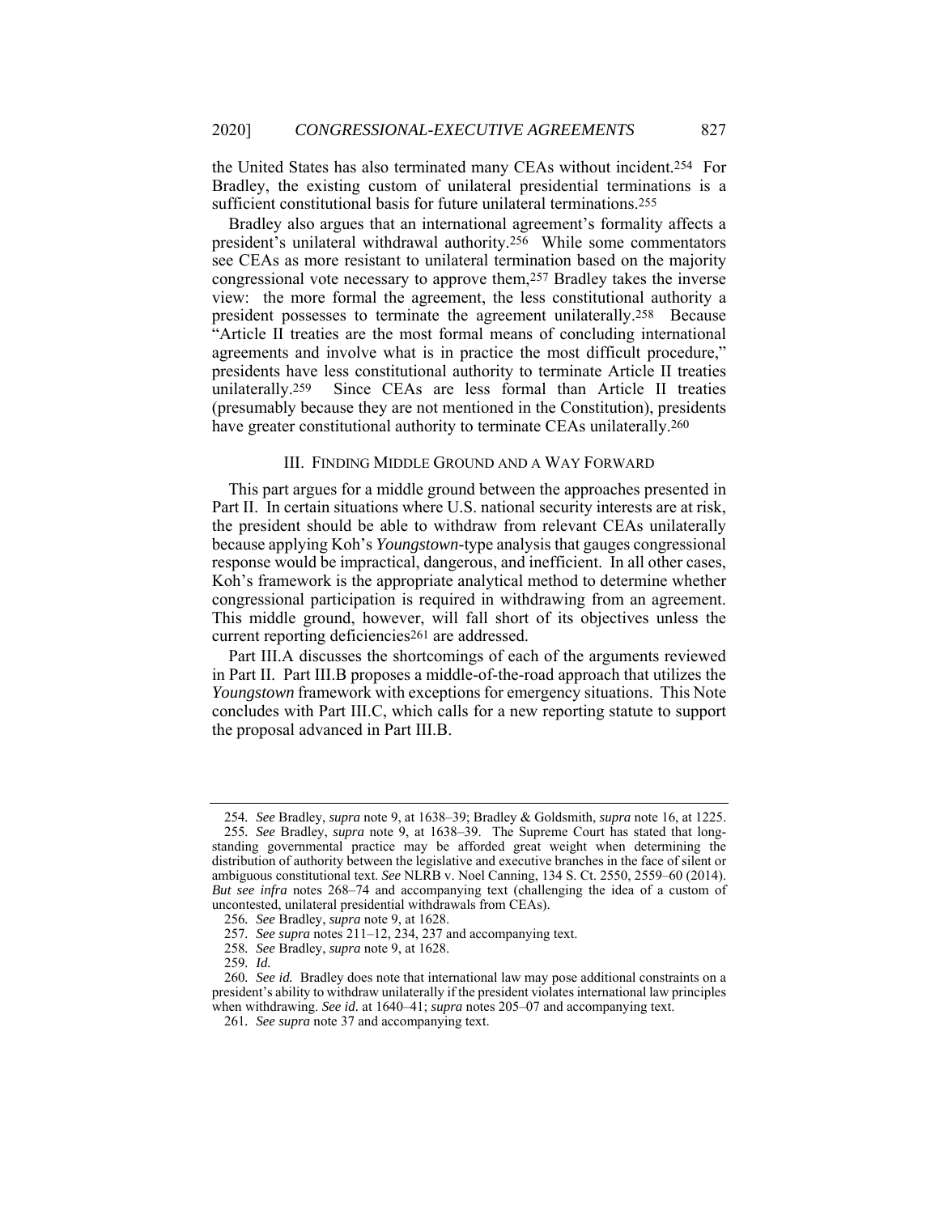the United States has also terminated many CEAs without incident.[254] For Bradley, the existing custom of unilateral presidential terminations is a sufficient constitutional basis for future unilateral terminations.[255]

Bradley also argues that an international agreement's formality affects a president's unilateral withdrawal authority.[256] While some commentators see CEAs as more resistant to unilateral termination based on the majority congressional vote necessary to approve them,[257] Bradley takes the inverse view: the more formal the agreement, the less constitutional authority a president possesses to terminate the agreement unilaterally.[258] Because "Article II treaties are the most formal means of concluding international agreements and involve what is in practice the most difficult procedure," presidents have less constitutional authority to terminate Article II treaties unilaterally.[259] Since CEAs are less formal than Article II treaties (presumably because they are not mentioned in the Constitution), presidents have greater constitutional authority to terminate CEAs unilaterally.[260]

## III. FINDING MIDDLE GROUND AND A WAY FORWARD

This part argues for a middle ground between the approaches presented in Part II. In certain situations where U.S. national security interests are at risk, the president should be able to withdraw from relevant CEAs unilaterally because applying Koh's *Youngstown*-type analysis that gauges congressional response would be impractical, dangerous, and inefficient. In all other cases, Koh's framework is the appropriate analytical method to determine whether congressional participation is required in withdrawing from an agreement. This middle ground, however, will fall short of its objectives unless the current reporting deficiencies[261] are addressed.

Part III.A discusses the shortcomings of each of the arguments reviewed in Part II. Part III.B proposes a middle-of-the-road approach that utilizes the *Youngstown* framework with exceptions for emergency situations. This Note concludes with Part III.C, which calls for a new reporting statute to support the proposal advanced in Part III.B.

---

254. *See* Bradley, *supra* note 9, at 1638–39; Bradley & Goldsmith, *supra* note 16, at 1225.

255. *See* Bradley, *supra* note 9, at 1638–39. The Supreme Court has stated that long-standing governmental practice may be afforded great weight when determining the distribution of authority between the legislative and executive branches in the face of silent or ambiguous constitutional text. *See* NLRB v. Noel Canning, 134 S. Ct. 2550, 2559–60 (2014). *But see infra* notes 268–74 and accompanying text (challenging the idea of a custom of uncontested, unilateral presidential withdrawals from CEAs).

256. *See* Bradley, *supra* note 9, at 1628.

257. *See supra* notes 211–12, 234, 237 and accompanying text.

258. *See* Bradley, *supra* note 9, at 1628.

259. *Id.*

260. *See id.* Bradley does note that international law may pose additional constraints on a president's ability to withdraw unilaterally if the president violates international law principles when withdrawing. *See id.* at 1640–41; *supra* notes 205–07 and accompanying text.

261. *See supra* note 37 and accompanying text.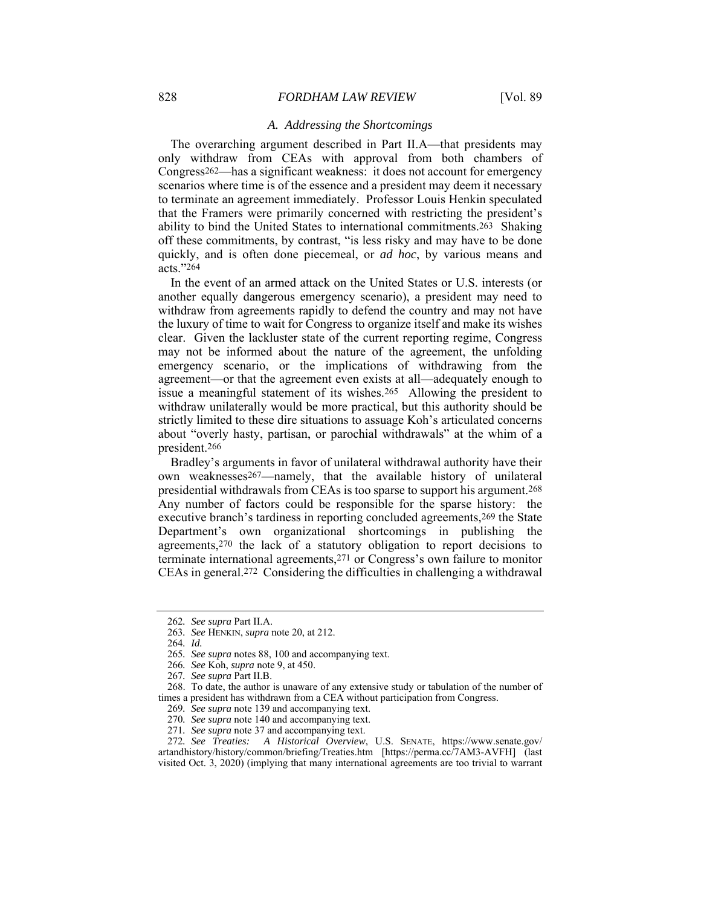### *A. Addressing the Shortcomings*

The overarching argument described in Part II.A—that presidents may only withdraw from CEAs with approval from both chambers of Congress[262]—has a significant weakness: it does not account for emergency scenarios where time is of the essence and a president may deem it necessary to terminate an agreement immediately. Professor Louis Henkin speculated that the Framers were primarily concerned with restricting the president's ability to bind the United States to international commitments.[263] Shaking off these commitments, by contrast, "is less risky and may have to be done quickly, and is often done piecemeal, or *ad hoc*, by various means and acts."[264]

In the event of an armed attack on the United States or U.S. interests (or another equally dangerous emergency scenario), a president may need to withdraw from agreements rapidly to defend the country and may not have the luxury of time to wait for Congress to organize itself and make its wishes clear. Given the lackluster state of the current reporting regime, Congress may not be informed about the nature of the agreement, the unfolding emergency scenario, or the implications of withdrawing from the agreement—or that the agreement even exists at all—adequately enough to issue a meaningful statement of its wishes.[265] Allowing the president to withdraw unilaterally would be more practical, but this authority should be strictly limited to these dire situations to assuage Koh's articulated concerns about "overly hasty, partisan, or parochial withdrawals" at the whim of a president.[266]

Bradley's arguments in favor of unilateral withdrawal authority have their own weaknesses[267]—namely, that the available history of unilateral presidential withdrawals from CEAs is too sparse to support his argument.[268] Any number of factors could be responsible for the sparse history: the executive branch's tardiness in reporting concluded agreements,[269] the State Department's own organizational shortcomings in publishing the agreements,[270] the lack of a statutory obligation to report decisions to terminate international agreements,[271] or Congress's own failure to monitor CEAs in general.[272] Considering the difficulties in challenging a withdrawal

---

262. *See supra* Part II.A.

263. *See* HENKIN, *supra* note 20, at 212.

264. *Id.*

265. *See supra* notes 88, 100 and accompanying text.

266. *See* Koh, *supra* note 9, at 450.

267. *See supra* Part II.B.

268. To date, the author is unaware of any extensive study or tabulation of the number of times a president has withdrawn from a CEA without participation from Congress.

269. *See supra* note 139 and accompanying text.

270. *See supra* note 140 and accompanying text.

271. *See supra* note 37 and accompanying text.

272. *See Treaties: A Historical Overview*, U.S. SENATE, https://www.senate.gov/artandhistory/history/common/briefing/Treaties.htm [https://perma.cc/7AM3-AVFH] (last visited Oct. 3, 2020) (implying that many international agreements are too trivial to warrant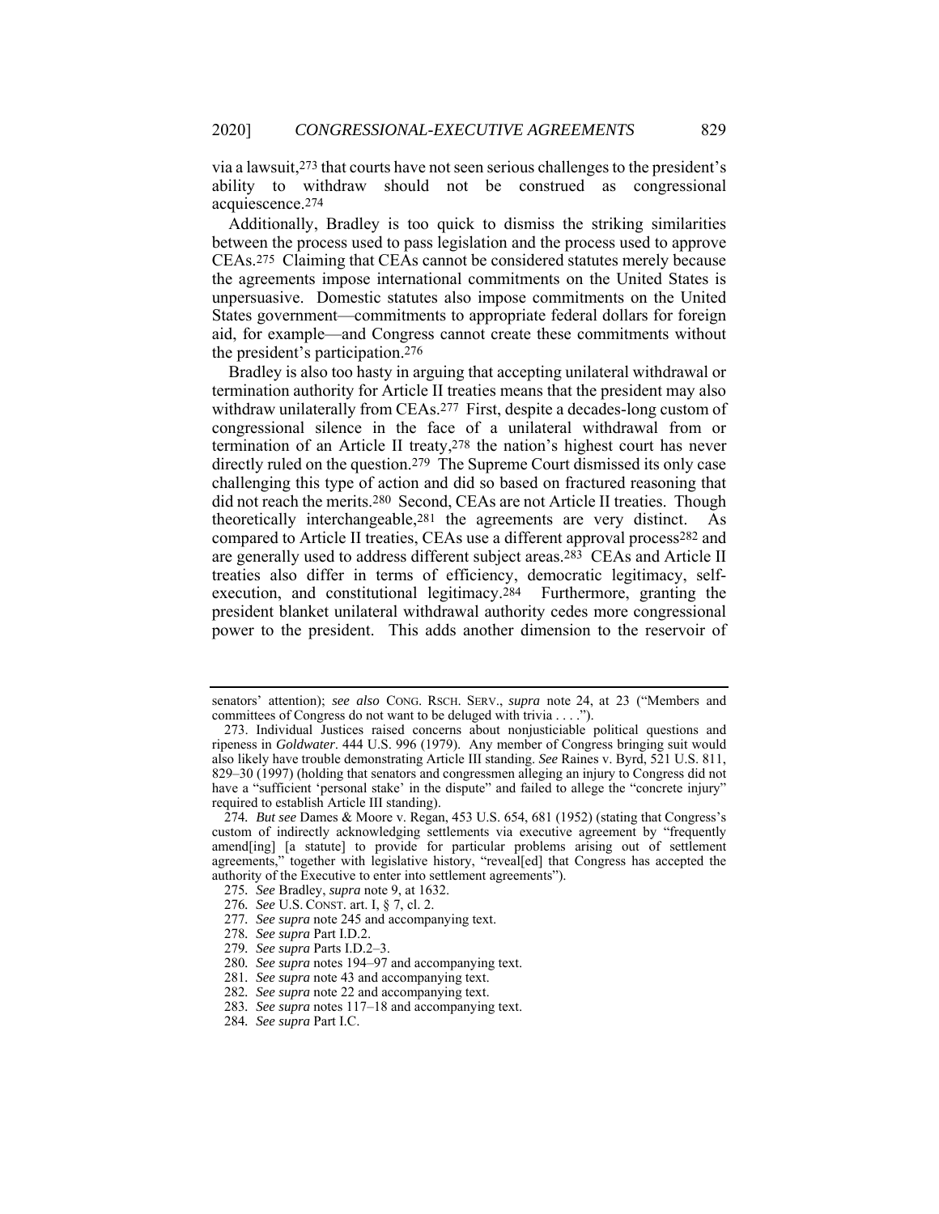via a lawsuit,[273] that courts have not seen serious challenges to the president's ability to withdraw should not be construed as congressional acquiescence.[274]

Additionally, Bradley is too quick to dismiss the striking similarities between the process used to pass legislation and the process used to approve CEAs.[275] Claiming that CEAs cannot be considered statutes merely because the agreements impose international commitments on the United States is unpersuasive. Domestic statutes also impose commitments on the United States government—commitments to appropriate federal dollars for foreign aid, for example—and Congress cannot create these commitments without the president's participation.[276]

Bradley is also too hasty in arguing that accepting unilateral withdrawal or termination authority for Article II treaties means that the president may also withdraw unilaterally from CEAs.[277] First, despite a decades-long custom of congressional silence in the face of a unilateral withdrawal from or termination of an Article II treaty,[278] the nation's highest court has never directly ruled on the question.[279] The Supreme Court dismissed its only case challenging this type of action and did so based on fractured reasoning that did not reach the merits.[280] Second, CEAs are not Article II treaties. Though theoretically interchangeable,[281] the agreements are very distinct. As compared to Article II treaties, CEAs use a different approval process[282] and are generally used to address different subject areas.[283] CEAs and Article II treaties also differ in terms of efficiency, democratic legitimacy, self-execution, and constitutional legitimacy.[284] Furthermore, granting the president blanket unilateral withdrawal authority cedes more congressional power to the president. This adds another dimension to the reservoir of

---

senators' attention); *see also* CONG. RSCH. SERV., *supra* note 24, at 23 ("Members and committees of Congress do not want to be deluged with trivia . . . .").

273. Individual Justices raised concerns about nonjusticiable political questions and ripeness in *Goldwater*. 444 U.S. 996 (1979). Any member of Congress bringing suit would also likely have trouble demonstrating Article III standing. *See* Raines v. Byrd, 521 U.S. 811, 829–30 (1997) (holding that senators and congressmen alleging an injury to Congress did not have a "sufficient 'personal stake' in the dispute" and failed to allege the "concrete injury" required to establish Article III standing).

274. *But see* Dames & Moore v. Regan, 453 U.S. 654, 681 (1952) (stating that Congress's custom of indirectly acknowledging settlements via executive agreement by "frequently amend[ing] [a statute] to provide for particular problems arising out of settlement agreements," together with legislative history, "reveal[ed] that Congress has accepted the authority of the Executive to enter into settlement agreements").

275. *See* Bradley, *supra* note 9, at 1632.

276. *See* U.S. CONST. art. I, § 7, cl. 2.

277. *See supra* note 245 and accompanying text.

278. *See supra* Part I.D.2.

279. *See supra* Parts I.D.2–3.

280. *See supra* notes 194–97 and accompanying text.

281. *See supra* note 43 and accompanying text.

282. *See supra* note 22 and accompanying text.

283. *See supra* notes 117–18 and accompanying text.

284. *See supra* Part I.C.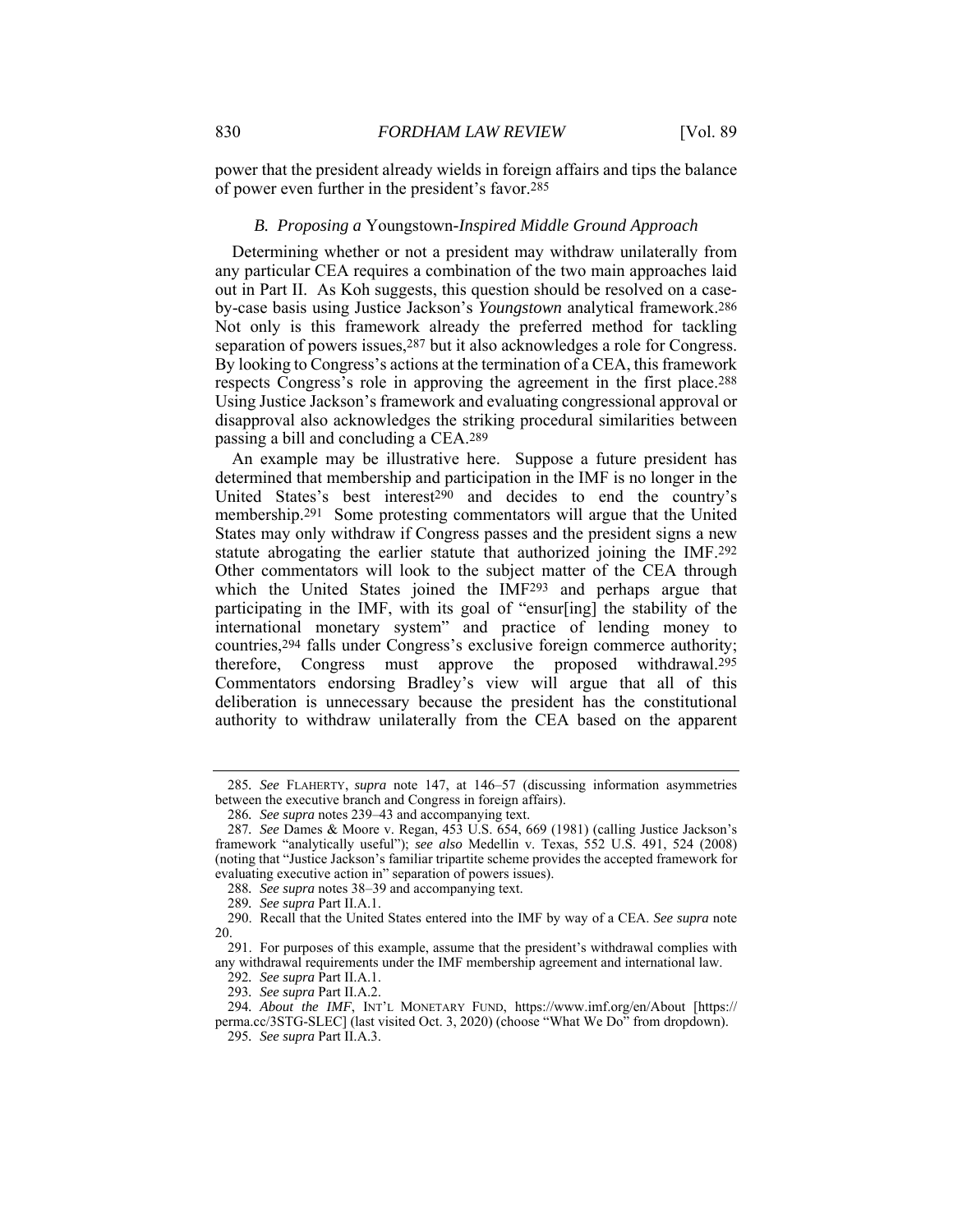power that the president already wields in foreign affairs and tips the balance of power even further in the president's favor.[285]

### *B. Proposing a* Youngstown-*Inspired Middle Ground Approach*

Determining whether or not a president may withdraw unilaterally from any particular CEA requires a combination of the two main approaches laid out in Part II. As Koh suggests, this question should be resolved on a case-by-case basis using Justice Jackson's *Youngstown* analytical framework.[286] Not only is this framework already the preferred method for tackling separation of powers issues,[287] but it also acknowledges a role for Congress. By looking to Congress's actions at the termination of a CEA, this framework respects Congress's role in approving the agreement in the first place.[288] Using Justice Jackson's framework and evaluating congressional approval or disapproval also acknowledges the striking procedural similarities between passing a bill and concluding a CEA.[289]

An example may be illustrative here. Suppose a future president has determined that membership and participation in the IMF is no longer in the United States's best interest[290] and decides to end the country's membership.[291] Some protesting commentators will argue that the United States may only withdraw if Congress passes and the president signs a new statute abrogating the earlier statute that authorized joining the IMF.[292] Other commentators will look to the subject matter of the CEA through which the United States joined the IMF[293] and perhaps argue that participating in the IMF, with its goal of "ensur[ing] the stability of the international monetary system" and practice of lending money to countries,[294] falls under Congress's exclusive foreign commerce authority; therefore, Congress must approve the proposed withdrawal.[295] Commentators endorsing Bradley's view will argue that all of this deliberation is unnecessary because the president has the constitutional authority to withdraw unilaterally from the CEA based on the apparent

---

285. *See* FLAHERTY, *supra* note 147, at 146–57 (discussing information asymmetries between the executive branch and Congress in foreign affairs).

286. *See supra* notes 239–43 and accompanying text.

287. *See* Dames & Moore v. Regan, 453 U.S. 654, 669 (1981) (calling Justice Jackson's framework "analytically useful"); *see also* Medellin v. Texas, 552 U.S. 491, 524 (2008) (noting that "Justice Jackson's familiar tripartite scheme provides the accepted framework for evaluating executive action in" separation of powers issues).

288. *See supra* notes 38–39 and accompanying text.

289. *See supra* Part II.A.1.

290. Recall that the United States entered into the IMF by way of a CEA. *See supra* note 20.

291. For purposes of this example, assume that the president's withdrawal complies with any withdrawal requirements under the IMF membership agreement and international law.

292. *See supra* Part II.A.1.

293. *See supra* Part II.A.2.

294. *About the IMF*, INT'L MONETARY FUND, https://www.imf.org/en/About [https://perma.cc/3STG-SLEC] (last visited Oct. 3, 2020) (choose "What We Do" from dropdown).

295. *See supra* Part II.A.3.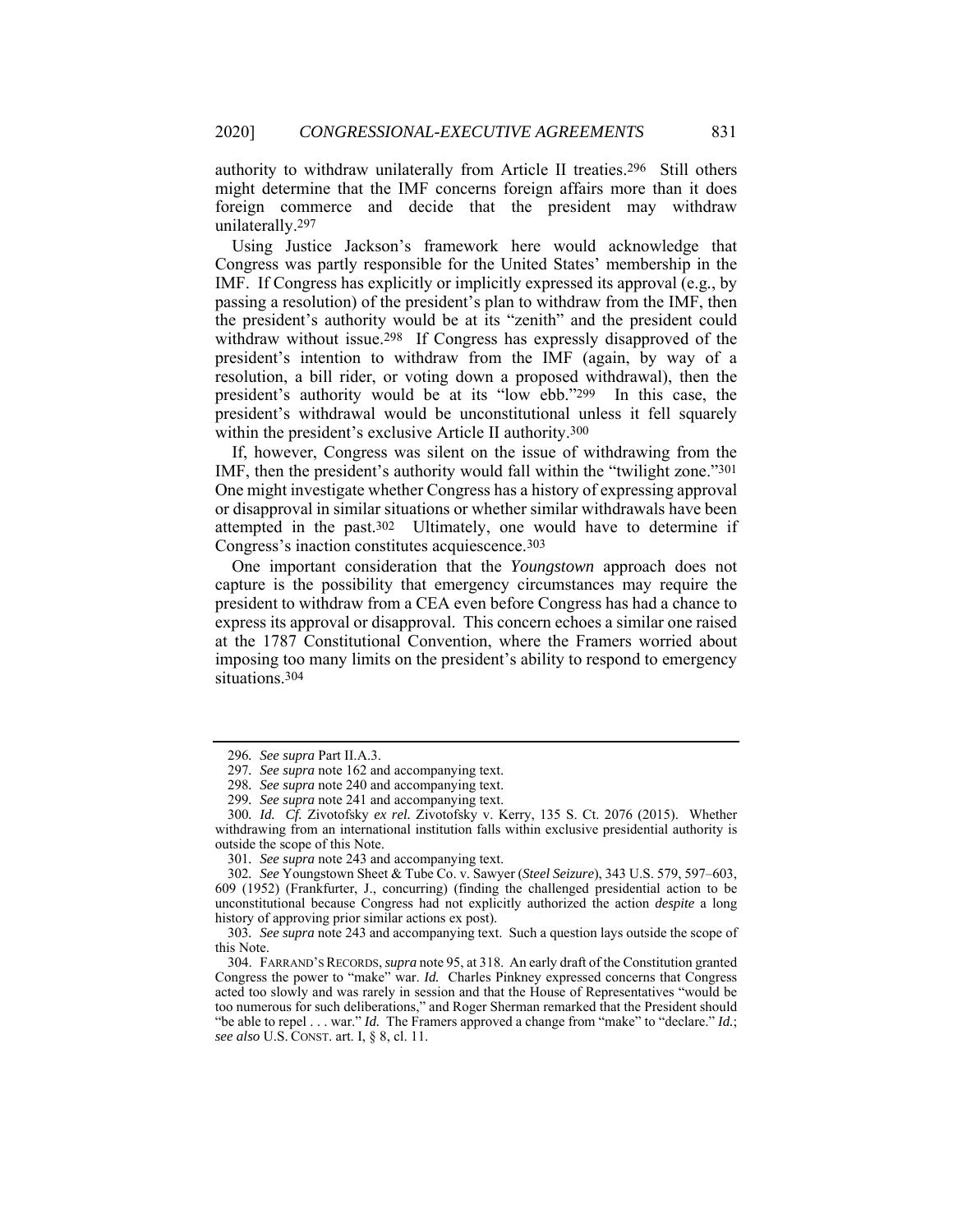authority to withdraw unilaterally from Article II treaties.[296] Still others might determine that the IMF concerns foreign affairs more than it does foreign commerce and decide that the president may withdraw unilaterally.[297]

Using Justice Jackson's framework here would acknowledge that Congress was partly responsible for the United States' membership in the IMF. If Congress has explicitly or implicitly expressed its approval (e.g., by passing a resolution) of the president's plan to withdraw from the IMF, then the president's authority would be at its "zenith" and the president could withdraw without issue.[298] If Congress has expressly disapproved of the president's intention to withdraw from the IMF (again, by way of a resolution, a bill rider, or voting down a proposed withdrawal), then the president's authority would be at its "low ebb."[299] In this case, the president's withdrawal would be unconstitutional unless it fell squarely within the president's exclusive Article II authority.[300]

If, however, Congress was silent on the issue of withdrawing from the IMF, then the president's authority would fall within the "twilight zone."[301] One might investigate whether Congress has a history of expressing approval or disapproval in similar situations or whether similar withdrawals have been attempted in the past.[302] Ultimately, one would have to determine if Congress's inaction constitutes acquiescence.[303]

One important consideration that the *Youngstown* approach does not capture is the possibility that emergency circumstances may require the president to withdraw from a CEA even before Congress has had a chance to express its approval or disapproval. This concern echoes a similar one raised at the 1787 Constitutional Convention, where the Framers worried about imposing too many limits on the president's ability to respond to emergency situations.[304]

---

296. *See supra* Part II.A.3.

297. *See supra* note 162 and accompanying text.

298. *See supra* note 240 and accompanying text.

299. *See supra* note 241 and accompanying text.

300. *Id. Cf.* Zivotofsky *ex rel.* Zivotofsky v. Kerry, 135 S. Ct. 2076 (2015). Whether withdrawing from an international institution falls within exclusive presidential authority is outside the scope of this Note.

301. *See supra* note 243 and accompanying text.

302. *See* Youngstown Sheet & Tube Co. v. Sawyer (*Steel Seizure*), 343 U.S. 579, 597–603, 609 (1952) (Frankfurter, J., concurring) (finding the challenged presidential action to be unconstitutional because Congress had not explicitly authorized the action *despite* a long history of approving prior similar actions ex post).

303. *See supra* note 243 and accompanying text. Such a question lays outside the scope of this Note.

304. FARRAND'S RECORDS, *supra* note 95, at 318. An early draft of the Constitution granted Congress the power to "make" war. *Id.* Charles Pinkney expressed concerns that Congress acted too slowly and was rarely in session and that the House of Representatives "would be too numerous for such deliberations," and Roger Sherman remarked that the President should "be able to repel . . . war." *Id.* The Framers approved a change from "make" to "declare." *Id.*; *see also* U.S. CONST. art. I, § 8, cl. 11.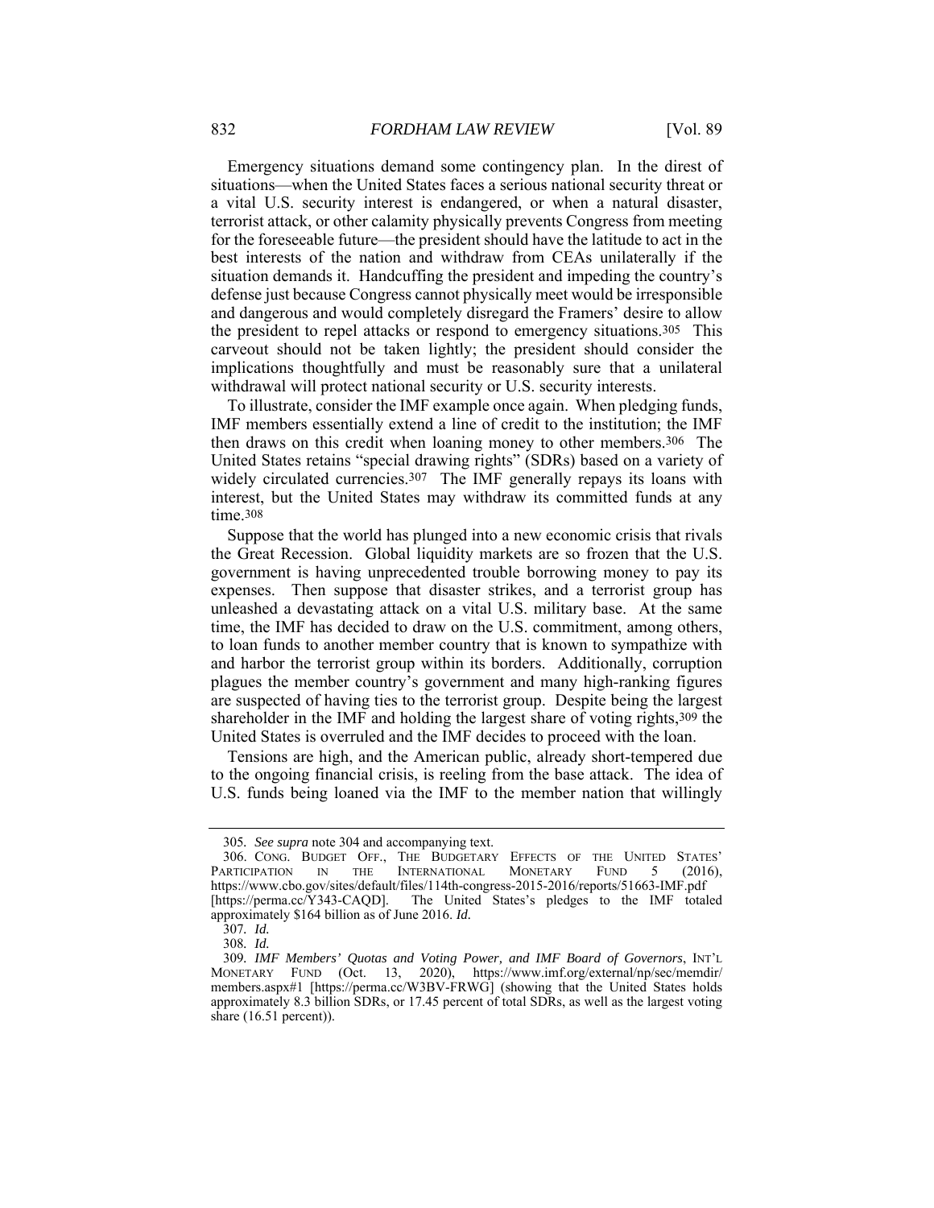Emergency situations demand some contingency plan. In the direst of situations—when the United States faces a serious national security threat or a vital U.S. security interest is endangered, or when a natural disaster, terrorist attack, or other calamity physically prevents Congress from meeting for the foreseeable future—the president should have the latitude to act in the best interests of the nation and withdraw from CEAs unilaterally if the situation demands it. Handcuffing the president and impeding the country's defense just because Congress cannot physically meet would be irresponsible and dangerous and would completely disregard the Framers' desire to allow the president to repel attacks or respond to emergency situations.[305] This carveout should not be taken lightly; the president should consider the implications thoughtfully and must be reasonably sure that a unilateral withdrawal will protect national security or U.S. security interests.

To illustrate, consider the IMF example once again. When pledging funds, IMF members essentially extend a line of credit to the institution; the IMF then draws on this credit when loaning money to other members.[306] The United States retains "special drawing rights" (SDRs) based on a variety of widely circulated currencies.[307] The IMF generally repays its loans with interest, but the United States may withdraw its committed funds at any time.[308]

Suppose that the world has plunged into a new economic crisis that rivals the Great Recession. Global liquidity markets are so frozen that the U.S. government is having unprecedented trouble borrowing money to pay its expenses. Then suppose that disaster strikes, and a terrorist group has unleashed a devastating attack on a vital U.S. military base. At the same time, the IMF has decided to draw on the U.S. commitment, among others, to loan funds to another member country that is known to sympathize with and harbor the terrorist group within its borders. Additionally, corruption plagues the member country's government and many high-ranking figures are suspected of having ties to the terrorist group. Despite being the largest shareholder in the IMF and holding the largest share of voting rights,[309] the United States is overruled and the IMF decides to proceed with the loan.

Tensions are high, and the American public, already short-tempered due to the ongoing financial crisis, is reeling from the base attack. The idea of U.S. funds being loaned via the IMF to the member nation that willingly

---

305. *See supra* note 304 and accompanying text.

306. CONG. BUDGET OFF., THE BUDGETARY EFFECTS OF THE UNITED STATES' PARTICIPATION IN THE INTERNATIONAL MONETARY FUND 5 (2016), https://www.cbo.gov/sites/default/files/114th-congress-2015-2016/reports/51663-IMF.pdf [https://perma.cc/Y343-CAQD]. The United States's pledges to the IMF totaled approximately $164 billion as of June 2016. *Id.*

307. *Id.*

308. *Id.*

309. *IMF Members' Quotas and Voting Power, and IMF Board of Governors*, INT'L MONETARY FUND (Oct. 13, 2020), https://www.imf.org/external/np/sec/memdir/members.aspx#1 [https://perma.cc/W3BV-FRWG] (showing that the United States holds approximately 8.3 billion SDRs, or 17.45 percent of total SDRs, as well as the largest voting share (16.51 percent)).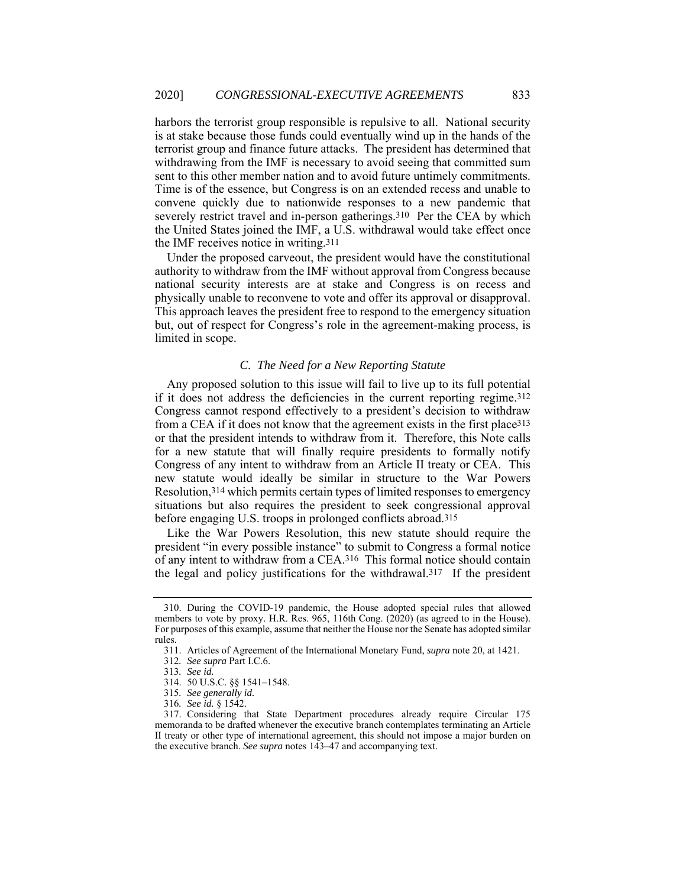harbors the terrorist group responsible is repulsive to all. National security is at stake because those funds could eventually wind up in the hands of the terrorist group and finance future attacks. The president has determined that withdrawing from the IMF is necessary to avoid seeing that committed sum sent to this other member nation and to avoid future untimely commitments. Time is of the essence, but Congress is on an extended recess and unable to convene quickly due to nationwide responses to a new pandemic that severely restrict travel and in-person gatherings.[310] Per the CEA by which the United States joined the IMF, a U.S. withdrawal would take effect once the IMF receives notice in writing.[311]

Under the proposed carveout, the president would have the constitutional authority to withdraw from the IMF without approval from Congress because national security interests are at stake and Congress is on recess and physically unable to reconvene to vote and offer its approval or disapproval. This approach leaves the president free to respond to the emergency situation but, out of respect for Congress's role in the agreement-making process, is limited in scope.

### *C. The Need for a New Reporting Statute*

Any proposed solution to this issue will fail to live up to its full potential if it does not address the deficiencies in the current reporting regime.[312] Congress cannot respond effectively to a president's decision to withdraw from a CEA if it does not know that the agreement exists in the first place[313] or that the president intends to withdraw from it. Therefore, this Note calls for a new statute that will finally require presidents to formally notify Congress of any intent to withdraw from an Article II treaty or CEA. This new statute would ideally be similar in structure to the War Powers Resolution,[314] which permits certain types of limited responses to emergency situations but also requires the president to seek congressional approval before engaging U.S. troops in prolonged conflicts abroad.[315]

Like the War Powers Resolution, this new statute should require the president "in every possible instance" to submit to Congress a formal notice of any intent to withdraw from a CEA.[316] This formal notice should contain the legal and policy justifications for the withdrawal.[317] If the president

---

310. During the COVID-19 pandemic, the House adopted special rules that allowed members to vote by proxy. H.R. Res. 965, 116th Cong. (2020) (as agreed to in the House). For purposes of this example, assume that neither the House nor the Senate has adopted similar rules.

311. Articles of Agreement of the International Monetary Fund, *supra* note 20, at 1421.

312. *See supra* Part I.C.6.

313. *See id.*

314. 50 U.S.C. §§ 1541–1548.

315. *See generally id.*

316. *See id.* § 1542.

317. Considering that State Department procedures already require Circular 175 memoranda to be drafted whenever the executive branch contemplates terminating an Article II treaty or other type of international agreement, this should not impose a major burden on the executive branch. *See supra* notes 143–47 and accompanying text.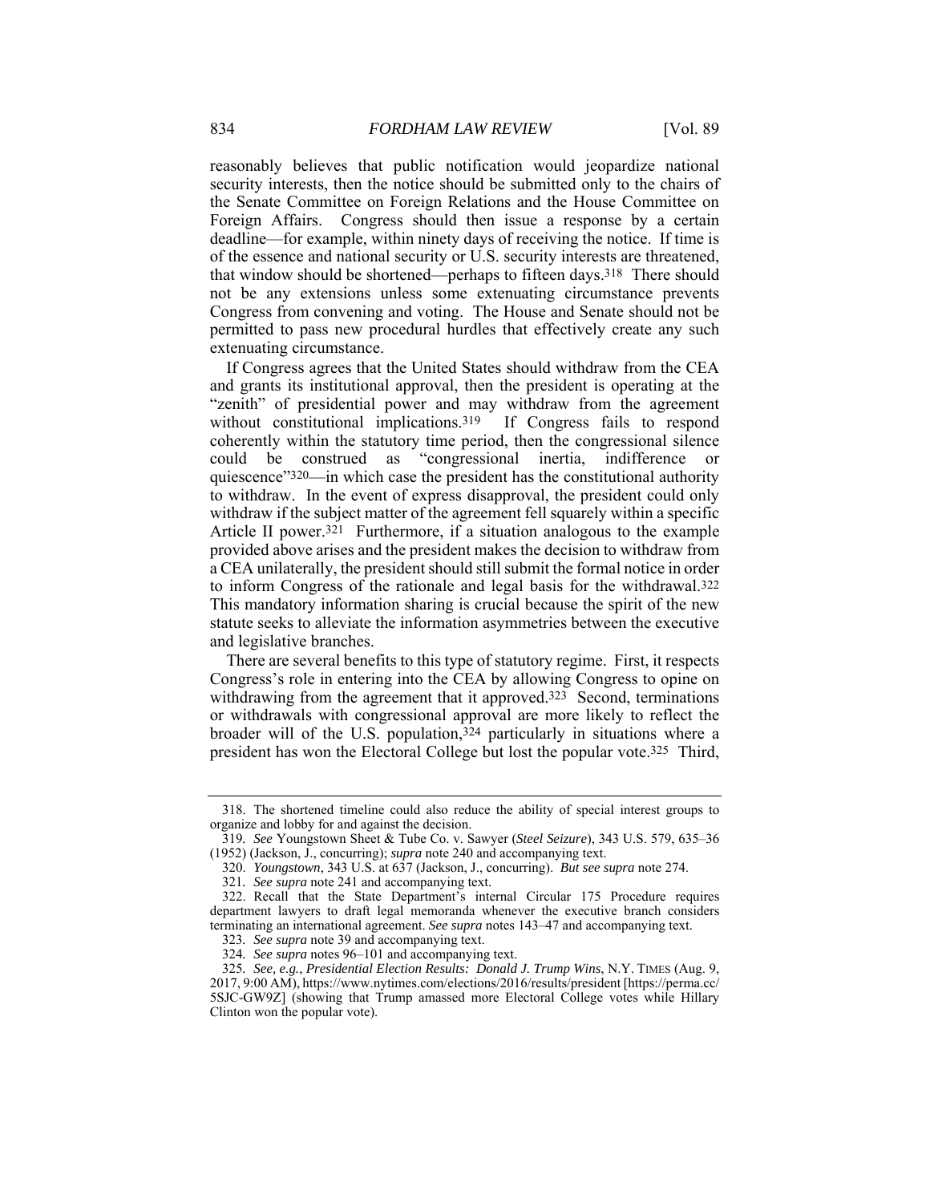reasonably believes that public notification would jeopardize national security interests, then the notice should be submitted only to the chairs of the Senate Committee on Foreign Relations and the House Committee on Foreign Affairs. Congress should then issue a response by a certain deadline—for example, within ninety days of receiving the notice. If time is of the essence and national security or U.S. security interests are threatened, that window should be shortened—perhaps to fifteen days.[318] There should not be any extensions unless some extenuating circumstance prevents Congress from convening and voting. The House and Senate should not be permitted to pass new procedural hurdles that effectively create any such extenuating circumstance.

If Congress agrees that the United States should withdraw from the CEA and grants its institutional approval, then the president is operating at the "zenith" of presidential power and may withdraw from the agreement without constitutional implications.[319] If Congress fails to respond coherently within the statutory time period, then the congressional silence could be construed as "congressional inertia, indifference or quiescence"[320]—in which case the president has the constitutional authority to withdraw. In the event of express disapproval, the president could only withdraw if the subject matter of the agreement fell squarely within a specific Article II power.[321] Furthermore, if a situation analogous to the example provided above arises and the president makes the decision to withdraw from a CEA unilaterally, the president should still submit the formal notice in order to inform Congress of the rationale and legal basis for the withdrawal.[322] This mandatory information sharing is crucial because the spirit of the new statute seeks to alleviate the information asymmetries between the executive and legislative branches.

There are several benefits to this type of statutory regime. First, it respects Congress's role in entering into the CEA by allowing Congress to opine on withdrawing from the agreement that it approved.[323] Second, terminations or withdrawals with congressional approval are more likely to reflect the broader will of the U.S. population,[324] particularly in situations where a president has won the Electoral College but lost the popular vote.[325] Third,

---

318. The shortened timeline could also reduce the ability of special interest groups to organize and lobby for and against the decision.

319. *See* Youngstown Sheet & Tube Co. v. Sawyer (*Steel Seizure*), 343 U.S. 579, 635–36 (1952) (Jackson, J., concurring); *supra* note 240 and accompanying text.

320. *Youngstown*, 343 U.S. at 637 (Jackson, J., concurring). *But see supra* note 274.

321. *See supra* note 241 and accompanying text.

322. Recall that the State Department's internal Circular 175 Procedure requires department lawyers to draft legal memoranda whenever the executive branch considers terminating an international agreement. *See supra* notes 143–47 and accompanying text.

323. *See supra* note 39 and accompanying text.

324. *See supra* notes 96–101 and accompanying text.

325. *See, e.g.*, *Presidential Election Results: Donald J. Trump Wins*, N.Y. TIMES (Aug. 9, 2017, 9:00 AM), https://www.nytimes.com/elections/2016/results/president [https://perma.cc/5SJC-GW9Z] (showing that Trump amassed more Electoral College votes while Hillary Clinton won the popular vote).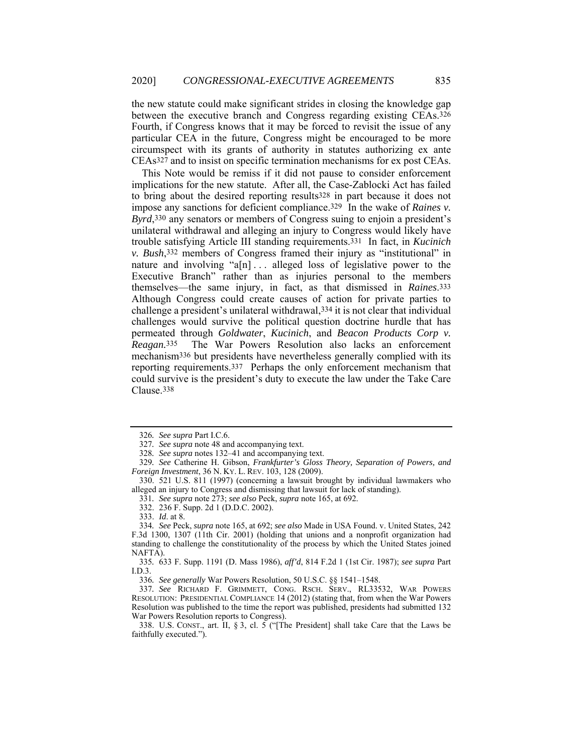the new statute could make significant strides in closing the knowledge gap between the executive branch and Congress regarding existing CEAs.[326] Fourth, if Congress knows that it may be forced to revisit the issue of any particular CEA in the future, Congress might be encouraged to be more circumspect with its grants of authority in statutes authorizing ex ante CEAs[327] and to insist on specific termination mechanisms for ex post CEAs.

This Note would be remiss if it did not pause to consider enforcement implications for the new statute. After all, the Case-Zablocki Act has failed to bring about the desired reporting results[328] in part because it does not impose any sanctions for deficient compliance.[329] In the wake of *Raines v. Byrd*,[330] any senators or members of Congress suing to enjoin a president's unilateral withdrawal and alleging an injury to Congress would likely have trouble satisfying Article III standing requirements.[331] In fact, in *Kucinich v. Bush*,[332] members of Congress framed their injury as "institutional" in nature and involving "a[n] . . . alleged loss of legislative power to the Executive Branch" rather than as injuries personal to the members themselves—the same injury, in fact, as that dismissed in *Raines*.[333] Although Congress could create causes of action for private parties to challenge a president's unilateral withdrawal,[334] it is not clear that individual challenges would survive the political question doctrine hurdle that has permeated through *Goldwater*, *Kucinich*, and *Beacon Products Corp v. Reagan*.[335] The War Powers Resolution also lacks an enforcement mechanism[336] but presidents have nevertheless generally complied with its reporting requirements.[337] Perhaps the only enforcement mechanism that could survive is the president's duty to execute the law under the Take Care Clause.[338]

---

326. *See supra* Part I.C.6.

327. *See supra* note 48 and accompanying text.

328. *See supra* notes 132–41 and accompanying text.

329. *See* Catherine H. Gibson, *Frankfurter's Gloss Theory, Separation of Powers, and Foreign Investment*, 36 N. KY. L. REV. 103, 128 (2009).

330. 521 U.S. 811 (1997) (concerning a lawsuit brought by individual lawmakers who alleged an injury to Congress and dismissing that lawsuit for lack of standing).

331. *See supra* note 273; *see also* Peck, *supra* note 165, at 692.

332. 236 F. Supp. 2d 1 (D.D.C. 2002).

333. *Id*. at 8.

334. *See* Peck, *supra* note 165, at 692; *see also* Made in USA Found. v. United States, 242 F.3d 1300, 1307 (11th Cir. 2001) (holding that unions and a nonprofit organization had standing to challenge the constitutionality of the process by which the United States joined NAFTA).

335. 633 F. Supp. 1191 (D. Mass 1986), *aff'd*, 814 F.2d 1 (1st Cir. 1987); *see supra* Part I.D.3.

336. *See generally* War Powers Resolution, 50 U.S.C. §§ 1541–1548.

337. *See* RICHARD F. GRIMMETT, CONG. RSCH. SERV., RL33532, WAR POWERS RESOLUTION: PRESIDENTIAL COMPLIANCE 14 (2012) (stating that, from when the War Powers Resolution was published to the time the report was published, presidents had submitted 132 War Powers Resolution reports to Congress).

338. U.S. CONST., art. II, § 3, cl. 5 ("[The President] shall take Care that the Laws be faithfully executed.").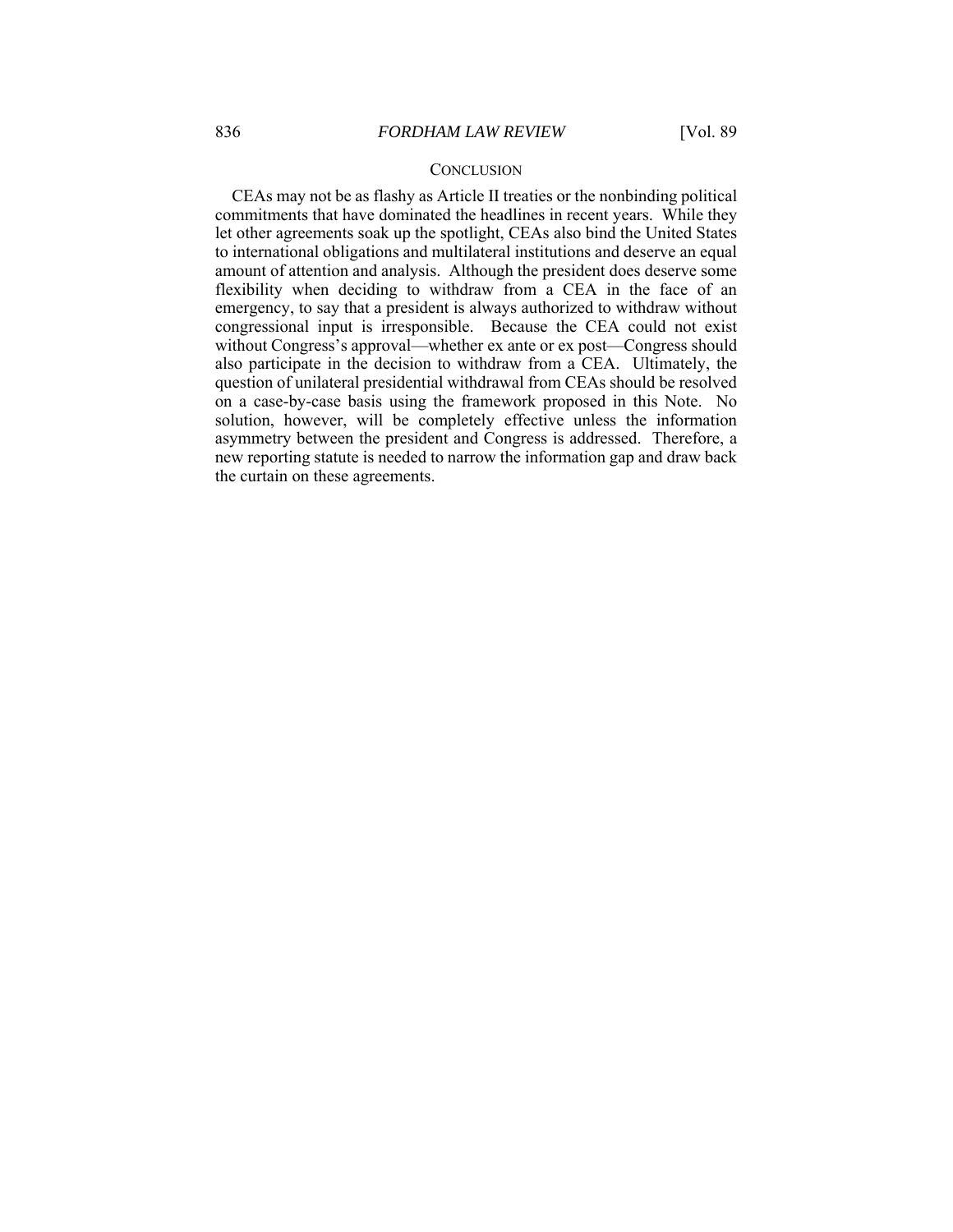## CONCLUSION

CEAs may not be as flashy as Article II treaties or the nonbinding political commitments that have dominated the headlines in recent years. While they let other agreements soak up the spotlight, CEAs also bind the United States to international obligations and multilateral institutions and deserve an equal amount of attention and analysis. Although the president does deserve some flexibility when deciding to withdraw from a CEA in the face of an emergency, to say that a president is always authorized to withdraw without congressional input is irresponsible. Because the CEA could not exist without Congress's approval—whether ex ante or ex post—Congress should also participate in the decision to withdraw from a CEA. Ultimately, the question of unilateral presidential withdrawal from CEAs should be resolved on a case-by-case basis using the framework proposed in this Note. No solution, however, will be completely effective unless the information asymmetry between the president and Congress is addressed. Therefore, a new reporting statute is needed to narrow the information gap and draw back the curtain on these agreements.